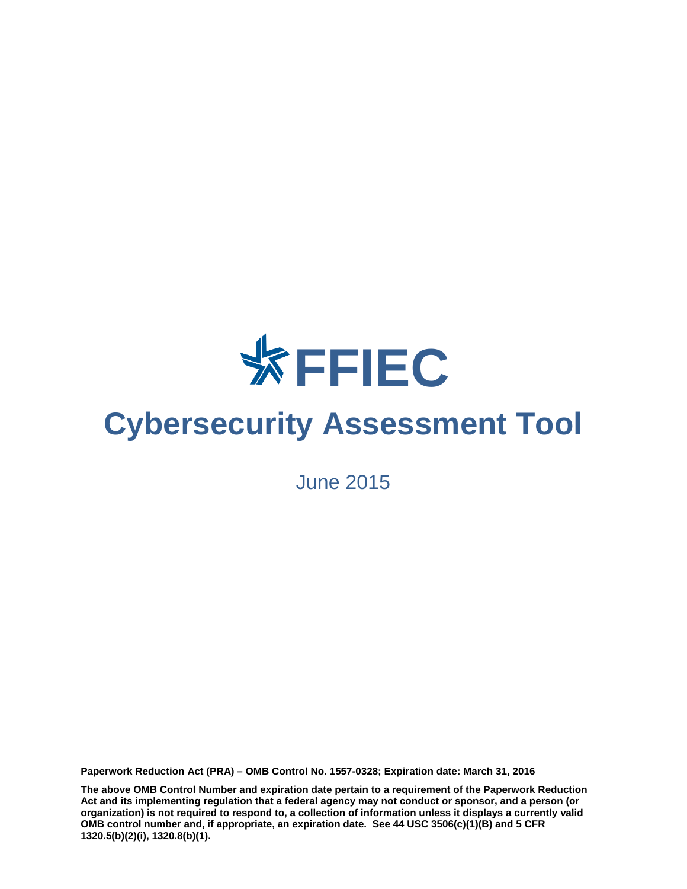# FFIEC

# Cybersecurity Assessment Tool

June 2015

**Paperwork Reduction Act (PRA) – OMB Control No. 1557-0328; Expiration date: March 31, 2016**

**The above OMB Control Number and expiration date pertain to a requirement of the Paperwork Reduction Act and its implementing regulation that a federal agency may not conduct or sponsor, and a person (or organization) is not required to respond to, a collection of information unless it displays a currently valid OMB control number and, if appropriate, an expiration date. See 44 USC 3506(c)(1)(B) and 5 CFR 1320.5(b)(2)(i), 1320.8(b)(1).**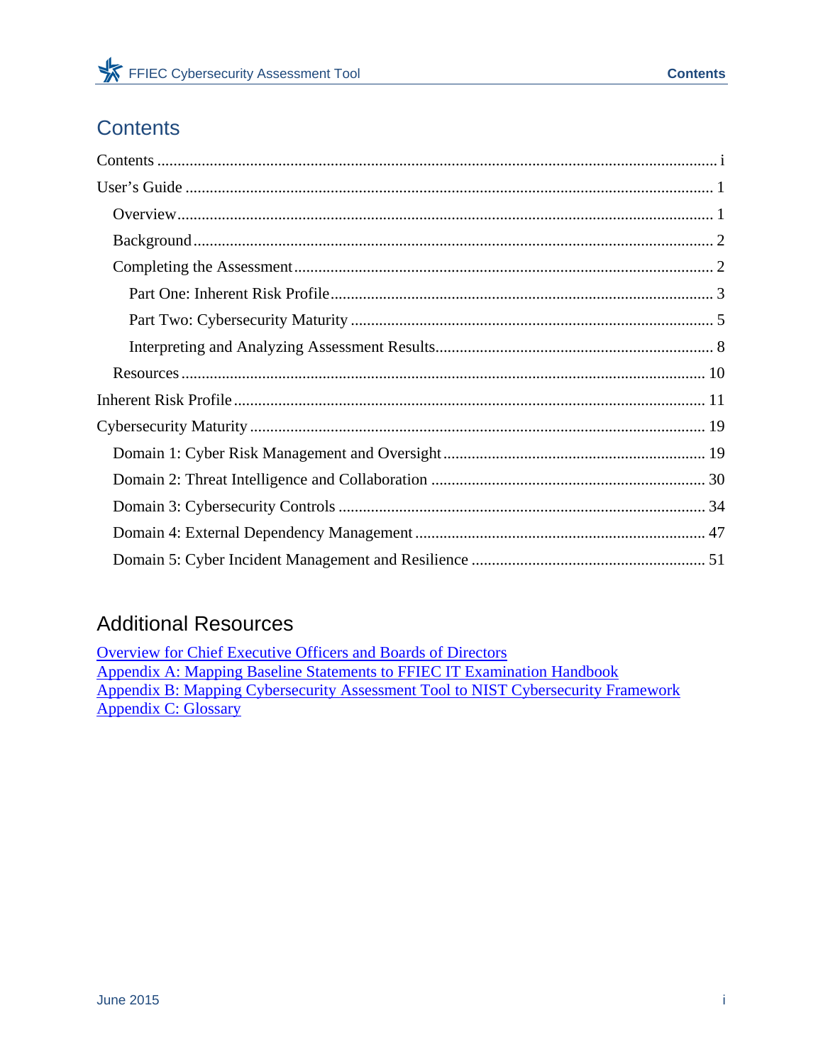# Contents

Contents ........................................................................................................................ i

User's Guide ................................................................................................................. 1

- Overview .................................................................................................................. 1
- Background ............................................................................................................. 2
- Completing the Assessment ...................................................................................... 2
  - Part One: Inherent Risk Profile ............................................................................ 3
  - Part Two: Cybersecurity Maturity ........................................................................ 5
  - Interpreting and Analyzing Assessment Results .................................................... 8
- Resources ............................................................................................................... 10

Inherent Risk Profile .................................................................................................... 11

Cybersecurity Maturity ................................................................................................ 19

- Domain 1: Cyber Risk Management and Oversight .................................................. 19
- Domain 2: Threat Intelligence and Collaboration ..................................................... 30
- Domain 3: Cybersecurity Controls .......................................................................... 34
- Domain 4: External Dependency Management ......................................................... 47
- Domain 5: Cyber Incident Management and Resilience ........................................... 51

## Additional Resources

Overview for Chief Executive Officers and Boards of Directors
Appendix A: Mapping Baseline Statements to FFIEC IT Examination Handbook
Appendix B: Mapping Cybersecurity Assessment Tool to NIST Cybersecurity Framework
Appendix C: Glossary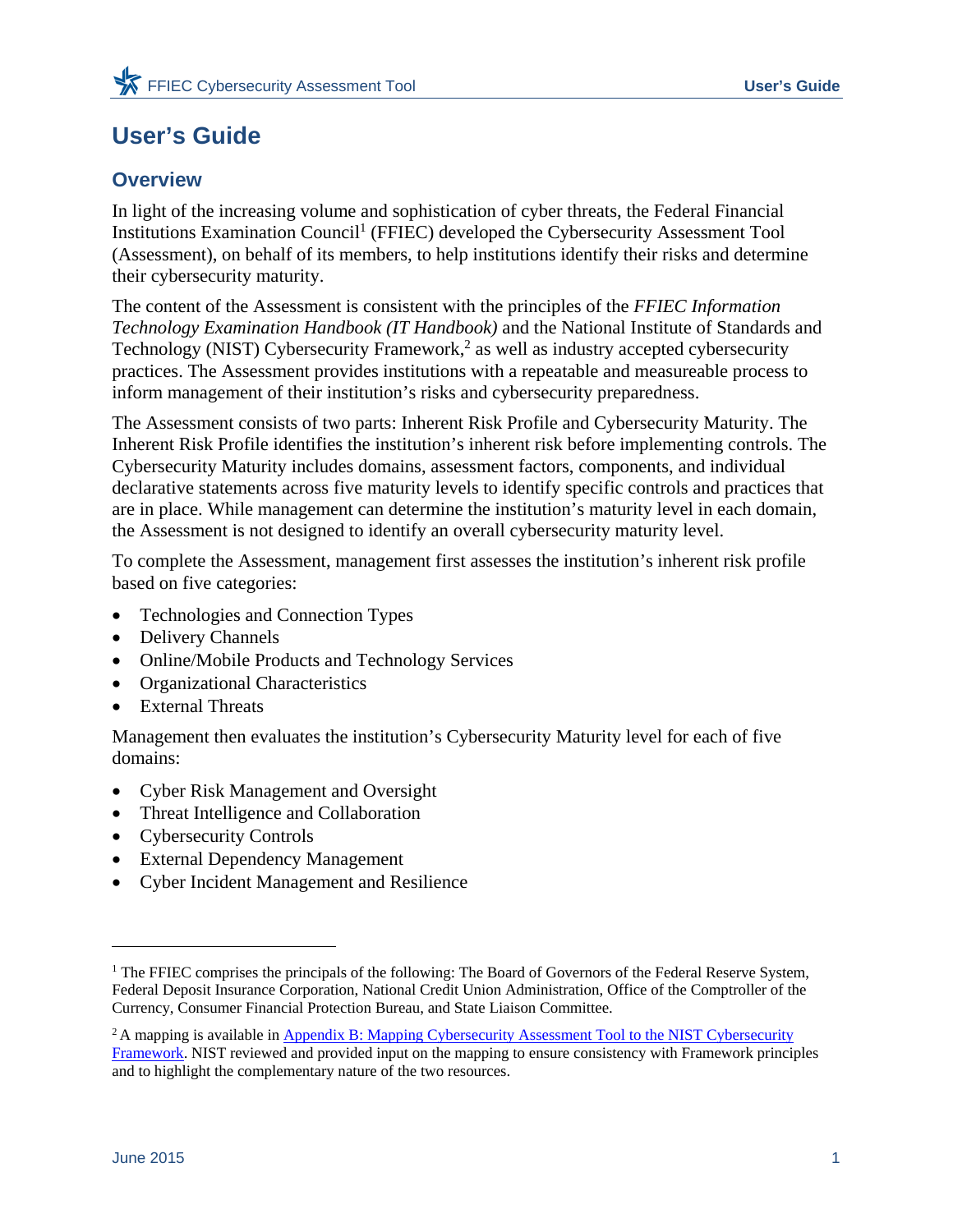# User's Guide

## Overview

In light of the increasing volume and sophistication of cyber threats, the Federal Financial Institutions Examination Council[1] (FFIEC) developed the Cybersecurity Assessment Tool (Assessment), on behalf of its members, to help institutions identify their risks and determine their cybersecurity maturity.

The content of the Assessment is consistent with the principles of the *FFIEC Information Technology Examination Handbook (IT Handbook)* and the National Institute of Standards and Technology (NIST) Cybersecurity Framework,[2] as well as industry accepted cybersecurity practices. The Assessment provides institutions with a repeatable and measureable process to inform management of their institution's risks and cybersecurity preparedness.

The Assessment consists of two parts: Inherent Risk Profile and Cybersecurity Maturity. The Inherent Risk Profile identifies the institution's inherent risk before implementing controls. The Cybersecurity Maturity includes domains, assessment factors, components, and individual declarative statements across five maturity levels to identify specific controls and practices that are in place. While management can determine the institution's maturity level in each domain, the Assessment is not designed to identify an overall cybersecurity maturity level.

To complete the Assessment, management first assesses the institution's inherent risk profile based on five categories:

- Technologies and Connection Types
- Delivery Channels
- Online/Mobile Products and Technology Services
- Organizational Characteristics
- External Threats

Management then evaluates the institution's Cybersecurity Maturity level for each of five domains:

- Cyber Risk Management and Oversight
- Threat Intelligence and Collaboration
- Cybersecurity Controls
- External Dependency Management
- Cyber Incident Management and Resilience

---

[1] The FFIEC comprises the principals of the following: The Board of Governors of the Federal Reserve System, Federal Deposit Insurance Corporation, National Credit Union Administration, Office of the Comptroller of the Currency, Consumer Financial Protection Bureau, and State Liaison Committee.

[2] A mapping is available in Appendix B: Mapping Cybersecurity Assessment Tool to the NIST Cybersecurity Framework. NIST reviewed and provided input on the mapping to ensure consistency with Framework principles and to highlight the complementary nature of the two resources.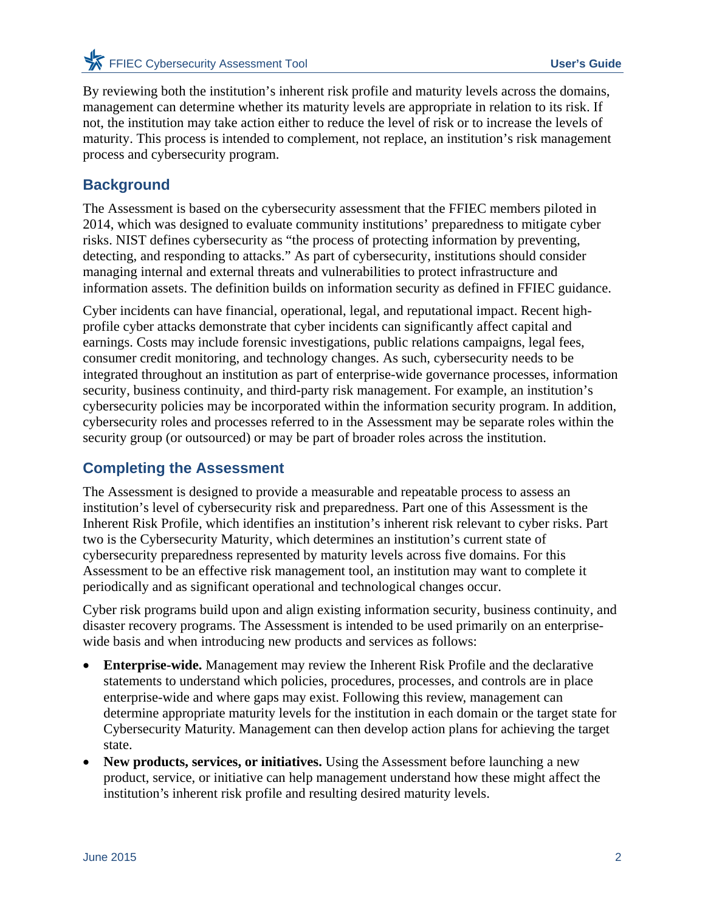By reviewing both the institution's inherent risk profile and maturity levels across the domains, management can determine whether its maturity levels are appropriate in relation to its risk. If not, the institution may take action either to reduce the level of risk or to increase the levels of maturity. This process is intended to complement, not replace, an institution's risk management process and cybersecurity program.

## Background

The Assessment is based on the cybersecurity assessment that the FFIEC members piloted in 2014, which was designed to evaluate community institutions' preparedness to mitigate cyber risks. NIST defines cybersecurity as "the process of protecting information by preventing, detecting, and responding to attacks." As part of cybersecurity, institutions should consider managing internal and external threats and vulnerabilities to protect infrastructure and information assets. The definition builds on information security as defined in FFIEC guidance.

Cyber incidents can have financial, operational, legal, and reputational impact. Recent high-profile cyber attacks demonstrate that cyber incidents can significantly affect capital and earnings. Costs may include forensic investigations, public relations campaigns, legal fees, consumer credit monitoring, and technology changes. As such, cybersecurity needs to be integrated throughout an institution as part of enterprise-wide governance processes, information security, business continuity, and third-party risk management. For example, an institution's cybersecurity policies may be incorporated within the information security program. In addition, cybersecurity roles and processes referred to in the Assessment may be separate roles within the security group (or outsourced) or may be part of broader roles across the institution.

## Completing the Assessment

The Assessment is designed to provide a measurable and repeatable process to assess an institution's level of cybersecurity risk and preparedness. Part one of this Assessment is the Inherent Risk Profile, which identifies an institution's inherent risk relevant to cyber risks. Part two is the Cybersecurity Maturity, which determines an institution's current state of cybersecurity preparedness represented by maturity levels across five domains. For this Assessment to be an effective risk management tool, an institution may want to complete it periodically and as significant operational and technological changes occur.

Cyber risk programs build upon and align existing information security, business continuity, and disaster recovery programs. The Assessment is intended to be used primarily on an enterprise-wide basis and when introducing new products and services as follows:

- **Enterprise-wide.** Management may review the Inherent Risk Profile and the declarative statements to understand which policies, procedures, processes, and controls are in place enterprise-wide and where gaps may exist. Following this review, management can determine appropriate maturity levels for the institution in each domain or the target state for Cybersecurity Maturity. Management can then develop action plans for achieving the target state.
- **New products, services, or initiatives.** Using the Assessment before launching a new product, service, or initiative can help management understand how these might affect the institution's inherent risk profile and resulting desired maturity levels.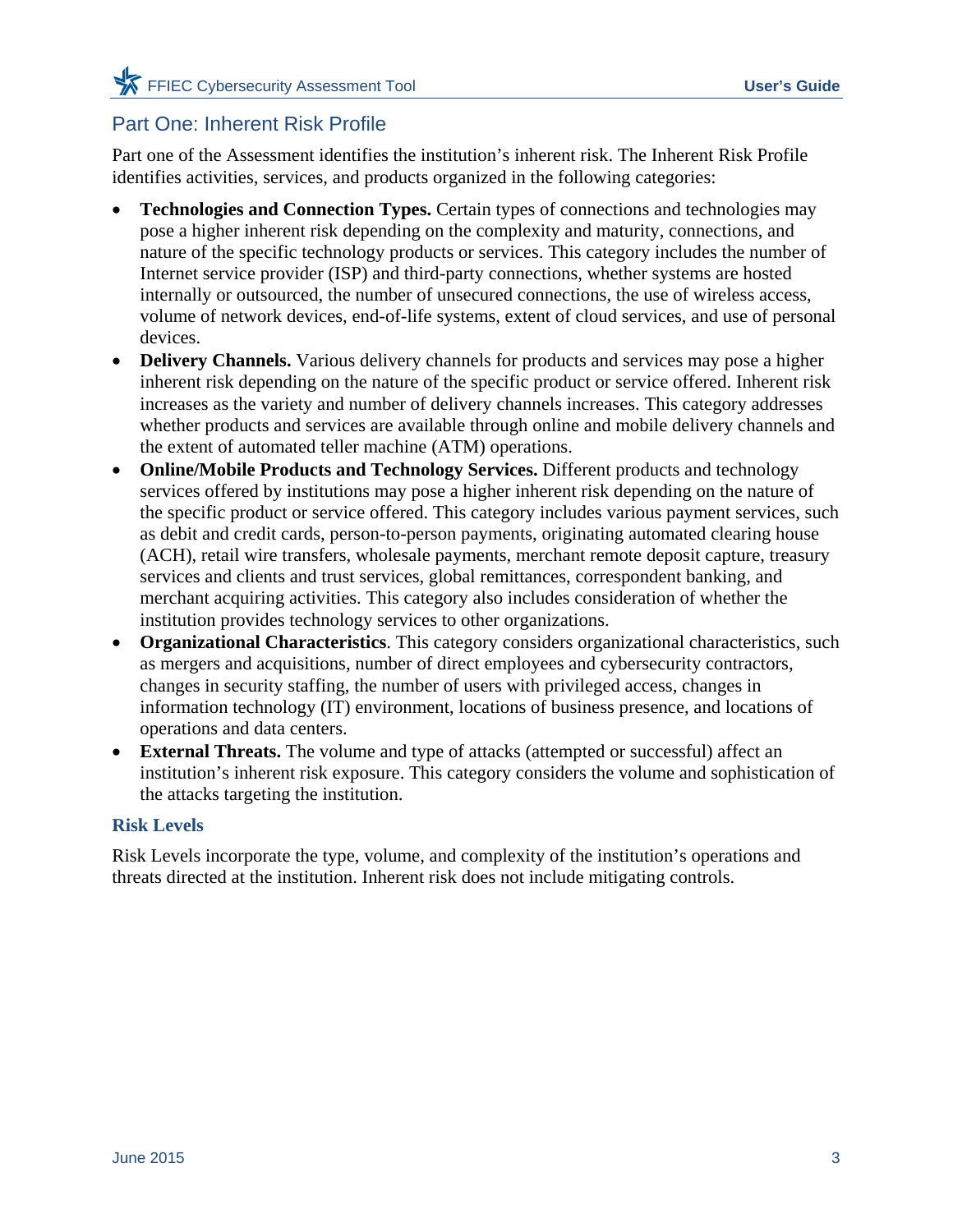## Part One: Inherent Risk Profile

Part one of the Assessment identifies the institution's inherent risk. The Inherent Risk Profile identifies activities, services, and products organized in the following categories:

- **Technologies and Connection Types.** Certain types of connections and technologies may pose a higher inherent risk depending on the complexity and maturity, connections, and nature of the specific technology products or services. This category includes the number of Internet service provider (ISP) and third-party connections, whether systems are hosted internally or outsourced, the number of unsecured connections, the use of wireless access, volume of network devices, end-of-life systems, extent of cloud services, and use of personal devices.
- **Delivery Channels.** Various delivery channels for products and services may pose a higher inherent risk depending on the nature of the specific product or service offered. Inherent risk increases as the variety and number of delivery channels increases. This category addresses whether products and services are available through online and mobile delivery channels and the extent of automated teller machine (ATM) operations.
- **Online/Mobile Products and Technology Services.** Different products and technology services offered by institutions may pose a higher inherent risk depending on the nature of the specific product or service offered. This category includes various payment services, such as debit and credit cards, person-to-person payments, originating automated clearing house (ACH), retail wire transfers, wholesale payments, merchant remote deposit capture, treasury services and clients and trust services, global remittances, correspondent banking, and merchant acquiring activities. This category also includes consideration of whether the institution provides technology services to other organizations.
- **Organizational Characteristics**. This category considers organizational characteristics, such as mergers and acquisitions, number of direct employees and cybersecurity contractors, changes in security staffing, the number of users with privileged access, changes in information technology (IT) environment, locations of business presence, and locations of operations and data centers.
- **External Threats.** The volume and type of attacks (attempted or successful) affect an institution's inherent risk exposure. This category considers the volume and sophistication of the attacks targeting the institution.

### Risk Levels

Risk Levels incorporate the type, volume, and complexity of the institution's operations and threats directed at the institution. Inherent risk does not include mitigating controls.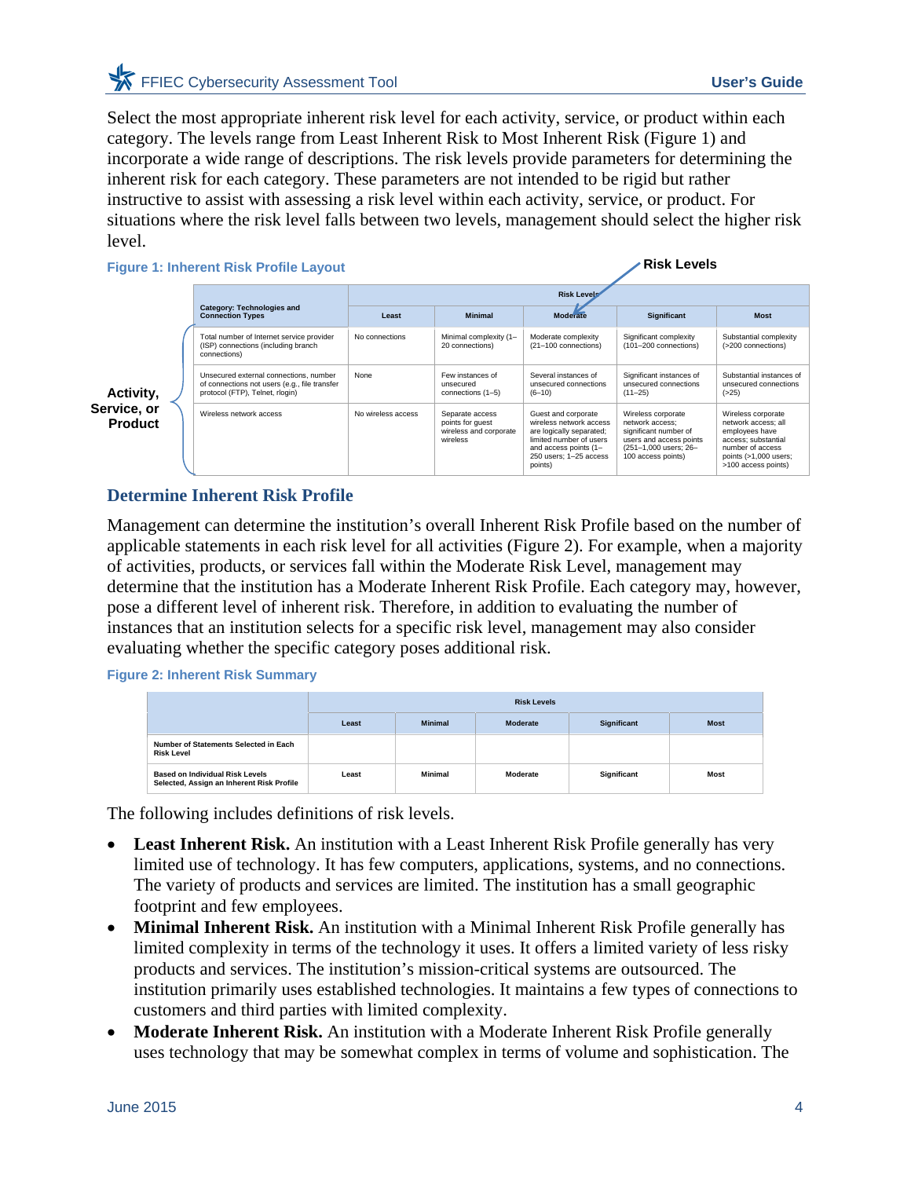Select the most appropriate inherent risk level for each activity, service, or product within each category. The levels range from Least Inherent Risk to Most Inherent Risk (Figure 1) and incorporate a wide range of descriptions. The risk levels provide parameters for determining the inherent risk for each category. These parameters are not intended to be rigid but rather instructive to assist with assessing a risk level within each activity, service, or product. For situations where the risk level falls between two levels, management should select the higher risk level.

**Figure 1: Inherent Risk Profile Layout**

Risk Levels

| Category: Technologies and Connection Types | Risk Levels | | | | |
|---|---|---|---|---|---|
| | Least | Minimal | Moderate | Significant | Most |
| Total number of Internet service provider (ISP) connections (including branch connections) | No connections | Minimal complexity (1–20 connections) | Moderate complexity (21–100 connections) | Significant complexity (101–200 connections) | Substantial complexity (>200 connections) |
| Unsecured external connections, number of connections not users (e.g., file transfer protocol (FTP), Telnet, rlogin) | None | Few instances of unsecured connections (1–5) | Several instances of unsecured connections (6–10) | Significant instances of unsecured connections (11–25) | Substantial instances of unsecured connections (>25) |
| Wireless network access | No wireless access | Separate access points for guest wireless and corporate wireless | Guest and corporate wireless network access are logically separated; limited number of users and access points (1–250 users; 1–25 access points) | Wireless corporate network access; significant number of users and access points (251–1,000 users; 26–100 access points) | Wireless corporate network access; all employees have access; substantial number of access points (>1,000 users; >100 access points) |

Activity, Service, or Product

## Determine Inherent Risk Profile

Management can determine the institution's overall Inherent Risk Profile based on the number of applicable statements in each risk level for all activities (Figure 2). For example, when a majority of activities, products, or services fall within the Moderate Risk Level, management may determine that the institution has a Moderate Inherent Risk Profile. Each category may, however, pose a different level of inherent risk. Therefore, in addition to evaluating the number of instances that an institution selects for a specific risk level, management may also consider evaluating whether the specific category poses additional risk.

**Figure 2: Inherent Risk Summary**

| | Risk Levels | | | | |
|---|---|---|---|---|---|
| | Least | Minimal | Moderate | Significant | Most |
| Number of Statements Selected in Each Risk Level | | | | | |
| Based on Individual Risk Levels Selected, Assign an Inherent Risk Profile | Least | Minimal | Moderate | Significant | Most |

The following includes definitions of risk levels.

- **Least Inherent Risk.** An institution with a Least Inherent Risk Profile generally has very limited use of technology. It has few computers, applications, systems, and no connections. The variety of products and services are limited. The institution has a small geographic footprint and few employees.
- **Minimal Inherent Risk.** An institution with a Minimal Inherent Risk Profile generally has limited complexity in terms of the technology it uses. It offers a limited variety of less risky products and services. The institution's mission-critical systems are outsourced. The institution primarily uses established technologies. It maintains a few types of connections to customers and third parties with limited complexity.
- **Moderate Inherent Risk.** An institution with a Moderate Inherent Risk Profile generally uses technology that may be somewhat complex in terms of volume and sophistication. The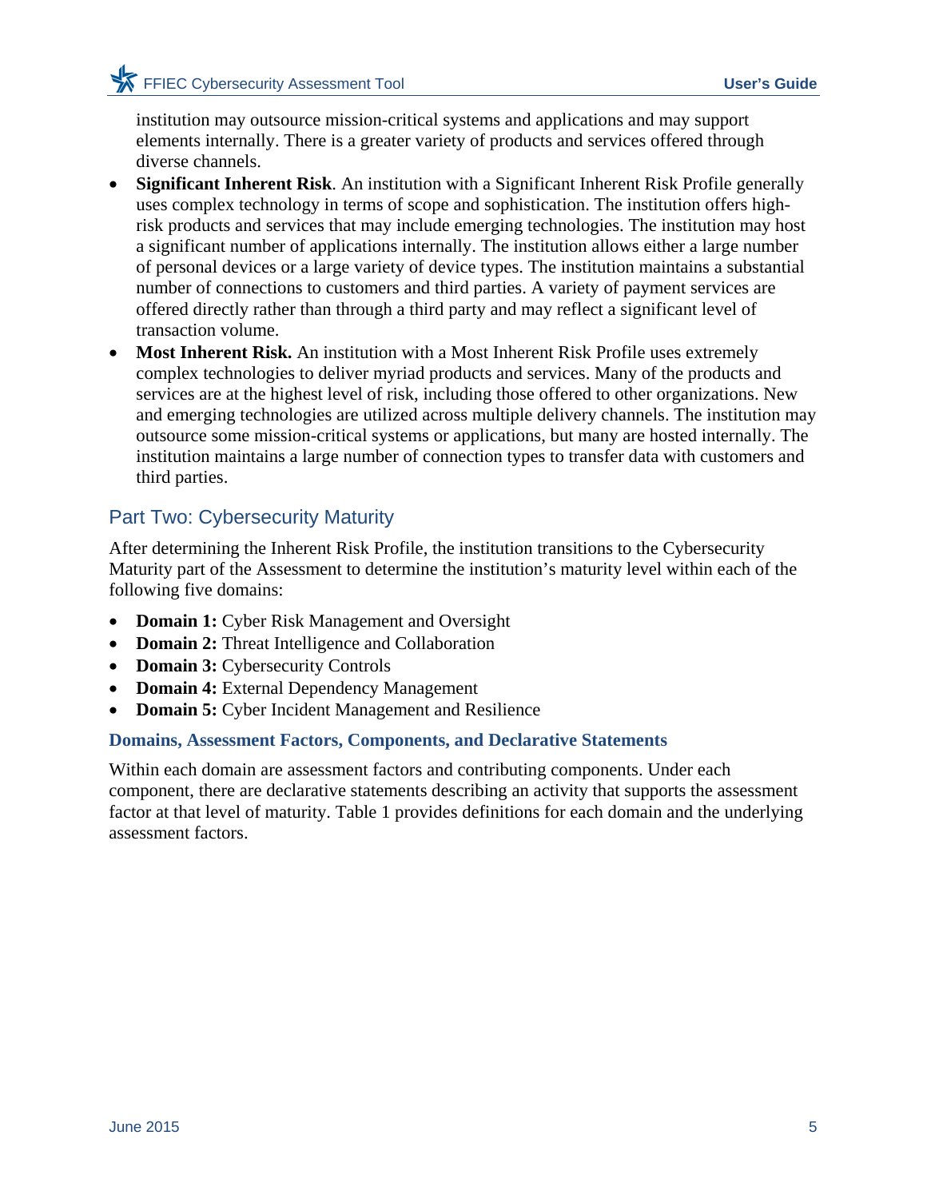institution may outsource mission-critical systems and applications and may support elements internally. There is a greater variety of products and services offered through diverse channels.

- **Significant Inherent Risk**. An institution with a Significant Inherent Risk Profile generally uses complex technology in terms of scope and sophistication. The institution offers high-risk products and services that may include emerging technologies. The institution may host a significant number of applications internally. The institution allows either a large number of personal devices or a large variety of device types. The institution maintains a substantial number of connections to customers and third parties. A variety of payment services are offered directly rather than through a third party and may reflect a significant level of transaction volume.
- **Most Inherent Risk.** An institution with a Most Inherent Risk Profile uses extremely complex technologies to deliver myriad products and services. Many of the products and services are at the highest level of risk, including those offered to other organizations. New and emerging technologies are utilized across multiple delivery channels. The institution may outsource some mission-critical systems or applications, but many are hosted internally. The institution maintains a large number of connection types to transfer data with customers and third parties.

## Part Two: Cybersecurity Maturity

After determining the Inherent Risk Profile, the institution transitions to the Cybersecurity Maturity part of the Assessment to determine the institution's maturity level within each of the following five domains:

- **Domain 1:** Cyber Risk Management and Oversight
- **Domain 2:** Threat Intelligence and Collaboration
- **Domain 3:** Cybersecurity Controls
- **Domain 4:** External Dependency Management
- **Domain 5:** Cyber Incident Management and Resilience

### Domains, Assessment Factors, Components, and Declarative Statements

Within each domain are assessment factors and contributing components. Under each component, there are declarative statements describing an activity that supports the assessment factor at that level of maturity. Table 1 provides definitions for each domain and the underlying assessment factors.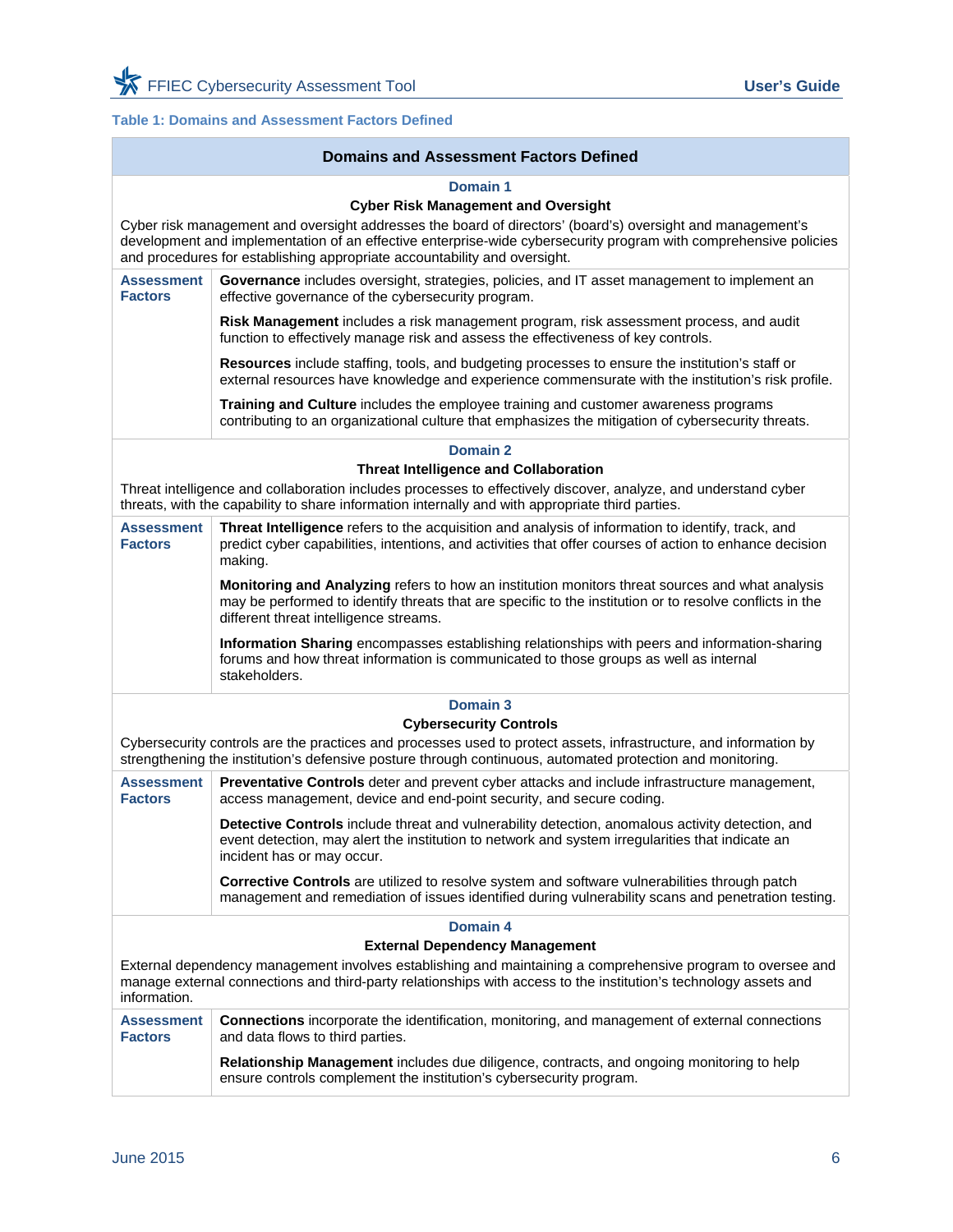**Table 1: Domains and Assessment Factors Defined**

| Domains and Assessment Factors Defined | |
|---|---|
| **Domain 1**<br>**Cyber Risk Management and Oversight**<br>Cyber risk management and oversight addresses the board of directors' (board's) oversight and management's development and implementation of an effective enterprise-wide cybersecurity program with comprehensive policies and procedures for establishing appropriate accountability and oversight. | |
| **Assessment Factors** | **Governance** includes oversight, strategies, policies, and IT asset management to implement an effective governance of the cybersecurity program.<br><br>**Risk Management** includes a risk management program, risk assessment process, and audit function to effectively manage risk and assess the effectiveness of key controls.<br><br>**Resources** include staffing, tools, and budgeting processes to ensure the institution's staff or external resources have knowledge and experience commensurate with the institution's risk profile.<br><br>**Training and Culture** includes the employee training and customer awareness programs contributing to an organizational culture that emphasizes the mitigation of cybersecurity threats. |
| **Domain 2**<br>**Threat Intelligence and Collaboration**<br>Threat intelligence and collaboration includes processes to effectively discover, analyze, and understand cyber threats, with the capability to share information internally and with appropriate third parties. | |
| **Assessment Factors** | **Threat Intelligence** refers to the acquisition and analysis of information to identify, track, and predict cyber capabilities, intentions, and activities that offer courses of action to enhance decision making.<br><br>**Monitoring and Analyzing** refers to how an institution monitors threat sources and what analysis may be performed to identify threats that are specific to the institution or to resolve conflicts in the different threat intelligence streams.<br><br>**Information Sharing** encompasses establishing relationships with peers and information-sharing forums and how threat information is communicated to those groups as well as internal stakeholders. |
| **Domain 3**<br>**Cybersecurity Controls**<br>Cybersecurity controls are the practices and processes used to protect assets, infrastructure, and information by strengthening the institution's defensive posture through continuous, automated protection and monitoring. | |
| **Assessment Factors** | **Preventative Controls** deter and prevent cyber attacks and include infrastructure management, access management, device and end-point security, and secure coding.<br><br>**Detective Controls** include threat and vulnerability detection, anomalous activity detection, and event detection, may alert the institution to network and system irregularities that indicate an incident has or may occur.<br><br>**Corrective Controls** are utilized to resolve system and software vulnerabilities through patch management and remediation of issues identified during vulnerability scans and penetration testing. |
| **Domain 4**<br>**External Dependency Management**<br>External dependency management involves establishing and maintaining a comprehensive program to oversee and manage external connections and third-party relationships with access to the institution's technology assets and information. | |
| **Assessment Factors** | **Connections** incorporate the identification, monitoring, and management of external connections and data flows to third parties.<br><br>**Relationship Management** includes due diligence, contracts, and ongoing monitoring to help ensure controls complement the institution's cybersecurity program. |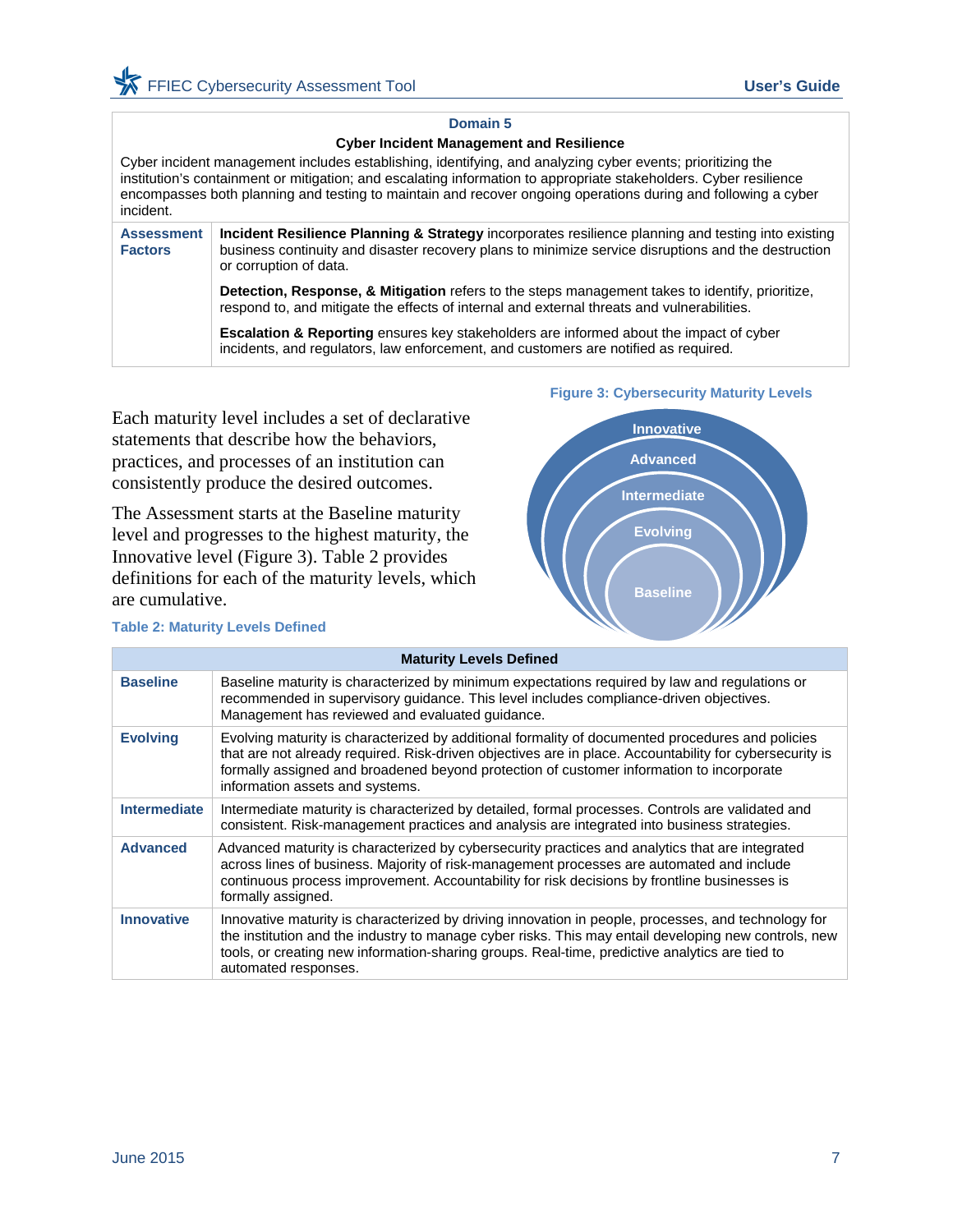| Domain 5 | |
|---|---|
| **Cyber Incident Management and Resilience** | |
| Cyber incident management includes establishing, identifying, and analyzing cyber events; prioritizing the institution's containment or mitigation; and escalating information to appropriate stakeholders. Cyber resilience encompasses both planning and testing to maintain and recover ongoing operations during and following a cyber incident. | |
| **Assessment Factors** | **Incident Resilience Planning & Strategy** incorporates resilience planning and testing into existing business continuity and disaster recovery plans to minimize service disruptions and the destruction or corruption of data.<br><br>**Detection, Response, & Mitigation** refers to the steps management takes to identify, prioritize, respond to, and mitigate the effects of internal and external threats and vulnerabilities.<br><br>**Escalation & Reporting** ensures key stakeholders are informed about the impact of cyber incidents, and regulators, law enforcement, and customers are notified as required. |

Each maturity level includes a set of declarative statements that describe how the behaviors, practices, and processes of an institution can consistently produce the desired outcomes.

The Assessment starts at the Baseline maturity level and progresses to the highest maturity, the Innovative level (Figure 3). Table 2 provides definitions for each of the maturity levels, which are cumulative.

**Figure 3: Cybersecurity Maturity Levels**

Innovative
Advanced
Intermediate
Evolving
Baseline

**Table 2: Maturity Levels Defined**

| Maturity Levels Defined | |
|---|---|
| **Baseline** | Baseline maturity is characterized by minimum expectations required by law and regulations or recommended in supervisory guidance. This level includes compliance-driven objectives. Management has reviewed and evaluated guidance. |
| **Evolving** | Evolving maturity is characterized by additional formality of documented procedures and policies that are not already required. Risk-driven objectives are in place. Accountability for cybersecurity is formally assigned and broadened beyond protection of customer information to incorporate information assets and systems. |
| **Intermediate** | Intermediate maturity is characterized by detailed, formal processes. Controls are validated and consistent. Risk-management practices and analysis are integrated into business strategies. |
| **Advanced** | Advanced maturity is characterized by cybersecurity practices and analytics that are integrated across lines of business. Majority of risk-management processes are automated and include continuous process improvement. Accountability for risk decisions by frontline businesses is formally assigned. |
| **Innovative** | Innovative maturity is characterized by driving innovation in people, processes, and technology for the institution and the industry to manage cyber risks. This may entail developing new controls, new tools, or creating new information-sharing groups. Real-time, predictive analytics are tied to automated responses. |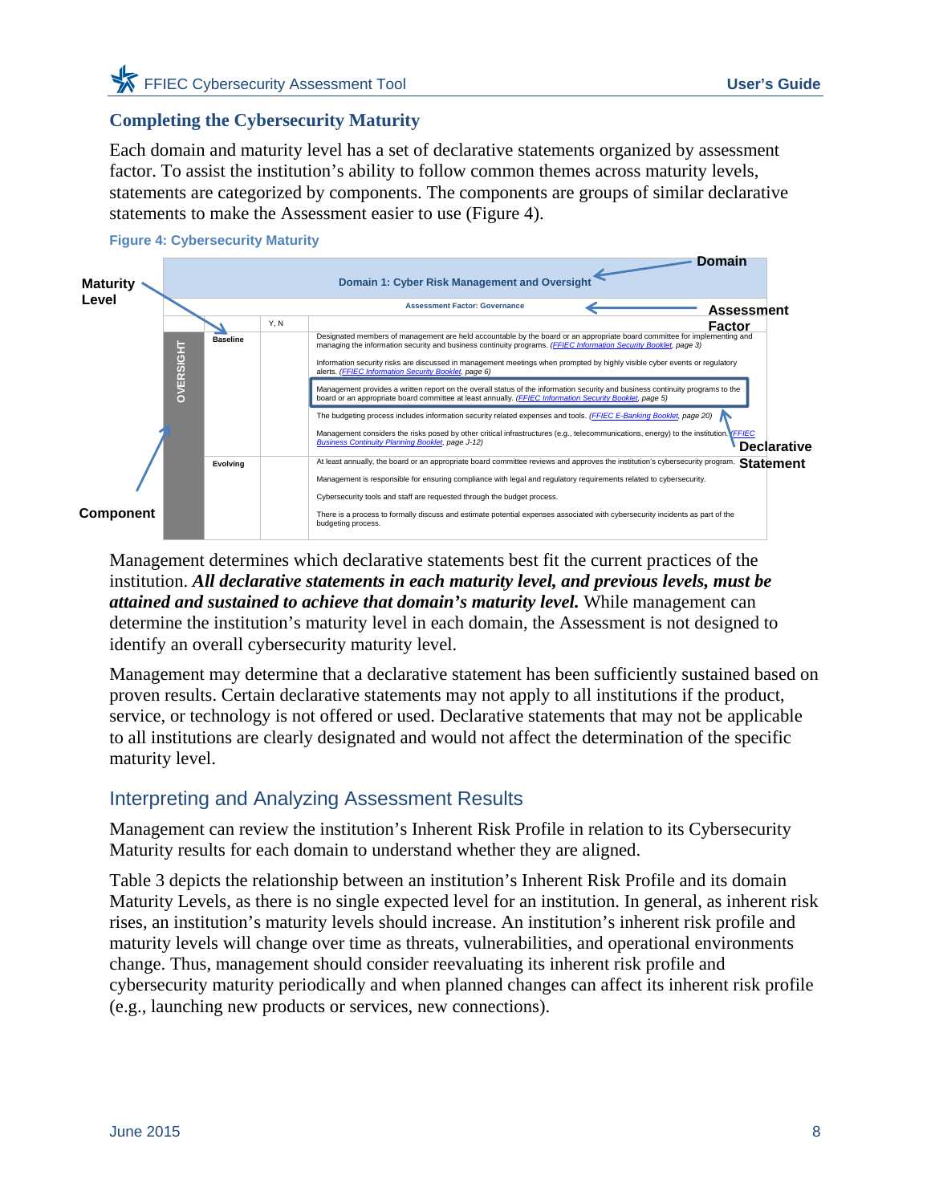## Completing the Cybersecurity Maturity

Each domain and maturity level has a set of declarative statements organized by assessment factor. To assist the institution's ability to follow common themes across maturity levels, statements are categorized by components. The components are groups of similar declarative statements to make the Assessment easier to use (Figure 4).

**Figure 4: Cybersecurity Maturity**

| Domain 1: Cyber Risk Management and Oversight | | | |
|---|---|---|---|
| | | | Assessment Factor: Governance |
| | | Y, N | |
| OVERSIGHT | Baseline | | Designated members of management are held accountable by the board or an appropriate board committee for implementing and managing the information security and business continuity programs. (*FFIEC Information Security Booklet*, page 3) |
| | | | Information security risks are discussed in management meetings when prompted by highly visible cyber events or regulatory alerts. (*FFIEC Information Security Booklet*, page 6) |
| | | | Management provides a written report on the overall status of the information security and business continuity programs to the board or an appropriate board committee at least annually. (*FFIEC Information Security Booklet*, page 5) |
| | | | The budgeting process includes information security related expenses and tools. (*FFIEC E-Banking Booklet*, page 20) |
| | | | Management considers the risks posed by other critical infrastructures (e.g., telecommunications, energy) to the institution. (*FFIEC Business Continuity Planning Booklet*, page J-12) |
| | Evolving | | At least annually, the board or an appropriate board committee reviews and approves the institution's cybersecurity program. |
| | | | Management is responsible for ensuring compliance with legal and regulatory requirements related to cybersecurity. |
| | | | Cybersecurity tools and staff are requested through the budget process. |
| | | | There is a process to formally discuss and estimate potential expenses associated with cybersecurity incidents as part of the budgeting process. |

Figure labels: Domain; Assessment Factor; Maturity Level; Declarative Statement; Component

Management determines which declarative statements best fit the current practices of the institution. ***All declarative statements in each maturity level, and previous levels, must be attained and sustained to achieve that domain's maturity level.*** While management can determine the institution's maturity level in each domain, the Assessment is not designed to identify an overall cybersecurity maturity level.

Management may determine that a declarative statement has been sufficiently sustained based on proven results. Certain declarative statements may not apply to all institutions if the product, service, or technology is not offered or used. Declarative statements that may not be applicable to all institutions are clearly designated and would not affect the determination of the specific maturity level.

## Interpreting and Analyzing Assessment Results

Management can review the institution's Inherent Risk Profile in relation to its Cybersecurity Maturity results for each domain to understand whether they are aligned.

Table 3 depicts the relationship between an institution's Inherent Risk Profile and its domain Maturity Levels, as there is no single expected level for an institution. In general, as inherent risk rises, an institution's maturity levels should increase. An institution's inherent risk profile and maturity levels will change over time as threats, vulnerabilities, and operational environments change. Thus, management should consider reevaluating its inherent risk profile and cybersecurity maturity periodically and when planned changes can affect its inherent risk profile (e.g., launching new products or services, new connections).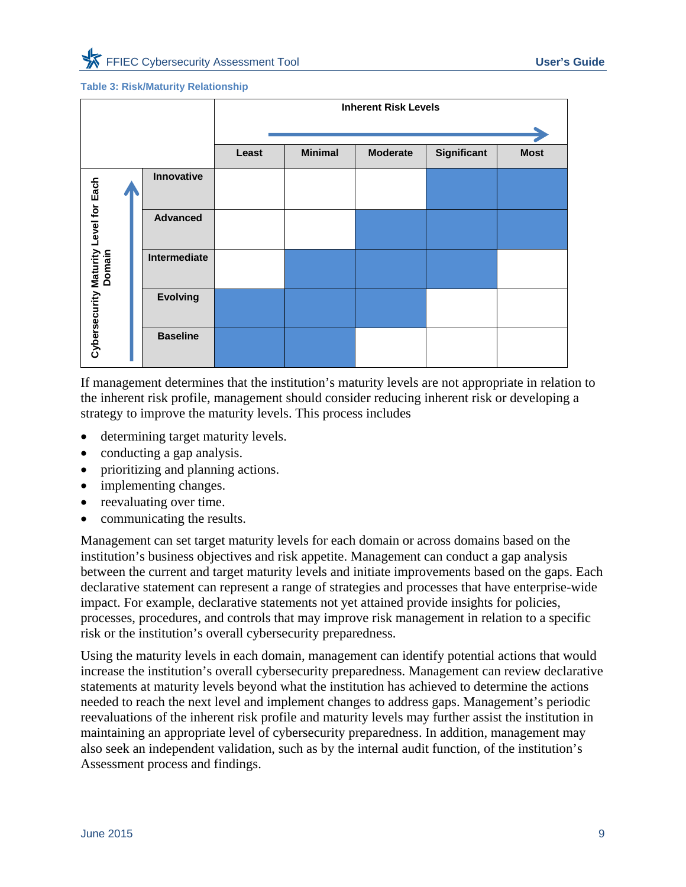**Table 3: Risk/Maturity Relationship**

| Cybersecurity Maturity Level for Each Domain | Inherent Risk Levels → | | | | |
|---|---|---|---|---|---|
| | **Least** | **Minimal** | **Moderate** | **Significant** | **Most** |
| **Innovative** | | | | ■ | ■ |
| **Advanced** | | | ■ | ■ | ■ |
| **Intermediate** | | ■ | ■ | ■ | |
| **Evolving** | ■ | ■ | ■ | | |
| **Baseline** | ■ | ■ | | | |

If management determines that the institution's maturity levels are not appropriate in relation to the inherent risk profile, management should consider reducing inherent risk or developing a strategy to improve the maturity levels. This process includes

- determining target maturity levels.
- conducting a gap analysis.
- prioritizing and planning actions.
- implementing changes.
- reevaluating over time.
- communicating the results.

Management can set target maturity levels for each domain or across domains based on the institution's business objectives and risk appetite. Management can conduct a gap analysis between the current and target maturity levels and initiate improvements based on the gaps. Each declarative statement can represent a range of strategies and processes that have enterprise-wide impact. For example, declarative statements not yet attained provide insights for policies, processes, procedures, and controls that may improve risk management in relation to a specific risk or the institution's overall cybersecurity preparedness.

Using the maturity levels in each domain, management can identify potential actions that would increase the institution's overall cybersecurity preparedness. Management can review declarative statements at maturity levels beyond what the institution has achieved to determine the actions needed to reach the next level and implement changes to address gaps. Management's periodic reevaluations of the inherent risk profile and maturity levels may further assist the institution in maintaining an appropriate level of cybersecurity preparedness. In addition, management may also seek an independent validation, such as by the internal audit function, of the institution's Assessment process and findings.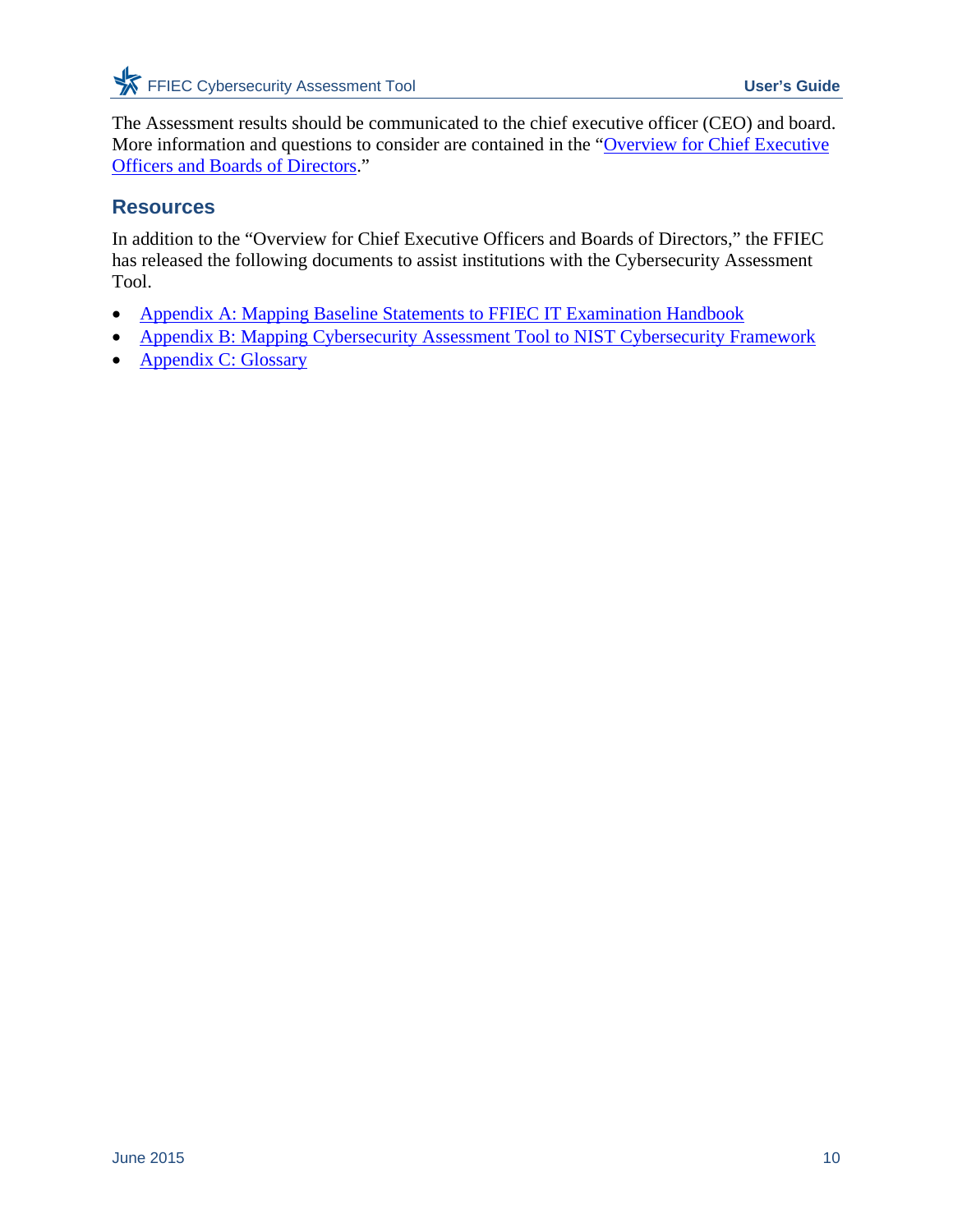The Assessment results should be communicated to the chief executive officer (CEO) and board. More information and questions to consider are contained in the "Overview for Chief Executive Officers and Boards of Directors."

## Resources

In addition to the "Overview for Chief Executive Officers and Boards of Directors," the FFIEC has released the following documents to assist institutions with the Cybersecurity Assessment Tool.

- Appendix A: Mapping Baseline Statements to FFIEC IT Examination Handbook
- Appendix B: Mapping Cybersecurity Assessment Tool to NIST Cybersecurity Framework
- Appendix C: Glossary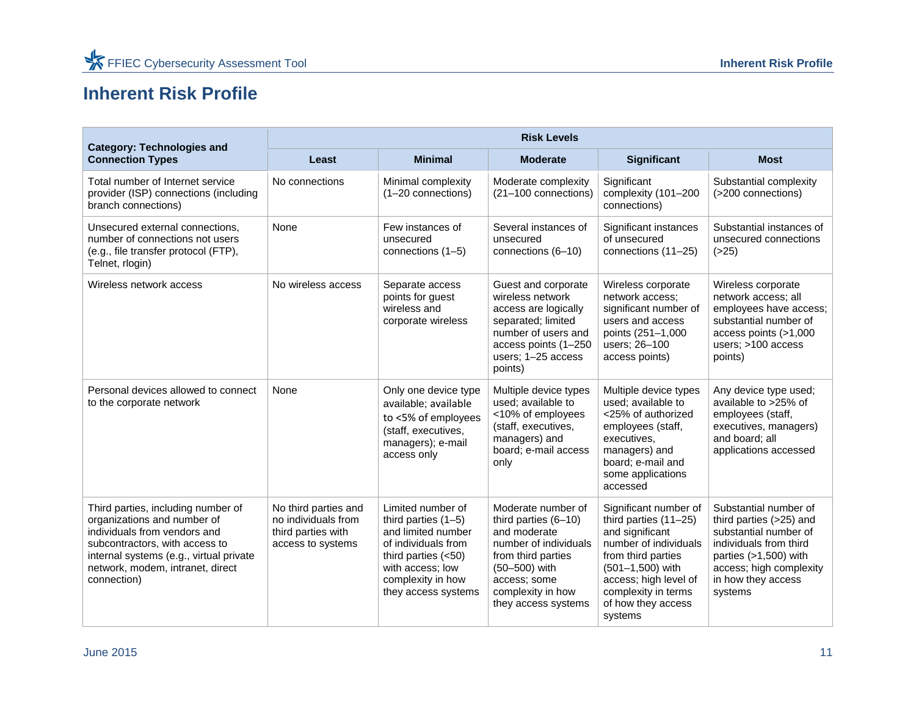# Inherent Risk Profile

| Category: Technologies and Connection Types | Risk Levels | | | | |
|---|---|---|---|---|---|
| | Least | Minimal | Moderate | Significant | Most |
| Total number of Internet service provider (ISP) connections (including branch connections) | No connections | Minimal complexity (1–20 connections) | Moderate complexity (21–100 connections) | Significant complexity (101–200 connections) | Substantial complexity (>200 connections) |
| Unsecured external connections, number of connections not users (e.g., file transfer protocol (FTP), Telnet, rlogin) | None | Few instances of unsecured connections (1–5) | Several instances of unsecured connections (6–10) | Significant instances of unsecured connections (11–25) | Substantial instances of unsecured connections (>25) |
| Wireless network access | No wireless access | Separate access points for guest wireless and corporate wireless | Guest and corporate wireless network access are logically separated; limited number of users and access points (1–250 users; 1–25 access points) | Wireless corporate network access; significant number of users and access points (251–1,000 users; 26–100 access points) | Wireless corporate network access; all employees have access; substantial number of access points (>1,000 users; >100 access points) |
| Personal devices allowed to connect to the corporate network | None | Only one device type available; available to <5% of employees (staff, executives, managers); e-mail access only | Multiple device types used; available to <10% of employees (staff, executives, managers) and board; e-mail access only | Multiple device types used; available to <25% of authorized employees (staff, executives, managers) and board; e-mail and some applications accessed | Any device type used; available to >25% of employees (staff, executives, managers) and board; all applications accessed |
| Third parties, including number of organizations and number of individuals from vendors and subcontractors, with access to internal systems (e.g., virtual private network, modem, intranet, direct connection) | No third parties and no individuals from third parties with access to systems | Limited number of third parties (1–5) and limited number of individuals from third parties (<50) with access; low complexity in how they access systems | Moderate number of third parties (6–10) and moderate number of individuals from third parties (50–500) with access; some complexity in how they access systems | Significant number of third parties (11–25) and significant number of individuals from third parties (501–1,500) with access; high level of complexity in terms of how they access systems | Substantial number of third parties (>25) and substantial number of individuals from third parties (>1,500) with access; high complexity in how they access systems |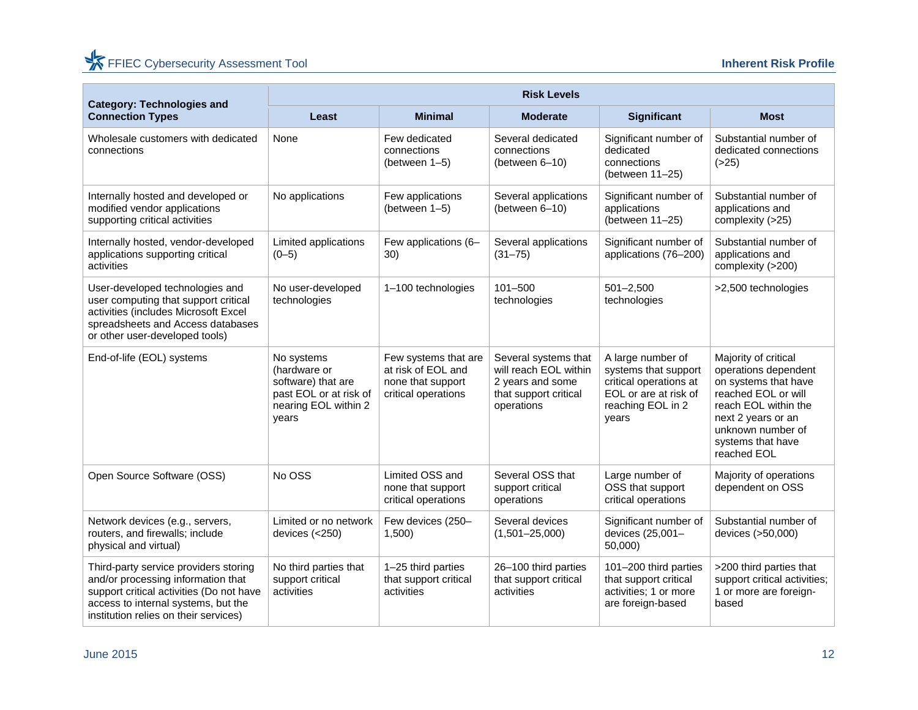| Category: Technologies and Connection Types | Risk Levels | | | | |
|---|---|---|---|---|---|
| | Least | Minimal | Moderate | Significant | Most |
| Wholesale customers with dedicated connections | None | Few dedicated connections (between 1–5) | Several dedicated connections (between 6–10) | Significant number of dedicated connections (between 11–25) | Substantial number of dedicated connections (>25) |
| Internally hosted and developed or modified vendor applications supporting critical activities | No applications | Few applications (between 1–5) | Several applications (between 6–10) | Significant number of applications (between 11–25) | Substantial number of applications and complexity (>25) |
| Internally hosted, vendor-developed applications supporting critical activities | Limited applications (0–5) | Few applications (6–30) | Several applications (31–75) | Significant number of applications (76–200) | Substantial number of applications and complexity (>200) |
| User-developed technologies and user computing that support critical activities (includes Microsoft Excel spreadsheets and Access databases or other user-developed tools) | No user-developed technologies | 1–100 technologies | 101–500 technologies | 501–2,500 technologies | >2,500 technologies |
| End-of-life (EOL) systems | No systems (hardware or software) that are past EOL or at risk of nearing EOL within 2 years | Few systems that are at risk of EOL and none that support critical operations | Several systems that will reach EOL within 2 years and some that support critical operations | A large number of systems that support critical operations at EOL or are at risk of reaching EOL in 2 years | Majority of critical operations dependent on systems that have reached EOL or will reach EOL within the next 2 years or an unknown number of systems that have reached EOL |
| Open Source Software (OSS) | No OSS | Limited OSS and none that support critical operations | Several OSS that support critical operations | Large number of OSS that support critical operations | Majority of operations dependent on OSS |
| Network devices (e.g., servers, routers, and firewalls; include physical and virtual) | Limited or no network devices (<250) | Few devices (250–1,500) | Several devices (1,501–25,000) | Significant number of devices (25,001–50,000) | Substantial number of devices (>50,000) |
| Third-party service providers storing and/or processing information that support critical activities (Do not have access to internal systems, but the institution relies on their services) | No third parties that support critical activities | 1–25 third parties that support critical activities | 26–100 third parties that support critical activities | 101–200 third parties that support critical activities; 1 or more are foreign-based | >200 third parties that support critical activities; 1 or more are foreign-based |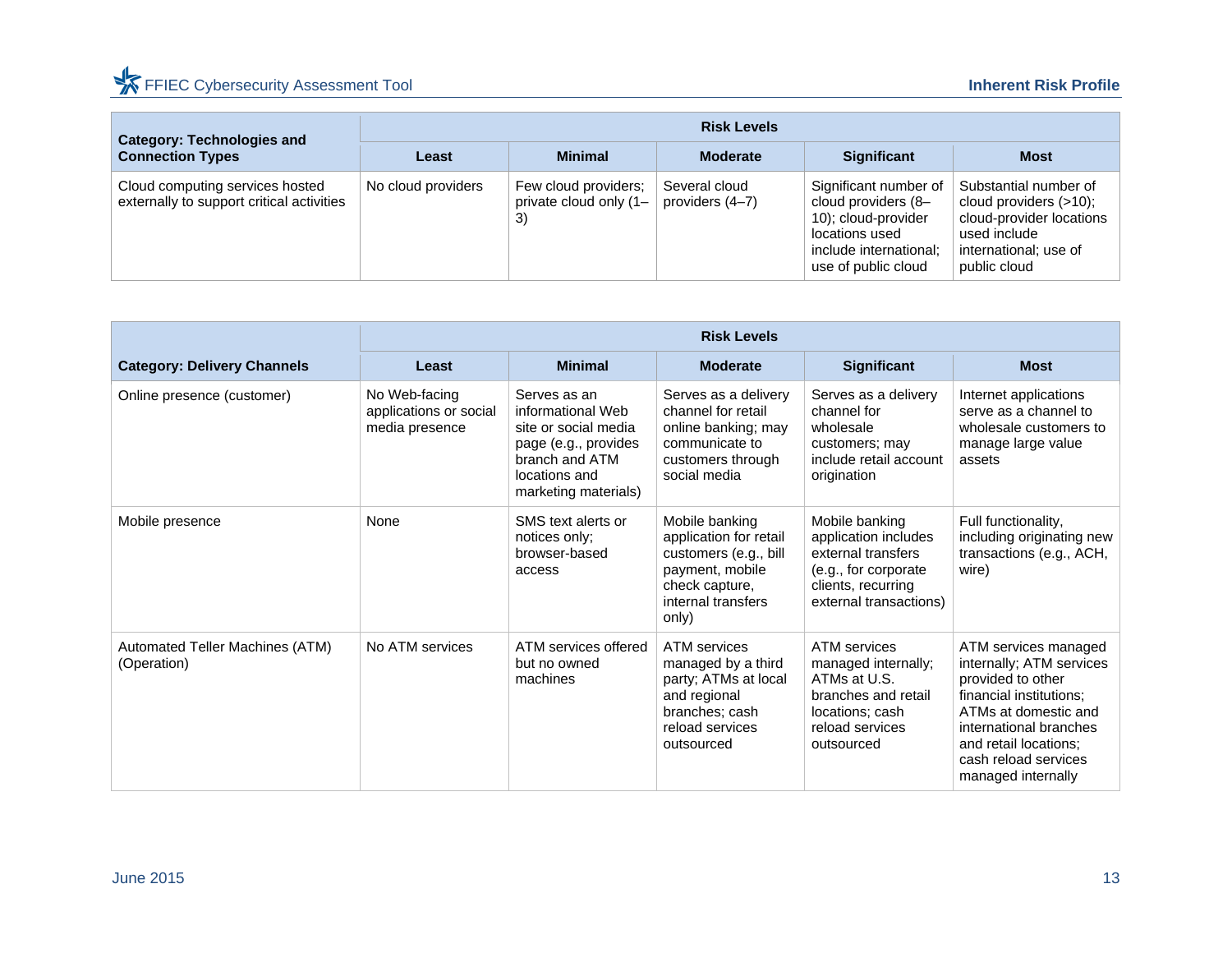| Category: Technologies and Connection Types | Risk Levels | | | | |
|---|---|---|---|---|---|
| | Least | Minimal | Moderate | Significant | Most |
| Cloud computing services hosted externally to support critical activities | No cloud providers | Few cloud providers; private cloud only (1–3) | Several cloud providers (4–7) | Significant number of cloud providers (8–10); cloud-provider locations used include international; use of public cloud | Substantial number of cloud providers (>10); cloud-provider locations used include international; use of public cloud |

| Category: Delivery Channels | Risk Levels | | | | |
|---|---|---|---|---|---|
| | Least | Minimal | Moderate | Significant | Most |
| Online presence (customer) | No Web-facing applications or social media presence | Serves as an informational Web site or social media page (e.g., provides branch and ATM locations and marketing materials) | Serves as a delivery channel for retail online banking; may communicate to customers through social media | Serves as a delivery channel for wholesale customers; may include retail account origination | Internet applications serve as a channel to wholesale customers to manage large value assets |
| Mobile presence | None | SMS text alerts or notices only; browser-based access | Mobile banking application for retail customers (e.g., bill payment, mobile check capture, internal transfers only) | Mobile banking application includes external transfers (e.g., for corporate clients, recurring external transactions) | Full functionality, including originating new transactions (e.g., ACH, wire) |
| Automated Teller Machines (ATM) (Operation) | No ATM services | ATM services offered but no owned machines | ATM services managed by a third party; ATMs at local and regional branches; cash reload services outsourced | ATM services managed internally; ATMs at U.S. branches and retail locations; cash reload services outsourced | ATM services managed internally; ATM services provided to other financial institutions; ATMs at domestic and international branches and retail locations; cash reload services managed internally |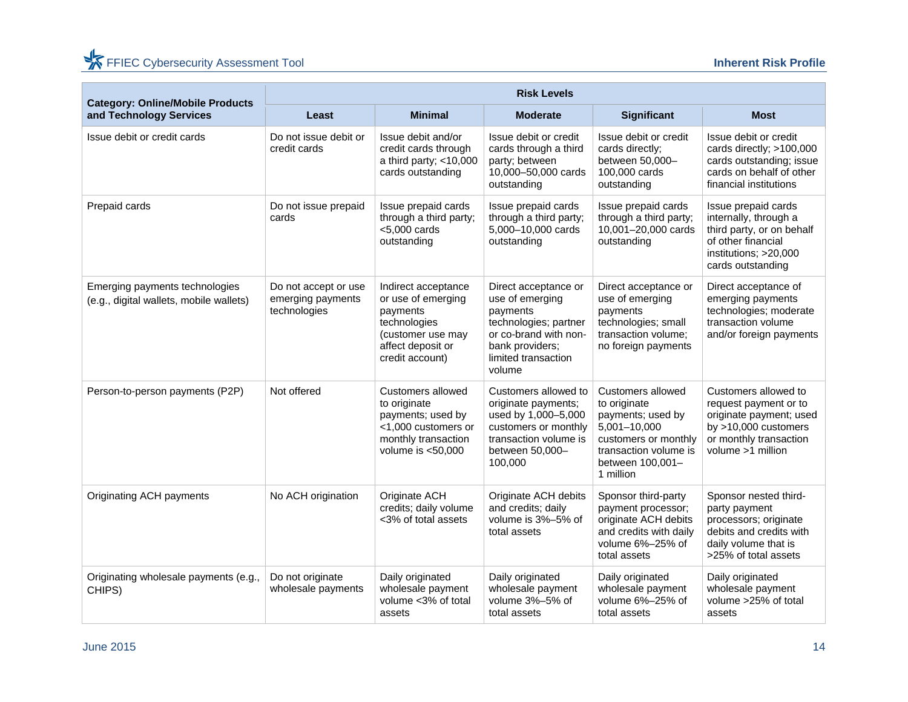| Category: Online/Mobile Products and Technology Services | Risk Levels | | | | |
|---|---|---|---|---|---|
| | Least | Minimal | Moderate | Significant | Most |
| Issue debit or credit cards | Do not issue debit or credit cards | Issue debit and/or credit cards through a third party; <10,000 cards outstanding | Issue debit or credit cards through a third party; between 10,000–50,000 cards outstanding | Issue debit or credit cards directly; between 50,000–100,000 cards outstanding | Issue debit or credit cards directly; >100,000 cards outstanding; issue cards on behalf of other financial institutions |
| Prepaid cards | Do not issue prepaid cards | Issue prepaid cards through a third party; <5,000 cards outstanding | Issue prepaid cards through a third party; 5,000–10,000 cards outstanding | Issue prepaid cards through a third party; 10,001–20,000 cards outstanding | Issue prepaid cards internally, through a third party, or on behalf of other financial institutions; >20,000 cards outstanding |
| Emerging payments technologies (e.g., digital wallets, mobile wallets) | Do not accept or use emerging payments technologies | Indirect acceptance or use of emerging payments technologies (customer use may affect deposit or credit account) | Direct acceptance or use of emerging payments technologies; partner or co-brand with non-bank providers; limited transaction volume | Direct acceptance or use of emerging payments technologies; small transaction volume; no foreign payments | Direct acceptance of emerging payments technologies; moderate transaction volume and/or foreign payments |
| Person-to-person payments (P2P) | Not offered | Customers allowed to originate payments; used by <1,000 customers or monthly transaction volume is <50,000 | Customers allowed to originate payments; used by 1,000–5,000 customers or monthly transaction volume is between 50,000–100,000 | Customers allowed to originate payments; used by 5,001–10,000 customers or monthly transaction volume is between 100,001–1 million | Customers allowed to request payment or to originate payment; used by >10,000 customers or monthly transaction volume >1 million |
| Originating ACH payments | No ACH origination | Originate ACH credits; daily volume <3% of total assets | Originate ACH debits and credits; daily volume is 3%–5% of total assets | Sponsor third-party payment processor; originate ACH debits and credits with daily volume 6%–25% of total assets | Sponsor nested third-party payment processors; originate debits and credits with daily volume that is >25% of total assets |
| Originating wholesale payments (e.g., CHIPS) | Do not originate wholesale payments | Daily originated wholesale payment volume <3% of total assets | Daily originated wholesale payment volume 3%–5% of total assets | Daily originated wholesale payment volume 6%–25% of total assets | Daily originated wholesale payment volume >25% of total assets |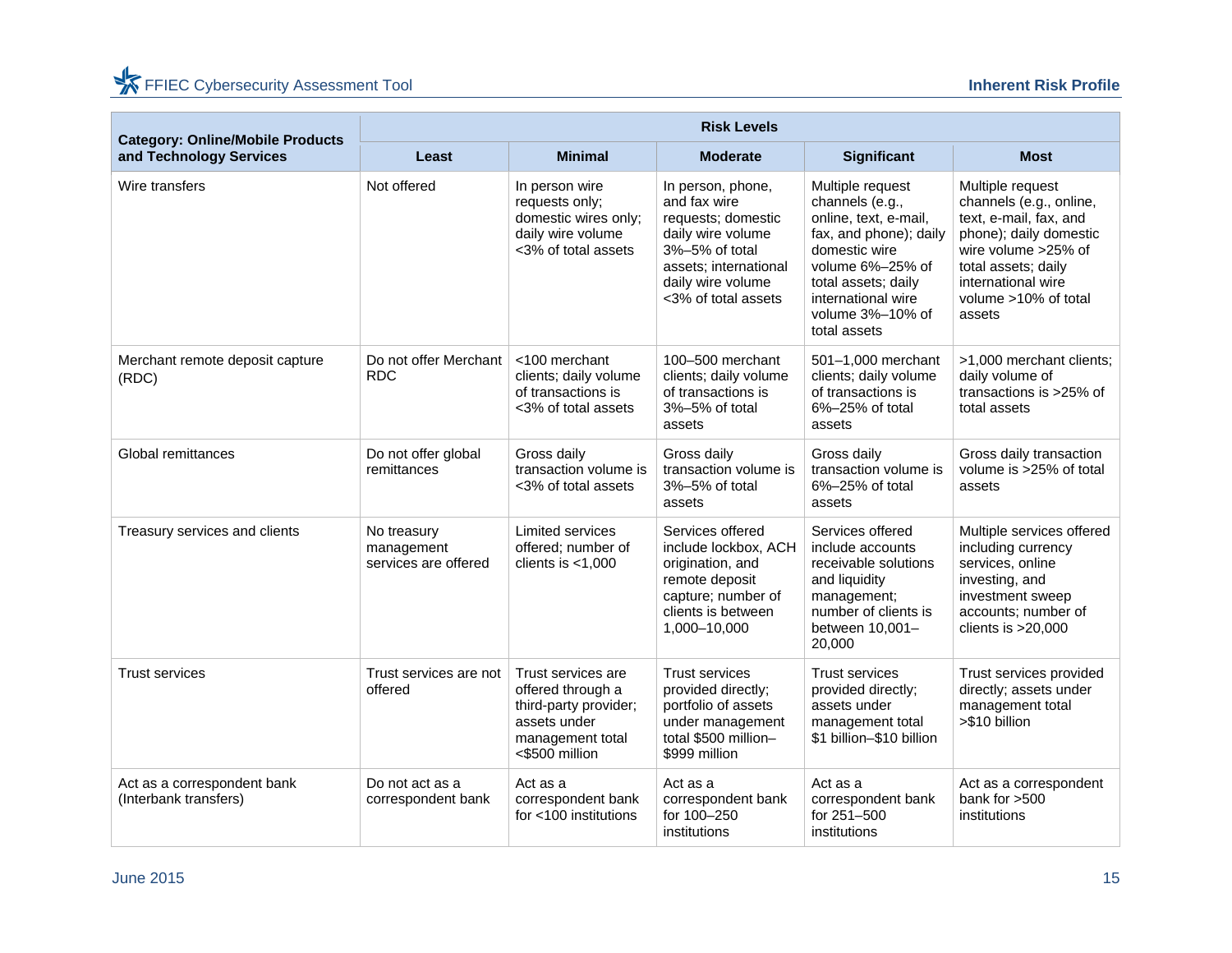| Category: Online/Mobile Products and Technology Services | Risk Levels | | | | |
|---|---|---|---|---|---|
| | **Least** | **Minimal** | **Moderate** | **Significant** | **Most** |
| Wire transfers | Not offered | In person wire requests only; domestic wires only; daily wire volume <3% of total assets | In person, phone, and fax wire requests; domestic daily wire volume 3%–5% of total assets; international daily wire volume <3% of total assets | Multiple request channels (e.g., online, text, e-mail, fax, and phone); daily domestic wire volume 6%–25% of total assets; daily international wire volume 3%–10% of total assets | Multiple request channels (e.g., online, text, e-mail, fax, and phone); daily domestic wire volume >25% of total assets; daily international wire volume >10% of total assets |
| Merchant remote deposit capture (RDC) | Do not offer Merchant RDC | <100 merchant clients; daily volume of transactions is <3% of total assets | 100–500 merchant clients; daily volume of transactions is 3%–5% of total assets | 501–1,000 merchant clients; daily volume of transactions is 6%–25% of total assets | >1,000 merchant clients; daily volume of transactions is >25% of total assets |
| Global remittances | Do not offer global remittances | Gross daily transaction volume is <3% of total assets | Gross daily transaction volume is 3%–5% of total assets | Gross daily transaction volume is 6%–25% of total assets | Gross daily transaction volume is >25% of total assets |
| Treasury services and clients | No treasury management services are offered | Limited services offered; number of clients is <1,000 | Services offered include lockbox, ACH origination, and remote deposit capture; number of clients is between 1,000–10,000 | Services offered include accounts receivable solutions and liquidity management; number of clients is between 10,001–20,000 | Multiple services offered including currency services, online investing, and investment sweep accounts; number of clients is >20,000 |
| Trust services | Trust services are not offered | Trust services are offered through a third-party provider; assets under management total <$500 million | Trust services provided directly; portfolio of assets under management total $500 million–$999 million | Trust services provided directly; assets under management total $1 billion–$10 billion | Trust services provided directly; assets under management total >$10 billion |
| Act as a correspondent bank (Interbank transfers) | Do not act as a correspondent bank | Act as a correspondent bank for <100 institutions | Act as a correspondent bank for 100–250 institutions | Act as a correspondent bank for 251–500 institutions | Act as a correspondent bank for >500 institutions |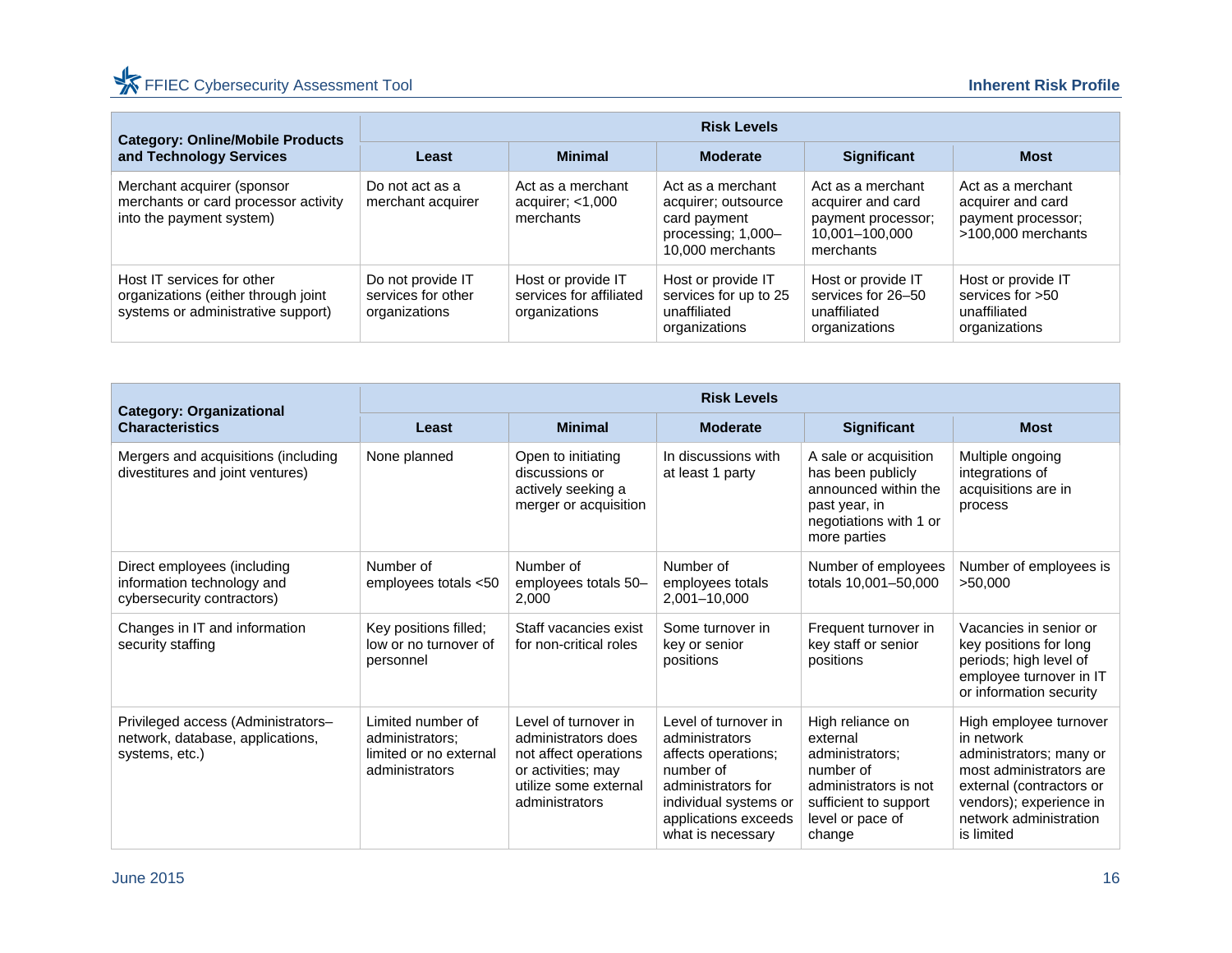| Category: Online/Mobile Products and Technology Services | Risk Levels | | | | |
|---|---|---|---|---|---|
| | **Least** | **Minimal** | **Moderate** | **Significant** | **Most** |
| Merchant acquirer (sponsor merchants or card processor activity into the payment system) | Do not act as a merchant acquirer | Act as a merchant acquirer; <1,000 merchants | Act as a merchant acquirer; outsource card payment processing; 1,000–10,000 merchants | Act as a merchant acquirer and card payment processor; 10,001–100,000 merchants | Act as a merchant acquirer and card payment processor; >100,000 merchants |
| Host IT services for other organizations (either through joint systems or administrative support) | Do not provide IT services for other organizations | Host or provide IT services for affiliated organizations | Host or provide IT services for up to 25 unaffiliated organizations | Host or provide IT services for 26–50 unaffiliated organizations | Host or provide IT services for >50 unaffiliated organizations |

| Category: Organizational Characteristics | Risk Levels | | | | |
|---|---|---|---|---|---|
| | **Least** | **Minimal** | **Moderate** | **Significant** | **Most** |
| Mergers and acquisitions (including divestitures and joint ventures) | None planned | Open to initiating discussions or actively seeking a merger or acquisition | In discussions with at least 1 party | A sale or acquisition has been publicly announced within the past year, in negotiations with 1 or more parties | Multiple ongoing integrations of acquisitions are in process |
| Direct employees (including information technology and cybersecurity contractors) | Number of employees totals <50 | Number of employees totals 50–2,000 | Number of employees totals 2,001–10,000 | Number of employees totals 10,001–50,000 | Number of employees is >50,000 |
| Changes in IT and information security staffing | Key positions filled; low or no turnover of personnel | Staff vacancies exist for non-critical roles | Some turnover in key or senior positions | Frequent turnover in key staff or senior positions | Vacancies in senior or key positions for long periods; high level of employee turnover in IT or information security |
| Privileged access (Administrators–network, database, applications, systems, etc.) | Limited number of administrators; limited or no external administrators | Level of turnover in administrators does not affect operations or activities; may utilize some external administrators | Level of turnover in administrators affects operations; number of administrators for individual systems or applications exceeds what is necessary | High reliance on external administrators; number of administrators is not sufficient to support level or pace of change | High employee turnover in network administrators; many or most administrators are external (contractors or vendors); experience in network administration is limited |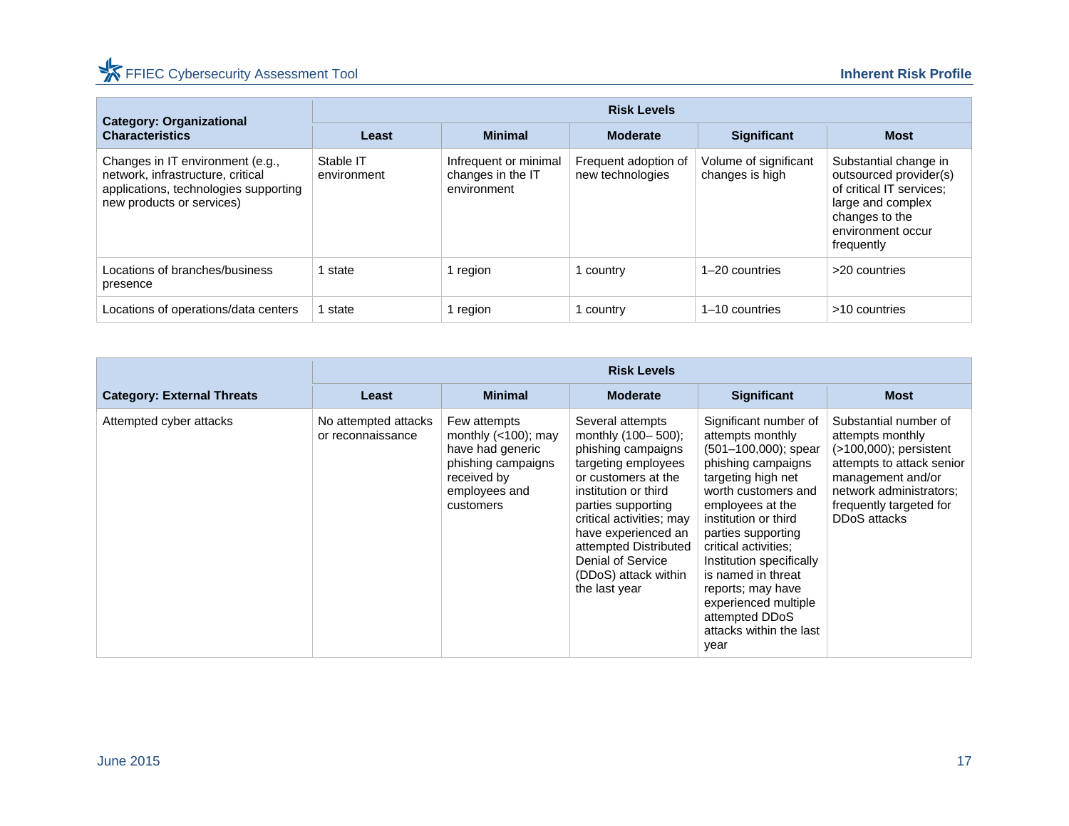| Category: Organizational Characteristics | Risk Levels | | | | |
|---|---|---|---|---|---|
| | **Least** | **Minimal** | **Moderate** | **Significant** | **Most** |
| Changes in IT environment (e.g., network, infrastructure, critical applications, technologies supporting new products or services) | Stable IT environment | Infrequent or minimal changes in the IT environment | Frequent adoption of new technologies | Volume of significant changes is high | Substantial change in outsourced provider(s) of critical IT services; large and complex changes to the environment occur frequently |
| Locations of branches/business presence | 1 state | 1 region | 1 country | 1–20 countries | >20 countries |
| Locations of operations/data centers | 1 state | 1 region | 1 country | 1–10 countries | >10 countries |

| Category: External Threats | Risk Levels | | | | |
|---|---|---|---|---|---|
| | **Least** | **Minimal** | **Moderate** | **Significant** | **Most** |
| Attempted cyber attacks | No attempted attacks or reconnaissance | Few attempts monthly (<100); may have had generic phishing campaigns received by employees and customers | Several attempts monthly (100– 500); phishing campaigns targeting employees or customers at the institution or third parties supporting critical activities; may have experienced an attempted Distributed Denial of Service (DDoS) attack within the last year | Significant number of attempts monthly (501–100,000); spear phishing campaigns targeting high net worth customers and employees at the institution or third parties supporting critical activities; Institution specifically is named in threat reports; may have experienced multiple attempted DDoS attacks within the last year | Substantial number of attempts monthly (>100,000); persistent attempts to attack senior management and/or network administrators; frequently targeted for DDoS attacks |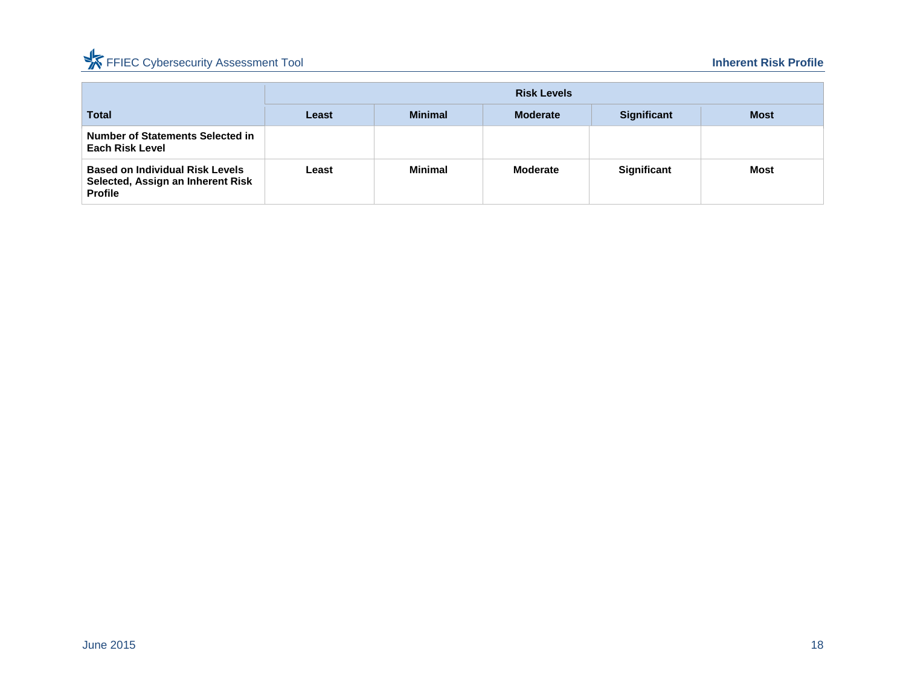| Total | Risk Levels | | | | |
|---|---|---|---|---|---|
| | **Least** | **Minimal** | **Moderate** | **Significant** | **Most** |
| **Number of Statements Selected in Each Risk Level** | | | | | |
| **Based on Individual Risk Levels Selected, Assign an Inherent Risk Profile** | **Least** | **Minimal** | **Moderate** | **Significant** | **Most** |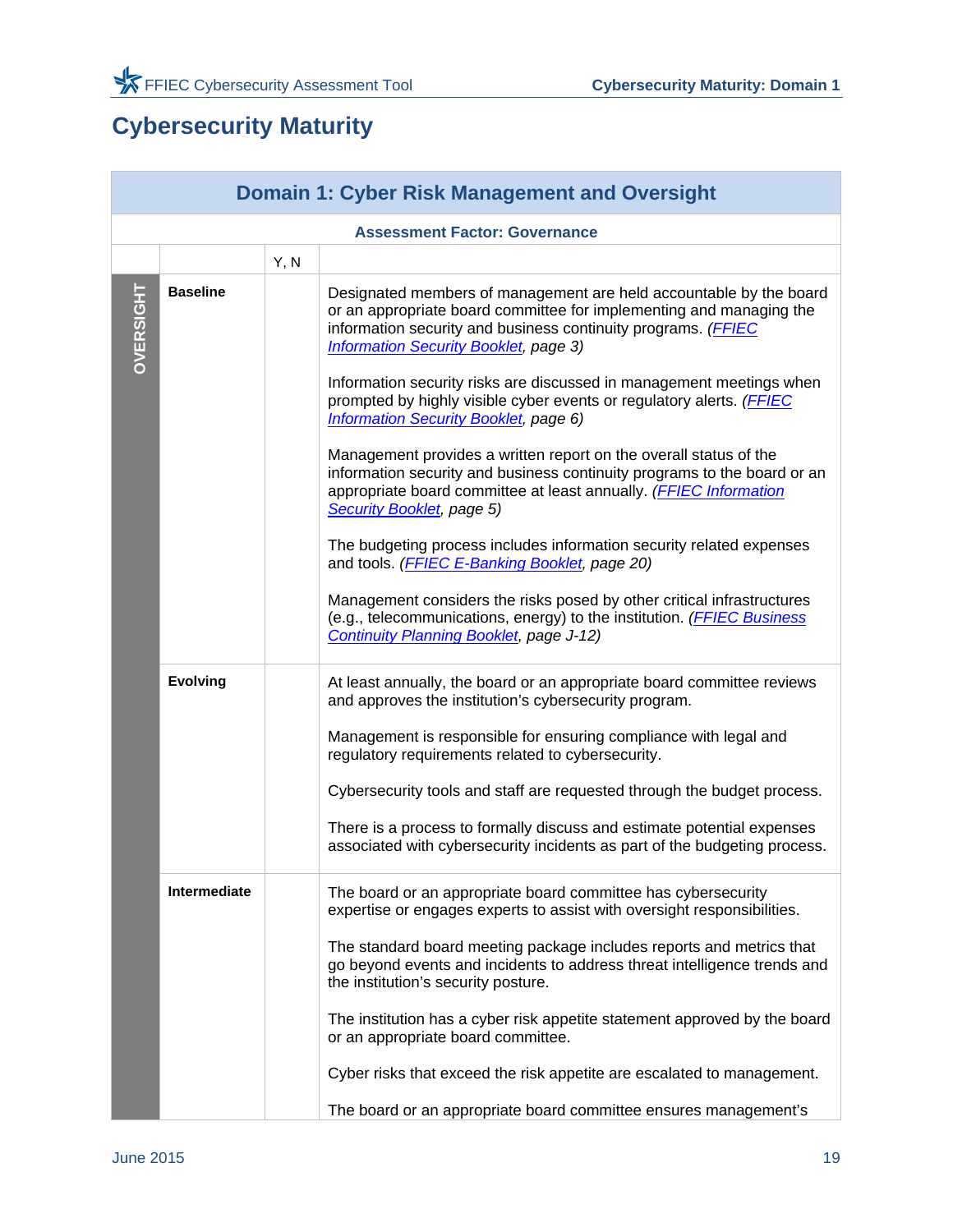# Cybersecurity Maturity

| Domain 1: Cyber Risk Management and Oversight | | | |
|---|---|---|---|
| **Assessment Factor: Governance** | | | |
| | | Y, N | |
| **OVERSIGHT** | **Baseline** | | Designated members of management are held accountable by the board or an appropriate board committee for implementing and managing the information security and business continuity programs. *(FFIEC Information Security Booklet, page 3)* |
| | | | Information security risks are discussed in management meetings when prompted by highly visible cyber events or regulatory alerts. *(FFIEC Information Security Booklet, page 6)* |
| | | | Management provides a written report on the overall status of the information security and business continuity programs to the board or an appropriate board committee at least annually. *(FFIEC Information Security Booklet, page 5)* |
| | | | The budgeting process includes information security related expenses and tools. *(FFIEC E-Banking Booklet, page 20)* |
| | | | Management considers the risks posed by other critical infrastructures (e.g., telecommunications, energy) to the institution. *(FFIEC Business Continuity Planning Booklet, page J-12)* |
| | **Evolving** | | At least annually, the board or an appropriate board committee reviews and approves the institution's cybersecurity program. |
| | | | Management is responsible for ensuring compliance with legal and regulatory requirements related to cybersecurity. |
| | | | Cybersecurity tools and staff are requested through the budget process. |
| | | | There is a process to formally discuss and estimate potential expenses associated with cybersecurity incidents as part of the budgeting process. |
| | **Intermediate** | | The board or an appropriate board committee has cybersecurity expertise or engages experts to assist with oversight responsibilities. |
| | | | The standard board meeting package includes reports and metrics that go beyond events and incidents to address threat intelligence trends and the institution's security posture. |
| | | | The institution has a cyber risk appetite statement approved by the board or an appropriate board committee. |
| | | | Cyber risks that exceed the risk appetite are escalated to management. |
| | | | The board or an appropriate board committee ensures management's |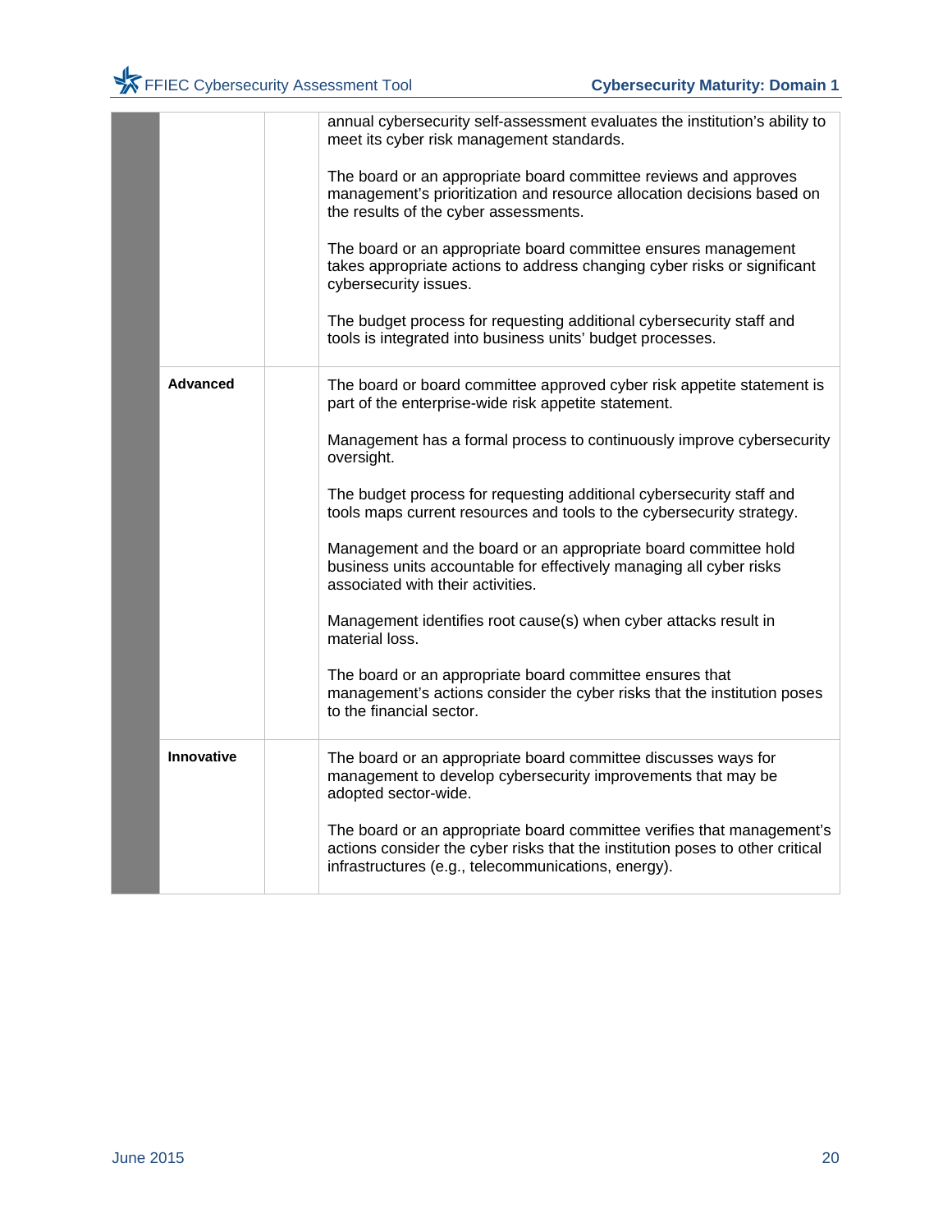| | | | |
|---|---|---|---|
| | | | annual cybersecurity self-assessment evaluates the institution's ability to meet its cyber risk management standards.<br><br>The board or an appropriate board committee reviews and approves management's prioritization and resource allocation decisions based on the results of the cyber assessments.<br><br>The board or an appropriate board committee ensures management takes appropriate actions to address changing cyber risks or significant cybersecurity issues.<br><br>The budget process for requesting additional cybersecurity staff and tools is integrated into business units' budget processes. |
| | **Advanced** | | The board or board committee approved cyber risk appetite statement is part of the enterprise-wide risk appetite statement.<br><br>Management has a formal process to continuously improve cybersecurity oversight.<br><br>The budget process for requesting additional cybersecurity staff and tools maps current resources and tools to the cybersecurity strategy.<br><br>Management and the board or an appropriate board committee hold business units accountable for effectively managing all cyber risks associated with their activities.<br><br>Management identifies root cause(s) when cyber attacks result in material loss.<br><br>The board or an appropriate board committee ensures that management's actions consider the cyber risks that the institution poses to the financial sector. |
| | **Innovative** | | The board or an appropriate board committee discusses ways for management to develop cybersecurity improvements that may be adopted sector-wide.<br><br>The board or an appropriate board committee verifies that management's actions consider the cyber risks that the institution poses to other critical infrastructures (e.g., telecommunications, energy). |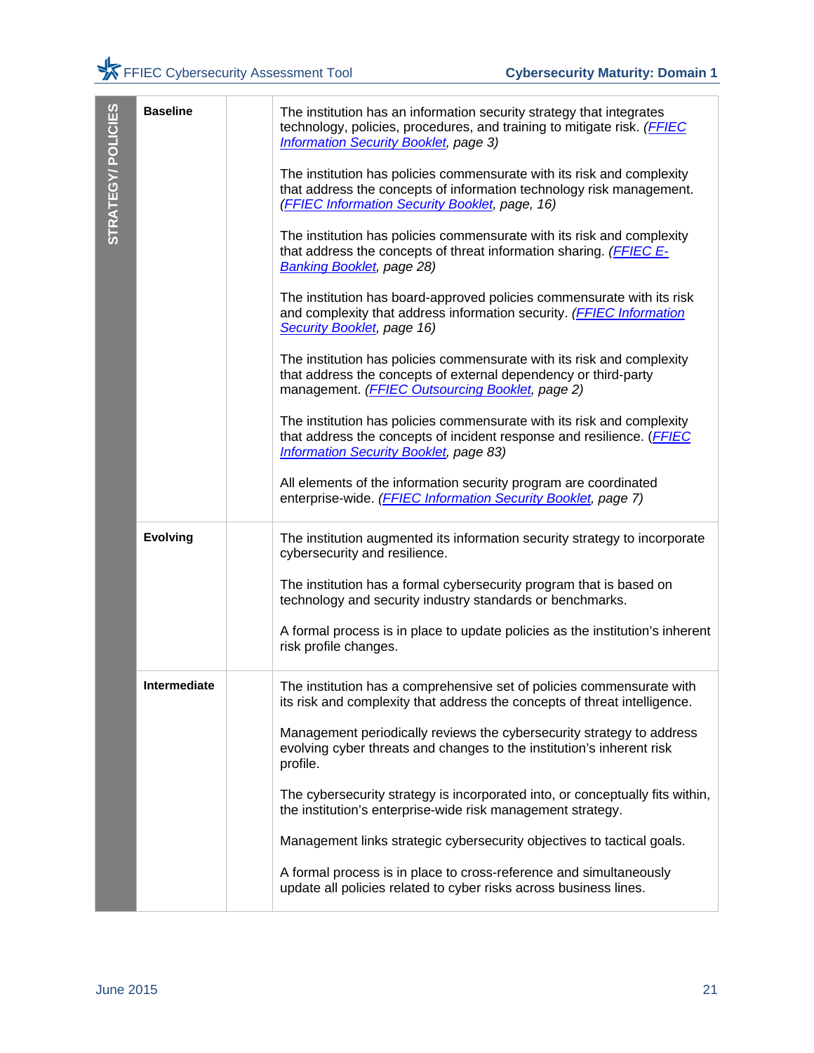| STRATEGY/ POLICIES | | | |
|---|---|---|---|
| | **Baseline** | | The institution has an information security strategy that integrates technology, policies, procedures, and training to mitigate risk. *(FFIEC Information Security Booklet, page 3)* |
| | | | The institution has policies commensurate with its risk and complexity that address the concepts of information technology risk management. *(FFIEC Information Security Booklet, page, 16)* |
| | | | The institution has policies commensurate with its risk and complexity that address the concepts of threat information sharing. *(FFIEC E-Banking Booklet, page 28)* |
| | | | The institution has board-approved policies commensurate with its risk and complexity that address information security. *(FFIEC Information Security Booklet, page 16)* |
| | | | The institution has policies commensurate with its risk and complexity that address the concepts of external dependency or third-party management. *(FFIEC Outsourcing Booklet, page 2)* |
| | | | The institution has policies commensurate with its risk and complexity that address the concepts of incident response and resilience. *(FFIEC Information Security Booklet, page 83)* |
| | | | All elements of the information security program are coordinated enterprise-wide. *(FFIEC Information Security Booklet, page 7)* |
| | **Evolving** | | The institution augmented its information security strategy to incorporate cybersecurity and resilience. |
| | | | The institution has a formal cybersecurity program that is based on technology and security industry standards or benchmarks. |
| | | | A formal process is in place to update policies as the institution's inherent risk profile changes. |
| | **Intermediate** | | The institution has a comprehensive set of policies commensurate with its risk and complexity that address the concepts of threat intelligence. |
| | | | Management periodically reviews the cybersecurity strategy to address evolving cyber threats and changes to the institution's inherent risk profile. |
| | | | The cybersecurity strategy is incorporated into, or conceptually fits within, the institution's enterprise-wide risk management strategy. |
| | | | Management links strategic cybersecurity objectives to tactical goals. |
| | | | A formal process is in place to cross-reference and simultaneously update all policies related to cyber risks across business lines. |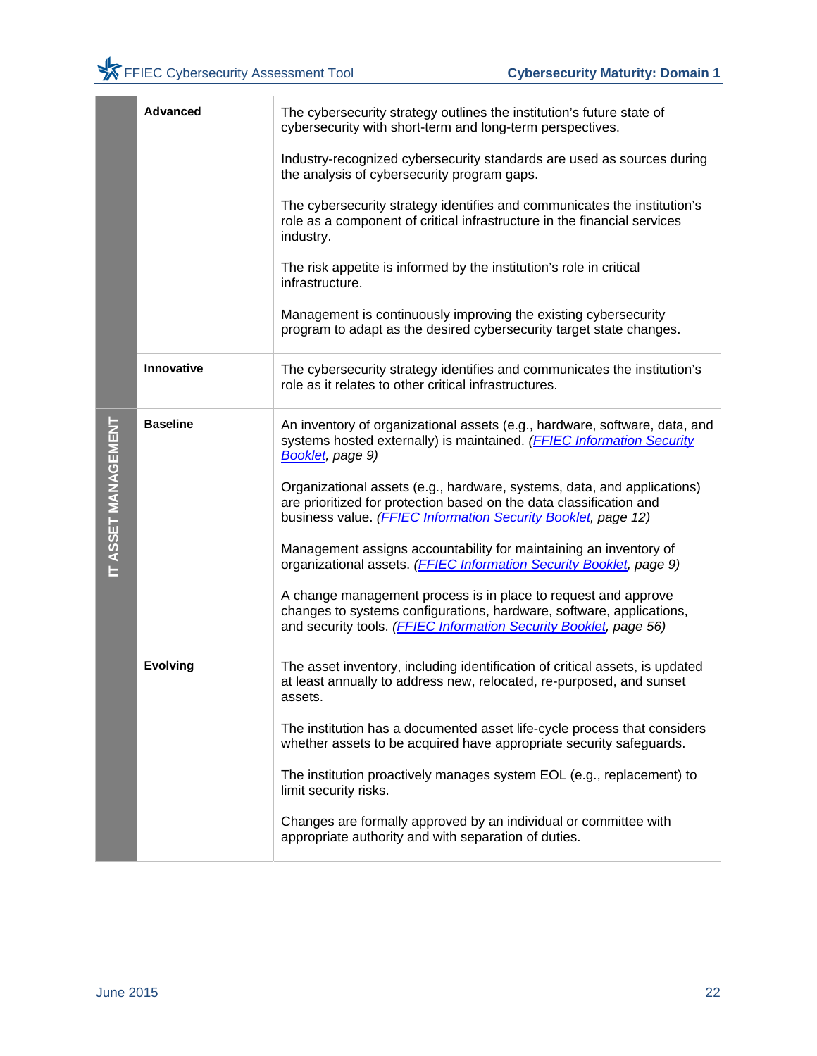| | | | |
|---|---|---|---|
| | **Advanced** | | The cybersecurity strategy outlines the institution's future state of cybersecurity with short-term and long-term perspectives.<br><br>Industry-recognized cybersecurity standards are used as sources during the analysis of cybersecurity program gaps.<br><br>The cybersecurity strategy identifies and communicates the institution's role as a component of critical infrastructure in the financial services industry.<br><br>The risk appetite is informed by the institution's role in critical infrastructure.<br><br>Management is continuously improving the existing cybersecurity program to adapt as the desired cybersecurity target state changes. |
| | **Innovative** | | The cybersecurity strategy identifies and communicates the institution's role as it relates to other critical infrastructures. |
| **IT ASSET MANAGEMENT** | **Baseline** | | An inventory of organizational assets (e.g., hardware, software, data, and systems hosted externally) is maintained. *(FFIEC Information Security Booklet, page 9)*<br><br>Organizational assets (e.g., hardware, systems, data, and applications) are prioritized for protection based on the data classification and business value. *(FFIEC Information Security Booklet, page 12)*<br><br>Management assigns accountability for maintaining an inventory of organizational assets. *(FFIEC Information Security Booklet, page 9)*<br><br>A change management process is in place to request and approve changes to systems configurations, hardware, software, applications, and security tools. *(FFIEC Information Security Booklet, page 56)* |
| | **Evolving** | | The asset inventory, including identification of critical assets, is updated at least annually to address new, relocated, re-purposed, and sunset assets.<br><br>The institution has a documented asset life-cycle process that considers whether assets to be acquired have appropriate security safeguards.<br><br>The institution proactively manages system EOL (e.g., replacement) to limit security risks.<br><br>Changes are formally approved by an individual or committee with appropriate authority and with separation of duties. |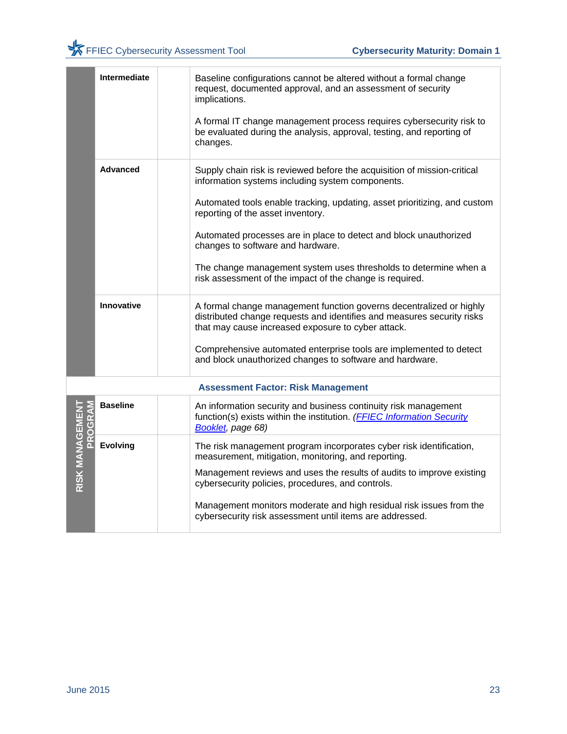| | | | |
|---|---|---|---|
| | **Intermediate** | | Baseline configurations cannot be altered without a formal change request, documented approval, and an assessment of security implications.<br><br>A formal IT change management process requires cybersecurity risk to be evaluated during the analysis, approval, testing, and reporting of changes. |
| | **Advanced** | | Supply chain risk is reviewed before the acquisition of mission-critical information systems including system components.<br><br>Automated tools enable tracking, updating, asset prioritizing, and custom reporting of the asset inventory.<br><br>Automated processes are in place to detect and block unauthorized changes to software and hardware.<br><br>The change management system uses thresholds to determine when a risk assessment of the impact of the change is required. |
| | **Innovative** | | A formal change management function governs decentralized or highly distributed change requests and identifies and measures security risks that may cause increased exposure to cyber attack.<br><br>Comprehensive automated enterprise tools are implemented to detect and block unauthorized changes to software and hardware. |
| **Assessment Factor: Risk Management** | | | |
| **RISK MANAGEMENT PROGRAM** | **Baseline** | | An information security and business continuity risk management function(s) exists within the institution. *(FFIEC Information Security Booklet, page 68)* |
| | **Evolving** | | The risk management program incorporates cyber risk identification, measurement, mitigation, monitoring, and reporting.<br><br>Management reviews and uses the results of audits to improve existing cybersecurity policies, procedures, and controls.<br><br>Management monitors moderate and high residual risk issues from the cybersecurity risk assessment until items are addressed. |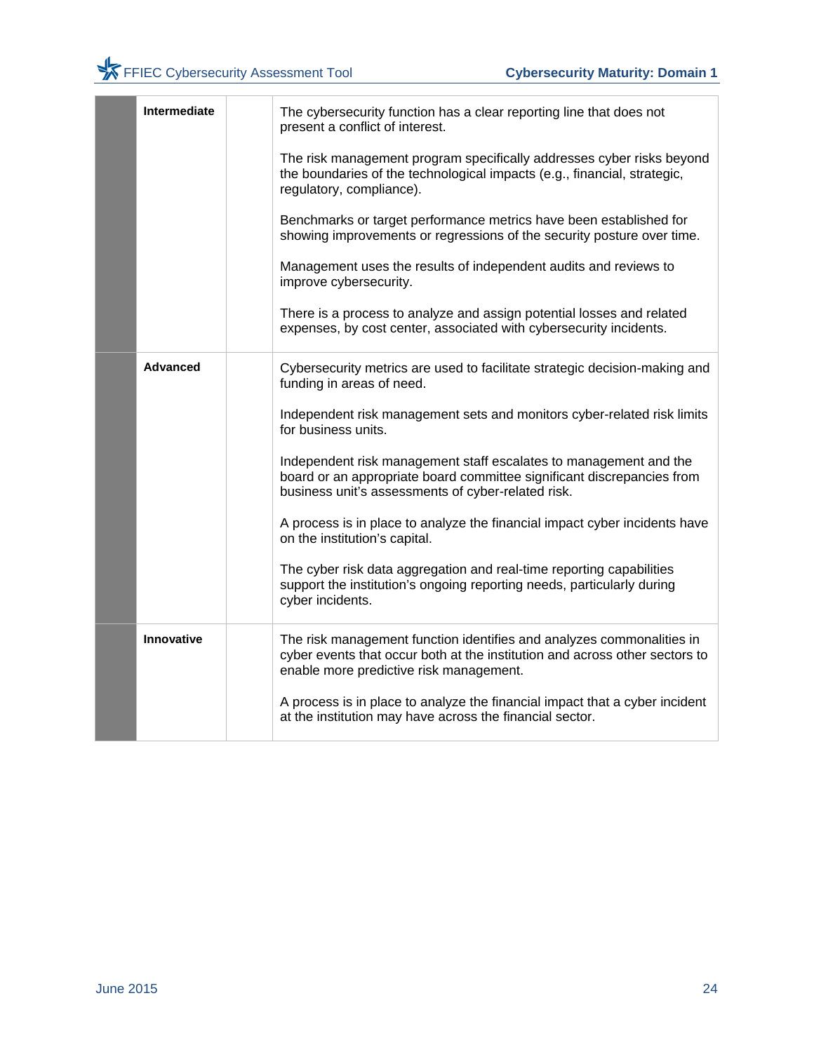| | | | |
|---|---|---|---|
| | **Intermediate** | | The cybersecurity function has a clear reporting line that does not present a conflict of interest.<br><br>The risk management program specifically addresses cyber risks beyond the boundaries of the technological impacts (e.g., financial, strategic, regulatory, compliance).<br><br>Benchmarks or target performance metrics have been established for showing improvements or regressions of the security posture over time.<br><br>Management uses the results of independent audits and reviews to improve cybersecurity.<br><br>There is a process to analyze and assign potential losses and related expenses, by cost center, associated with cybersecurity incidents. |
| | **Advanced** | | Cybersecurity metrics are used to facilitate strategic decision-making and funding in areas of need.<br><br>Independent risk management sets and monitors cyber-related risk limits for business units.<br><br>Independent risk management staff escalates to management and the board or an appropriate board committee significant discrepancies from business unit's assessments of cyber-related risk.<br><br>A process is in place to analyze the financial impact cyber incidents have on the institution's capital.<br><br>The cyber risk data aggregation and real-time reporting capabilities support the institution's ongoing reporting needs, particularly during cyber incidents. |
| | **Innovative** | | The risk management function identifies and analyzes commonalities in cyber events that occur both at the institution and across other sectors to enable more predictive risk management.<br><br>A process is in place to analyze the financial impact that a cyber incident at the institution may have across the financial sector. |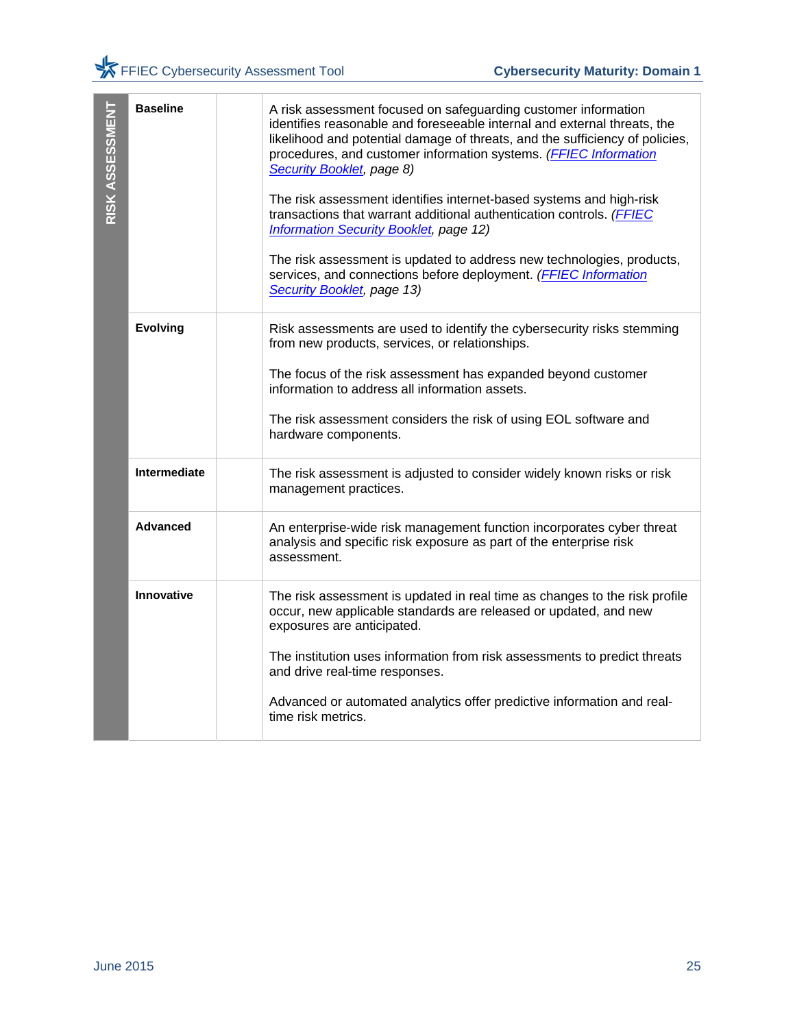| RISK ASSESSMENT | | | |
|---|---|---|---|
| | **Baseline** | | A risk assessment focused on safeguarding customer information identifies reasonable and foreseeable internal and external threats, the likelihood and potential damage of threats, and the sufficiency of policies, procedures, and customer information systems. *(FFIEC Information Security Booklet, page 8)*<br><br>The risk assessment identifies internet-based systems and high-risk transactions that warrant additional authentication controls. *(FFIEC Information Security Booklet, page 12)*<br><br>The risk assessment is updated to address new technologies, products, services, and connections before deployment. *(FFIEC Information Security Booklet, page 13)* |
| | **Evolving** | | Risk assessments are used to identify the cybersecurity risks stemming from new products, services, or relationships.<br><br>The focus of the risk assessment has expanded beyond customer information to address all information assets.<br><br>The risk assessment considers the risk of using EOL software and hardware components. |
| | **Intermediate** | | The risk assessment is adjusted to consider widely known risks or risk management practices. |
| | **Advanced** | | An enterprise-wide risk management function incorporates cyber threat analysis and specific risk exposure as part of the enterprise risk assessment. |
| | **Innovative** | | The risk assessment is updated in real time as changes to the risk profile occur, new applicable standards are released or updated, and new exposures are anticipated.<br><br>The institution uses information from risk assessments to predict threats and drive real-time responses.<br><br>Advanced or automated analytics offer predictive information and real-time risk metrics. |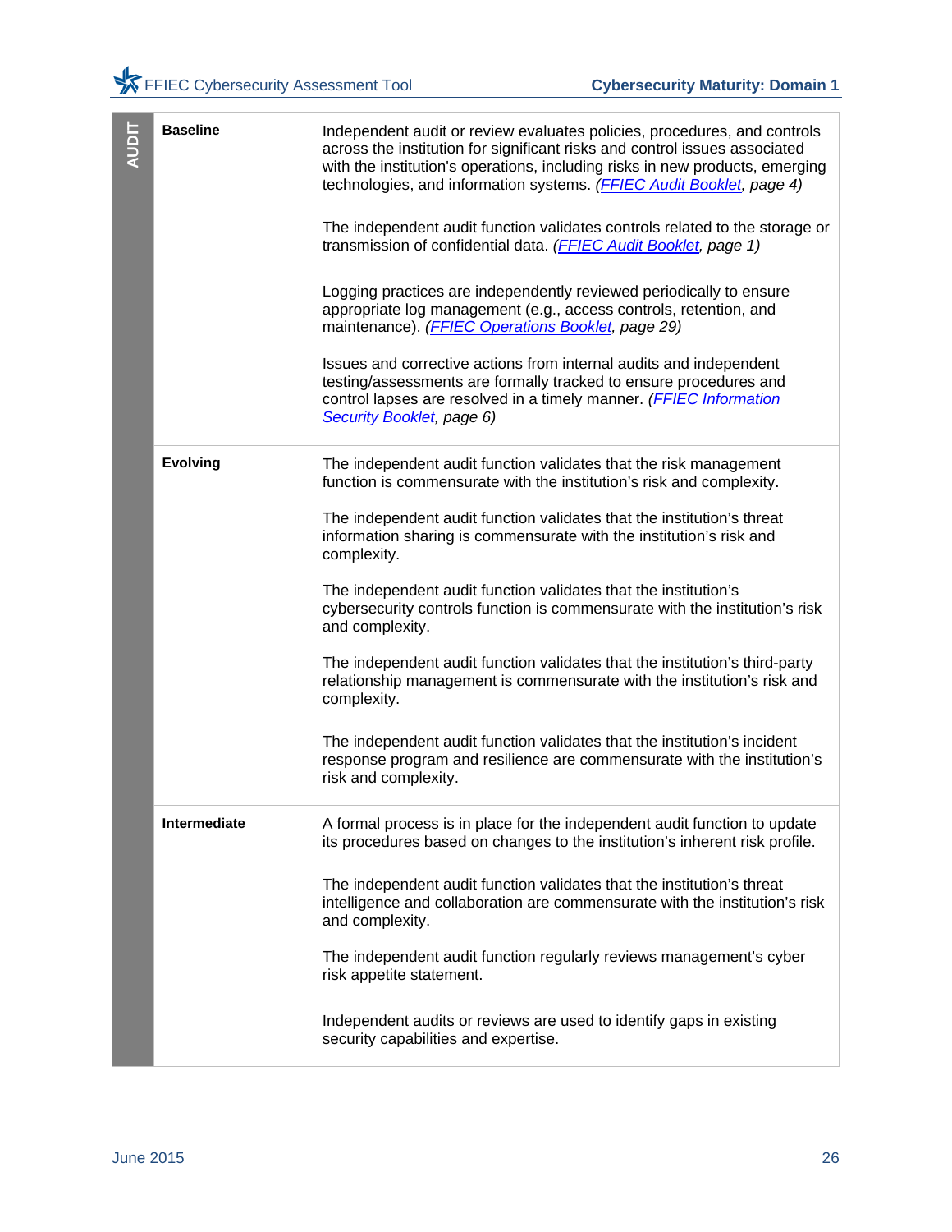| AUDIT | | | |
|---|---|---|---|
| | **Baseline** | | Independent audit or review evaluates policies, procedures, and controls across the institution for significant risks and control issues associated with the institution's operations, including risks in new products, emerging technologies, and information systems. *(FFIEC Audit Booklet, page 4)*<br><br>The independent audit function validates controls related to the storage or transmission of confidential data. *(FFIEC Audit Booklet, page 1)*<br><br>Logging practices are independently reviewed periodically to ensure appropriate log management (e.g., access controls, retention, and maintenance). *(FFIEC Operations Booklet, page 29)*<br><br>Issues and corrective actions from internal audits and independent testing/assessments are formally tracked to ensure procedures and control lapses are resolved in a timely manner. *(FFIEC Information Security Booklet, page 6)* |
| | **Evolving** | | The independent audit function validates that the risk management function is commensurate with the institution's risk and complexity.<br><br>The independent audit function validates that the institution's threat information sharing is commensurate with the institution's risk and complexity.<br><br>The independent audit function validates that the institution's cybersecurity controls function is commensurate with the institution's risk and complexity.<br><br>The independent audit function validates that the institution's third-party relationship management is commensurate with the institution's risk and complexity.<br><br>The independent audit function validates that the institution's incident response program and resilience are commensurate with the institution's risk and complexity. |
| | **Intermediate** | | A formal process is in place for the independent audit function to update its procedures based on changes to the institution's inherent risk profile.<br><br>The independent audit function validates that the institution's threat intelligence and collaboration are commensurate with the institution's risk and complexity.<br><br>The independent audit function regularly reviews management's cyber risk appetite statement.<br><br>Independent audits or reviews are used to identify gaps in existing security capabilities and expertise. |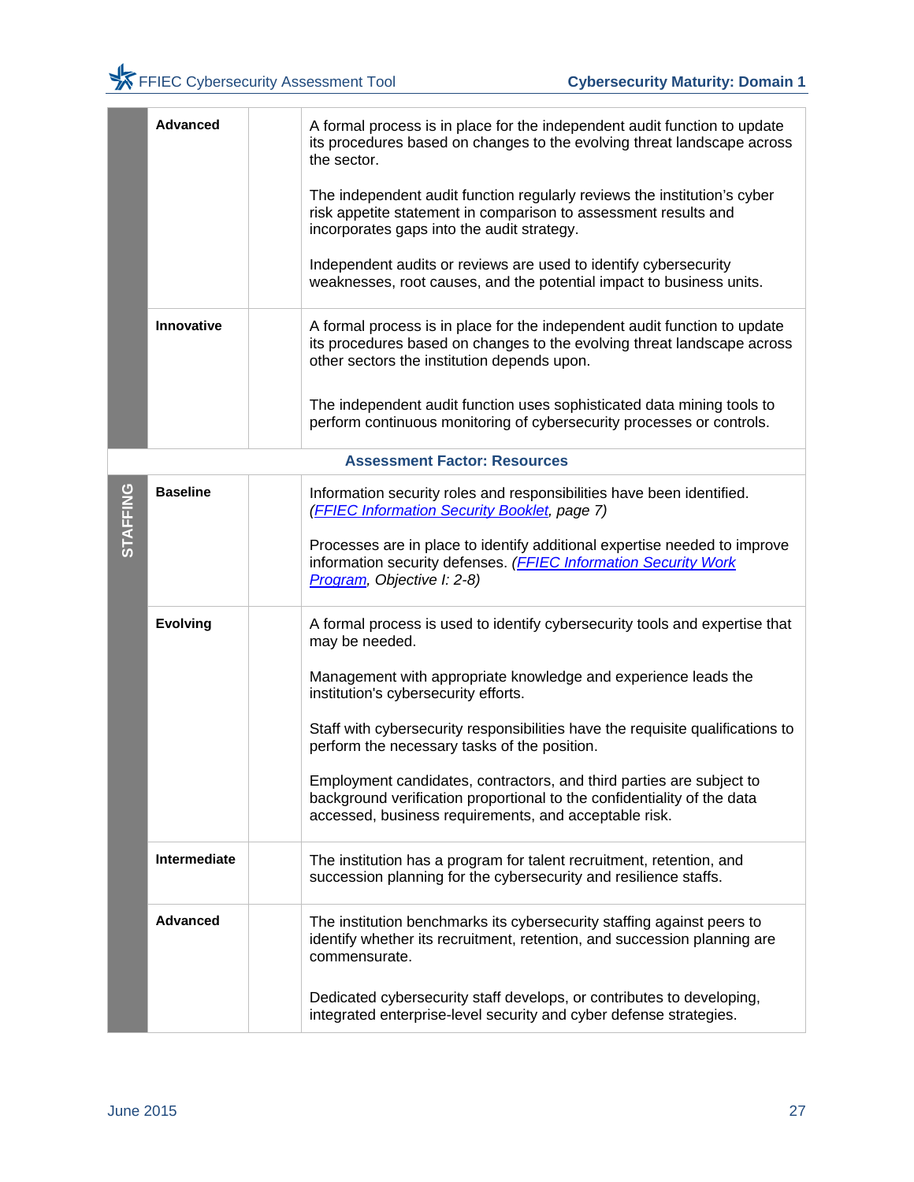| | | | |
|---|---|---|---|
| | **Advanced** | | A formal process is in place for the independent audit function to update its procedures based on changes to the evolving threat landscape across the sector.<br><br>The independent audit function regularly reviews the institution's cyber risk appetite statement in comparison to assessment results and incorporates gaps into the audit strategy.<br><br>Independent audits or reviews are used to identify cybersecurity weaknesses, root causes, and the potential impact to business units. |
| | **Innovative** | | A formal process is in place for the independent audit function to update its procedures based on changes to the evolving threat landscape across other sectors the institution depends upon.<br><br>The independent audit function uses sophisticated data mining tools to perform continuous monitoring of cybersecurity processes or controls. |
| **Assessment Factor: Resources** | | | |
| **STAFFING** | **Baseline** | | Information security roles and responsibilities have been identified. *([FFIEC Information Security Booklet](), page 7)*<br><br>Processes are in place to identify additional expertise needed to improve information security defenses. *([FFIEC Information Security Work Program](), Objective I: 2-8)* |
| | **Evolving** | | A formal process is used to identify cybersecurity tools and expertise that may be needed.<br><br>Management with appropriate knowledge and experience leads the institution's cybersecurity efforts.<br><br>Staff with cybersecurity responsibilities have the requisite qualifications to perform the necessary tasks of the position.<br><br>Employment candidates, contractors, and third parties are subject to background verification proportional to the confidentiality of the data accessed, business requirements, and acceptable risk. |
| | **Intermediate** | | The institution has a program for talent recruitment, retention, and succession planning for the cybersecurity and resilience staffs. |
| | **Advanced** | | The institution benchmarks its cybersecurity staffing against peers to identify whether its recruitment, retention, and succession planning are commensurate.<br><br>Dedicated cybersecurity staff develops, or contributes to developing, integrated enterprise-level security and cyber defense strategies. |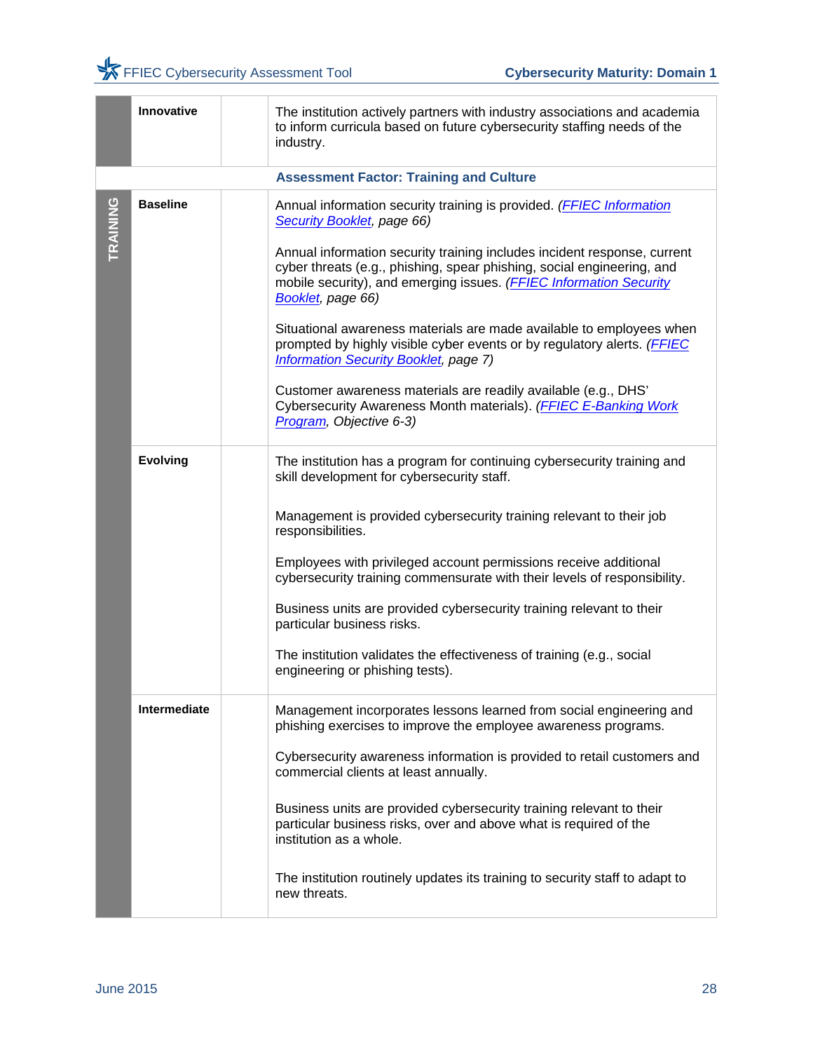| | | | |
|---|---|---|---|
| | **Innovative** | | The institution actively partners with industry associations and academia to inform curricula based on future cybersecurity staffing needs of the industry. |
| | | | **Assessment Factor: Training and Culture** |
| TRAINING | **Baseline** | | Annual information security training is provided. *(FFIEC Information Security Booklet, page 66)*<br><br>Annual information security training includes incident response, current cyber threats (e.g., phishing, spear phishing, social engineering, and mobile security), and emerging issues. *(FFIEC Information Security Booklet, page 66)*<br><br>Situational awareness materials are made available to employees when prompted by highly visible cyber events or by regulatory alerts. *(FFIEC Information Security Booklet, page 7)*<br><br>Customer awareness materials are readily available (e.g., DHS' Cybersecurity Awareness Month materials). *(FFIEC E-Banking Work Program, Objective 6-3)* |
| | **Evolving** | | The institution has a program for continuing cybersecurity training and skill development for cybersecurity staff.<br><br>Management is provided cybersecurity training relevant to their job responsibilities.<br><br>Employees with privileged account permissions receive additional cybersecurity training commensurate with their levels of responsibility.<br><br>Business units are provided cybersecurity training relevant to their particular business risks.<br><br>The institution validates the effectiveness of training (e.g., social engineering or phishing tests). |
| | **Intermediate** | | Management incorporates lessons learned from social engineering and phishing exercises to improve the employee awareness programs.<br><br>Cybersecurity awareness information is provided to retail customers and commercial clients at least annually.<br><br>Business units are provided cybersecurity training relevant to their particular business risks, over and above what is required of the institution as a whole.<br><br>The institution routinely updates its training to security staff to adapt to new threats. |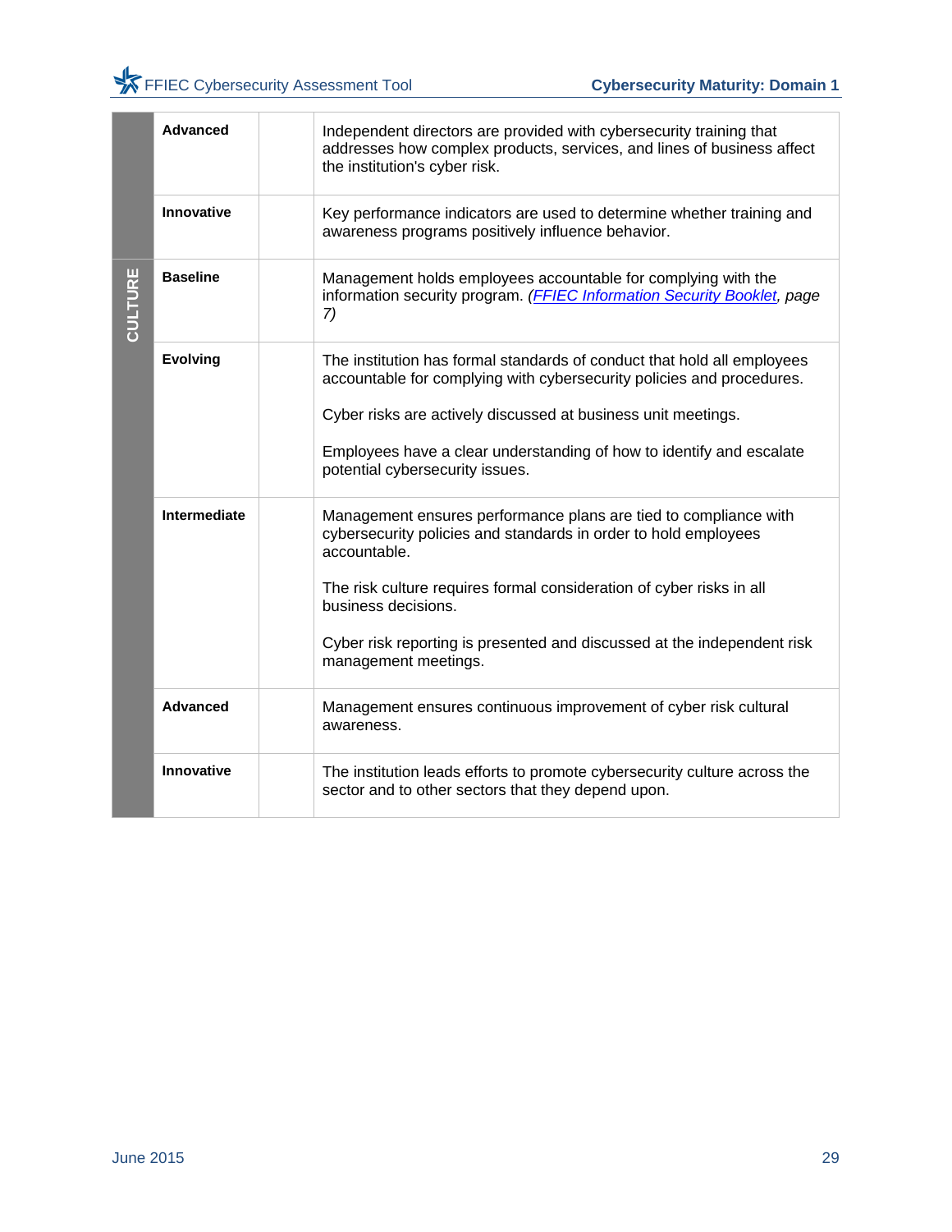| | | | |
|---|---|---|---|
| | **Advanced** | | Independent directors are provided with cybersecurity training that addresses how complex products, services, and lines of business affect the institution's cyber risk. |
| | **Innovative** | | Key performance indicators are used to determine whether training and awareness programs positively influence behavior. |
| **CULTURE** | **Baseline** | | Management holds employees accountable for complying with the information security program. *(FFIEC Information Security Booklet, page 7)* |
| | **Evolving** | | The institution has formal standards of conduct that hold all employees accountable for complying with cybersecurity policies and procedures.<br><br>Cyber risks are actively discussed at business unit meetings.<br><br>Employees have a clear understanding of how to identify and escalate potential cybersecurity issues. |
| | **Intermediate** | | Management ensures performance plans are tied to compliance with cybersecurity policies and standards in order to hold employees accountable.<br><br>The risk culture requires formal consideration of cyber risks in all business decisions.<br><br>Cyber risk reporting is presented and discussed at the independent risk management meetings. |
| | **Advanced** | | Management ensures continuous improvement of cyber risk cultural awareness. |
| | **Innovative** | | The institution leads efforts to promote cybersecurity culture across the sector and to other sectors that they depend upon. |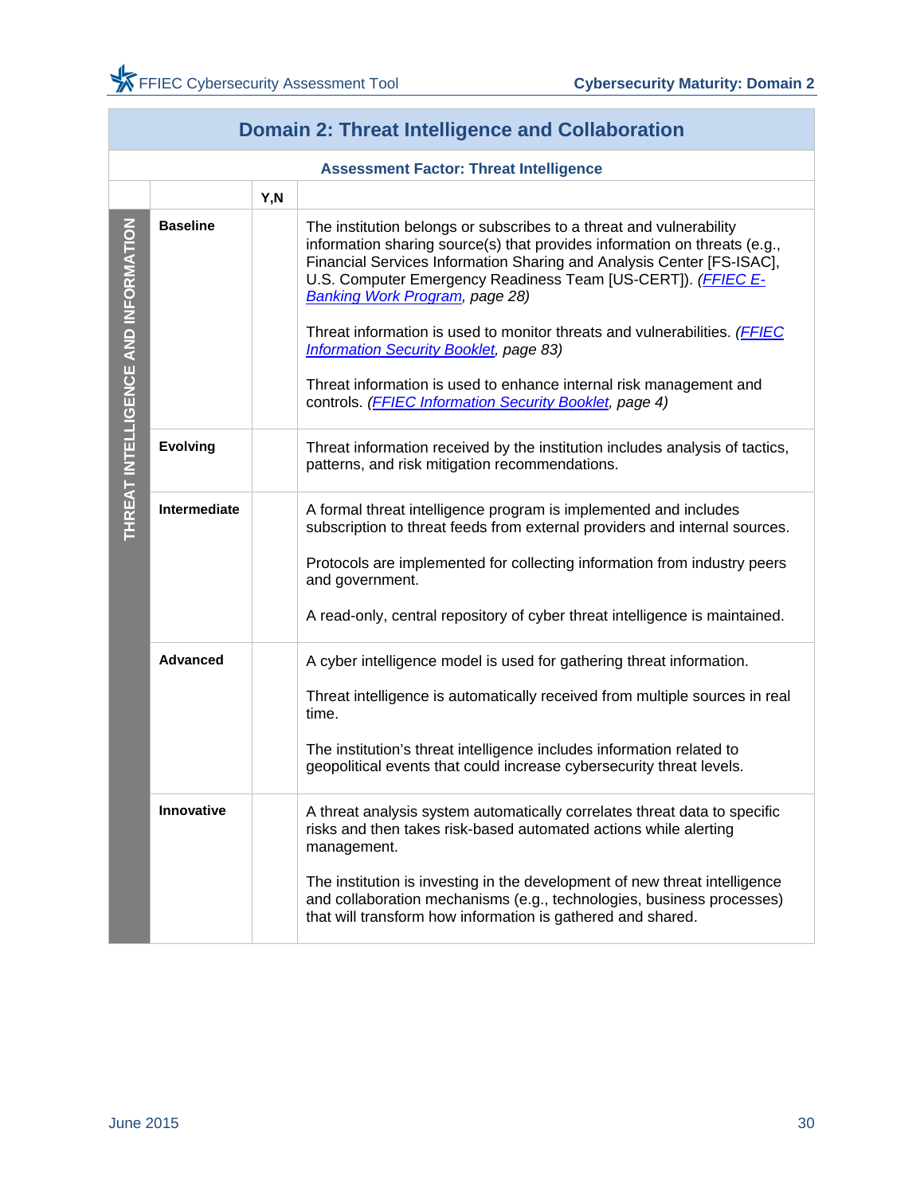## Domain 2: Threat Intelligence and Collaboration

### Assessment Factor: Threat Intelligence

| | | Y,N | |
|---|---|---|---|
| THREAT INTELLIGENCE AND INFORMATION | **Baseline** | | The institution belongs or subscribes to a threat and vulnerability information sharing source(s) that provides information on threats (e.g., Financial Services Information Sharing and Analysis Center [FS-ISAC], U.S. Computer Emergency Readiness Team [US-CERT]). *(FFIEC E-Banking Work Program, page 28)*<br><br>Threat information is used to monitor threats and vulnerabilities. *(FFIEC Information Security Booklet, page 83)*<br><br>Threat information is used to enhance internal risk management and controls. *(FFIEC Information Security Booklet, page 4)* |
| | **Evolving** | | Threat information received by the institution includes analysis of tactics, patterns, and risk mitigation recommendations. |
| | **Intermediate** | | A formal threat intelligence program is implemented and includes subscription to threat feeds from external providers and internal sources.<br><br>Protocols are implemented for collecting information from industry peers and government.<br><br>A read-only, central repository of cyber threat intelligence is maintained. |
| | **Advanced** | | A cyber intelligence model is used for gathering threat information.<br><br>Threat intelligence is automatically received from multiple sources in real time.<br><br>The institution's threat intelligence includes information related to geopolitical events that could increase cybersecurity threat levels. |
| | **Innovative** | | A threat analysis system automatically correlates threat data to specific risks and then takes risk-based automated actions while alerting management.<br><br>The institution is investing in the development of new threat intelligence and collaboration mechanisms (e.g., technologies, business processes) that will transform how information is gathered and shared. |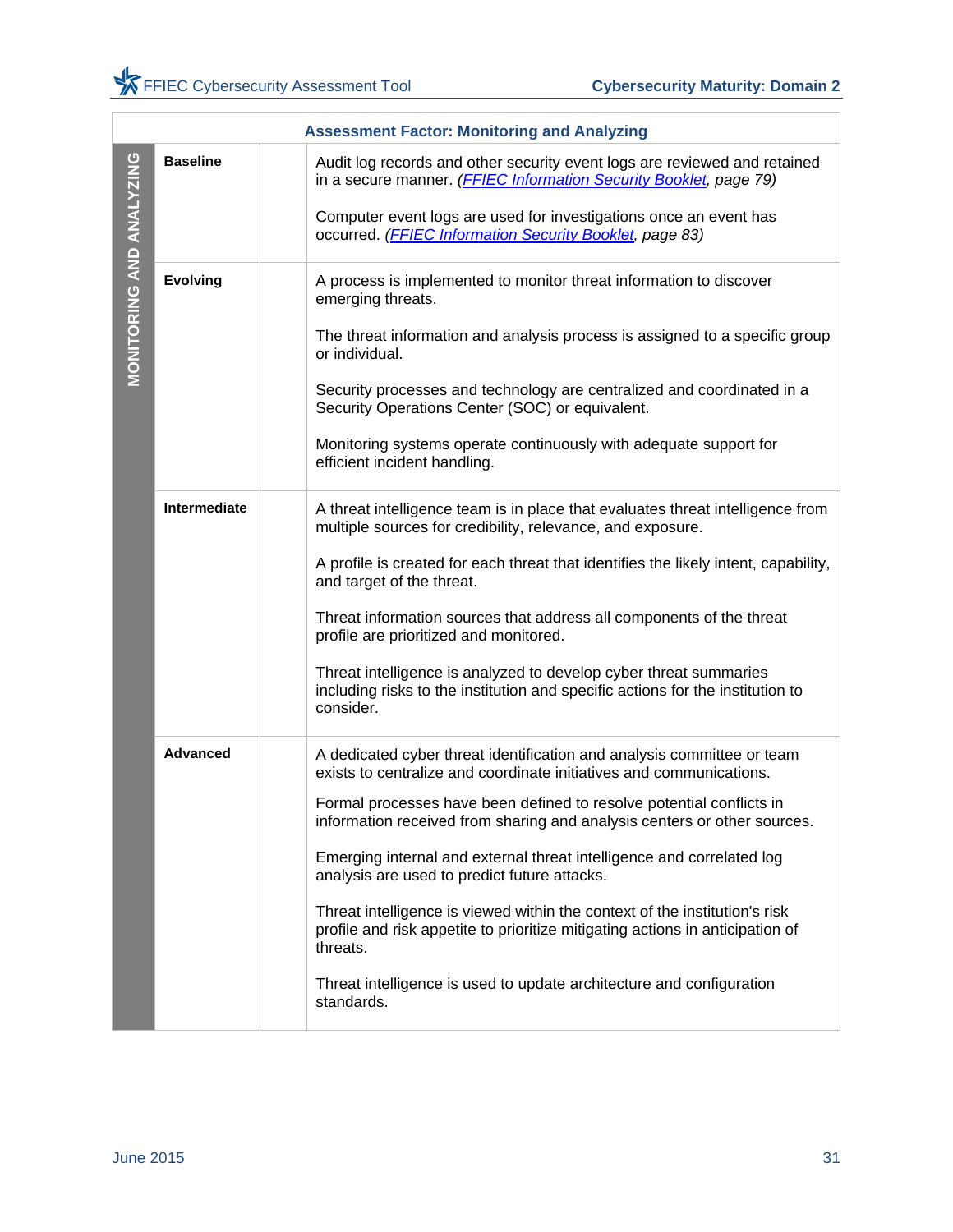| Assessment Factor: Monitoring and Analyzing | | | |
|---|---|---|---|
| MONITORING AND ANALYZING | Baseline | | Audit log records and other security event logs are reviewed and retained in a secure manner. *(FFIEC Information Security Booklet, page 79)*<br><br>Computer event logs are used for investigations once an event has occurred. *(FFIEC Information Security Booklet, page 83)* |
| | Evolving | | A process is implemented to monitor threat information to discover emerging threats.<br><br>The threat information and analysis process is assigned to a specific group or individual.<br><br>Security processes and technology are centralized and coordinated in a Security Operations Center (SOC) or equivalent.<br><br>Monitoring systems operate continuously with adequate support for efficient incident handling. |
| | Intermediate | | A threat intelligence team is in place that evaluates threat intelligence from multiple sources for credibility, relevance, and exposure.<br><br>A profile is created for each threat that identifies the likely intent, capability, and target of the threat.<br><br>Threat information sources that address all components of the threat profile are prioritized and monitored.<br><br>Threat intelligence is analyzed to develop cyber threat summaries including risks to the institution and specific actions for the institution to consider. |
| | Advanced | | A dedicated cyber threat identification and analysis committee or team exists to centralize and coordinate initiatives and communications.<br><br>Formal processes have been defined to resolve potential conflicts in information received from sharing and analysis centers or other sources.<br><br>Emerging internal and external threat intelligence and correlated log analysis are used to predict future attacks.<br><br>Threat intelligence is viewed within the context of the institution's risk profile and risk appetite to prioritize mitigating actions in anticipation of threats.<br><br>Threat intelligence is used to update architecture and configuration standards. |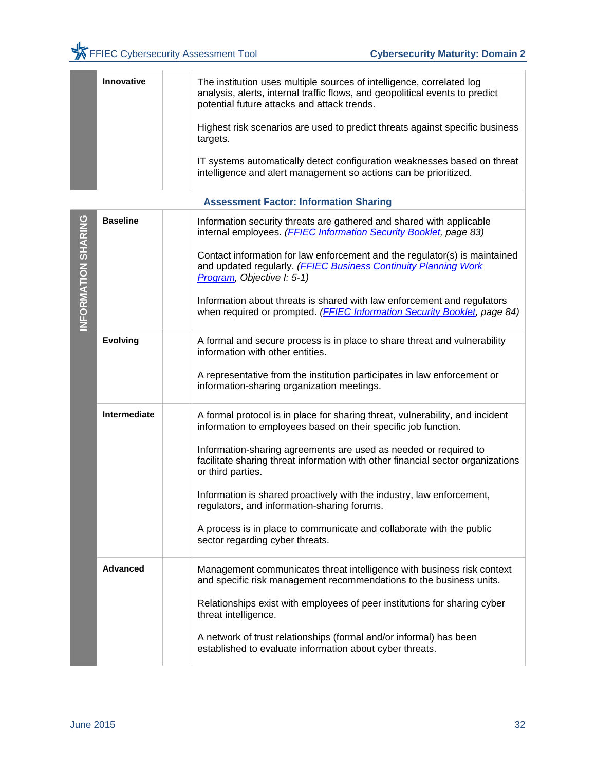| | | | |
|---|---|---|---|
| | **Innovative** | | The institution uses multiple sources of intelligence, correlated log analysis, alerts, internal traffic flows, and geopolitical events to predict potential future attacks and attack trends.<br><br>Highest risk scenarios are used to predict threats against specific business targets.<br><br>IT systems automatically detect configuration weaknesses based on threat intelligence and alert management so actions can be prioritized. |

**Assessment Factor: Information Sharing**

| INFORMATION SHARING | | | |
|---|---|---|---|
| | **Baseline** | | Information security threats are gathered and shared with applicable internal employees. *(FFIEC Information Security Booklet, page 83)*<br><br>Contact information for law enforcement and the regulator(s) is maintained and updated regularly. *(FFIEC Business Continuity Planning Work Program, Objective I: 5-1)*<br><br>Information about threats is shared with law enforcement and regulators when required or prompted. *(FFIEC Information Security Booklet, page 84)* |
| | **Evolving** | | A formal and secure process is in place to share threat and vulnerability information with other entities.<br><br>A representative from the institution participates in law enforcement or information-sharing organization meetings. |
| | **Intermediate** | | A formal protocol is in place for sharing threat, vulnerability, and incident information to employees based on their specific job function.<br><br>Information-sharing agreements are used as needed or required to facilitate sharing threat information with other financial sector organizations or third parties.<br><br>Information is shared proactively with the industry, law enforcement, regulators, and information-sharing forums.<br><br>A process is in place to communicate and collaborate with the public sector regarding cyber threats. |
| | **Advanced** | | Management communicates threat intelligence with business risk context and specific risk management recommendations to the business units.<br><br>Relationships exist with employees of peer institutions for sharing cyber threat intelligence.<br><br>A network of trust relationships (formal and/or informal) has been established to evaluate information about cyber threats. |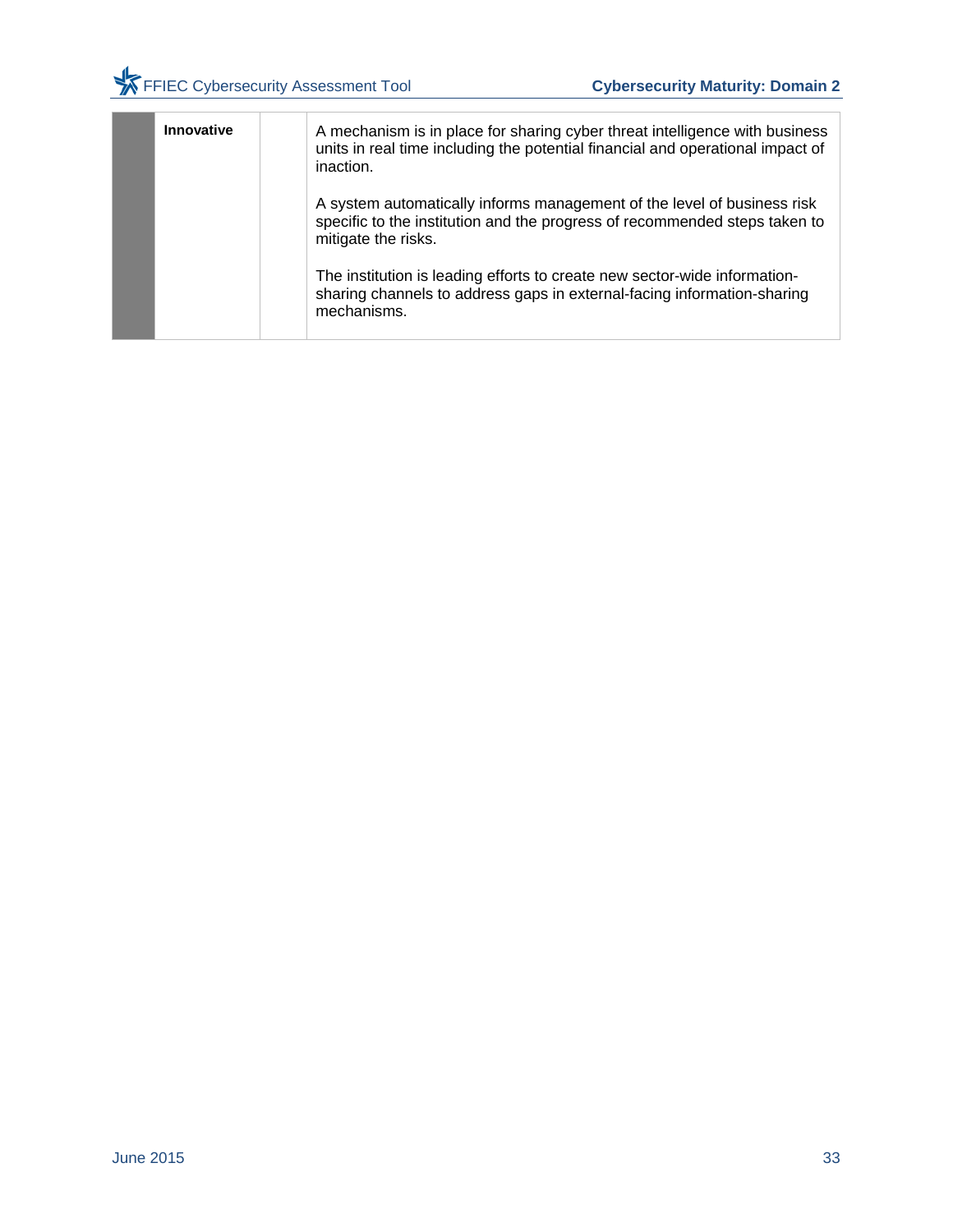|  | Innovative |  | A mechanism is in place for sharing cyber threat intelligence with business units in real time including the potential financial and operational impact of inaction.<br><br>A system automatically informs management of the level of business risk specific to the institution and the progress of recommended steps taken to mitigate the risks.<br><br>The institution is leading efforts to create new sector-wide information-sharing channels to address gaps in external-facing information-sharing mechanisms. |
|---|---|---|---|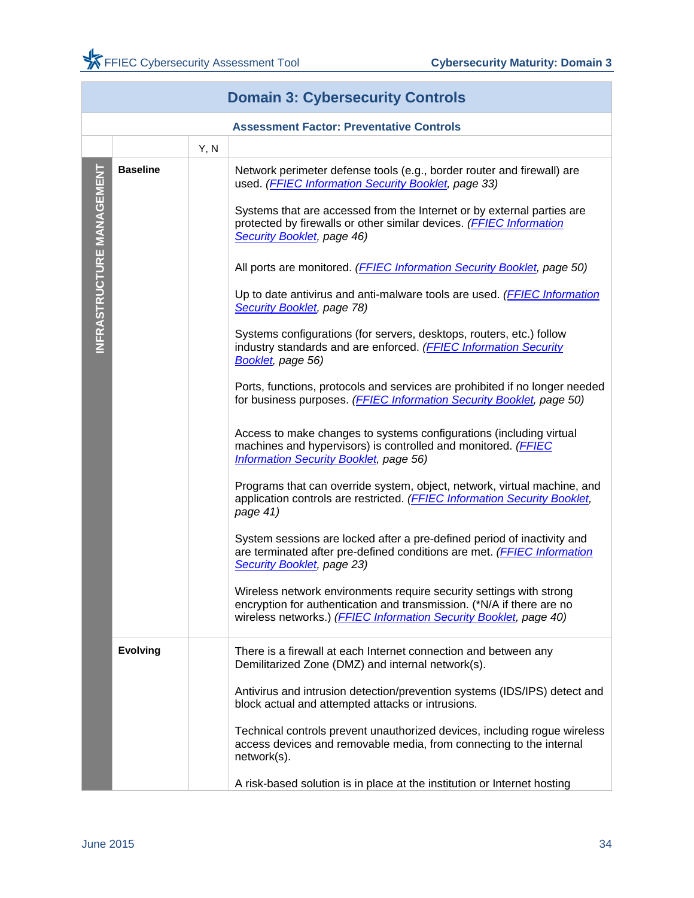# Domain 3: Cybersecurity Controls

## Assessment Factor: Preventative Controls

| | | Y, N | |
|---|---|---|---|
| INFRASTRUCTURE MANAGEMENT | **Baseline** | | Network perimeter defense tools (e.g., border router and firewall) are used. *(FFIEC Information Security Booklet, page 33)* |
| | | | Systems that are accessed from the Internet or by external parties are protected by firewalls or other similar devices. *(FFIEC Information Security Booklet, page 46)* |
| | | | All ports are monitored. *(FFIEC Information Security Booklet, page 50)* |
| | | | Up to date antivirus and anti-malware tools are used. *(FFIEC Information Security Booklet, page 78)* |
| | | | Systems configurations (for servers, desktops, routers, etc.) follow industry standards and are enforced. *(FFIEC Information Security Booklet, page 56)* |
| | | | Ports, functions, protocols and services are prohibited if no longer needed for business purposes. *(FFIEC Information Security Booklet, page 50)* |
| | | | Access to make changes to systems configurations (including virtual machines and hypervisors) is controlled and monitored. *(FFIEC Information Security Booklet, page 56)* |
| | | | Programs that can override system, object, network, virtual machine, and application controls are restricted. *(FFIEC Information Security Booklet, page 41)* |
| | | | System sessions are locked after a pre-defined period of inactivity and are terminated after pre-defined conditions are met. *(FFIEC Information Security Booklet, page 23)* |
| | | | Wireless network environments require security settings with strong encryption for authentication and transmission. (*N/A if there are no wireless networks.) *(FFIEC Information Security Booklet, page 40)* |
| | **Evolving** | | There is a firewall at each Internet connection and between any Demilitarized Zone (DMZ) and internal network(s). |
| | | | Antivirus and intrusion detection/prevention systems (IDS/IPS) detect and block actual and attempted attacks or intrusions. |
| | | | Technical controls prevent unauthorized devices, including rogue wireless access devices and removable media, from connecting to the internal network(s). |
| | | | A risk-based solution is in place at the institution or Internet hosting |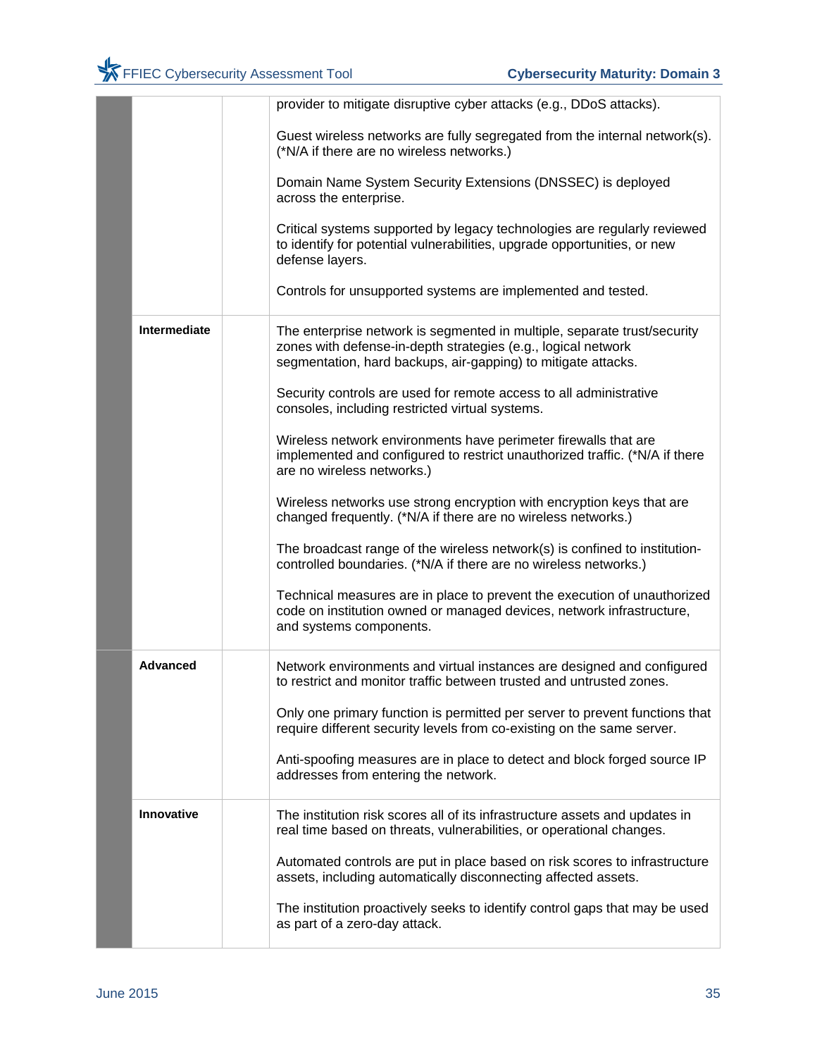| | | | |
|---|---|---|---|
| | | | provider to mitigate disruptive cyber attacks (e.g., DDoS attacks).<br><br>Guest wireless networks are fully segregated from the internal network(s). (*N/A if there are no wireless networks.)<br><br>Domain Name System Security Extensions (DNSSEC) is deployed across the enterprise.<br><br>Critical systems supported by legacy technologies are regularly reviewed to identify for potential vulnerabilities, upgrade opportunities, or new defense layers.<br><br>Controls for unsupported systems are implemented and tested. |
| | **Intermediate** | | The enterprise network is segmented in multiple, separate trust/security zones with defense-in-depth strategies (e.g., logical network segmentation, hard backups, air-gapping) to mitigate attacks.<br><br>Security controls are used for remote access to all administrative consoles, including restricted virtual systems.<br><br>Wireless network environments have perimeter firewalls that are implemented and configured to restrict unauthorized traffic. (*N/A if there are no wireless networks.)<br><br>Wireless networks use strong encryption with encryption keys that are changed frequently. (*N/A if there are no wireless networks.)<br><br>The broadcast range of the wireless network(s) is confined to institution-controlled boundaries. (*N/A if there are no wireless networks.)<br><br>Technical measures are in place to prevent the execution of unauthorized code on institution owned or managed devices, network infrastructure, and systems components. |
| | **Advanced** | | Network environments and virtual instances are designed and configured to restrict and monitor traffic between trusted and untrusted zones.<br><br>Only one primary function is permitted per server to prevent functions that require different security levels from co-existing on the same server.<br><br>Anti-spoofing measures are in place to detect and block forged source IP addresses from entering the network. |
| | **Innovative** | | The institution risk scores all of its infrastructure assets and updates in real time based on threats, vulnerabilities, or operational changes.<br><br>Automated controls are put in place based on risk scores to infrastructure assets, including automatically disconnecting affected assets.<br><br>The institution proactively seeks to identify control gaps that may be used as part of a zero-day attack. |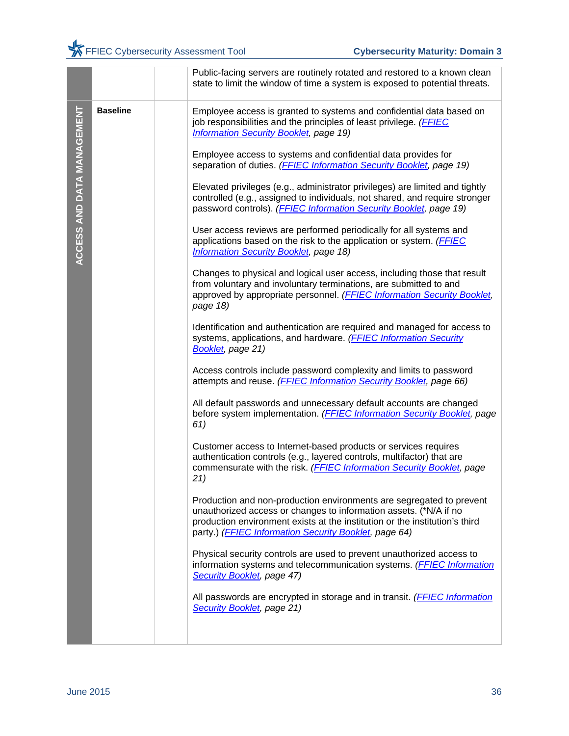| ACCESS AND DATA MANAGEMENT | | | |
|---|---|---|---|
| | | | Public-facing servers are routinely rotated and restored to a known clean state to limit the window of time a system is exposed to potential threats. |
| | **Baseline** | | Employee access is granted to systems and confidential data based on job responsibilities and the principles of least privilege. *(FFIEC Information Security Booklet, page 19)*<br><br>Employee access to systems and confidential data provides for separation of duties. *(FFIEC Information Security Booklet, page 19)*<br><br>Elevated privileges (e.g., administrator privileges) are limited and tightly controlled (e.g., assigned to individuals, not shared, and require stronger password controls). *(FFIEC Information Security Booklet, page 19)*<br><br>User access reviews are performed periodically for all systems and applications based on the risk to the application or system. *(FFIEC Information Security Booklet, page 18)*<br><br>Changes to physical and logical user access, including those that result from voluntary and involuntary terminations, are submitted to and approved by appropriate personnel. *(FFIEC Information Security Booklet, page 18)*<br><br>Identification and authentication are required and managed for access to systems, applications, and hardware. *(FFIEC Information Security Booklet, page 21)*<br><br>Access controls include password complexity and limits to password attempts and reuse. *(FFIEC Information Security Booklet, page 66)*<br><br>All default passwords and unnecessary default accounts are changed before system implementation. *(FFIEC Information Security Booklet, page 61)*<br><br>Customer access to Internet-based products or services requires authentication controls (e.g., layered controls, multifactor) that are commensurate with the risk. *(FFIEC Information Security Booklet, page 21)*<br><br>Production and non-production environments are segregated to prevent unauthorized access or changes to information assets. (*N/A if no production environment exists at the institution or the institution's third party.) *(FFIEC Information Security Booklet, page 64)*<br><br>Physical security controls are used to prevent unauthorized access to information systems and telecommunication systems. *(FFIEC Information Security Booklet, page 47)*<br><br>All passwords are encrypted in storage and in transit. *(FFIEC Information Security Booklet, page 21)* |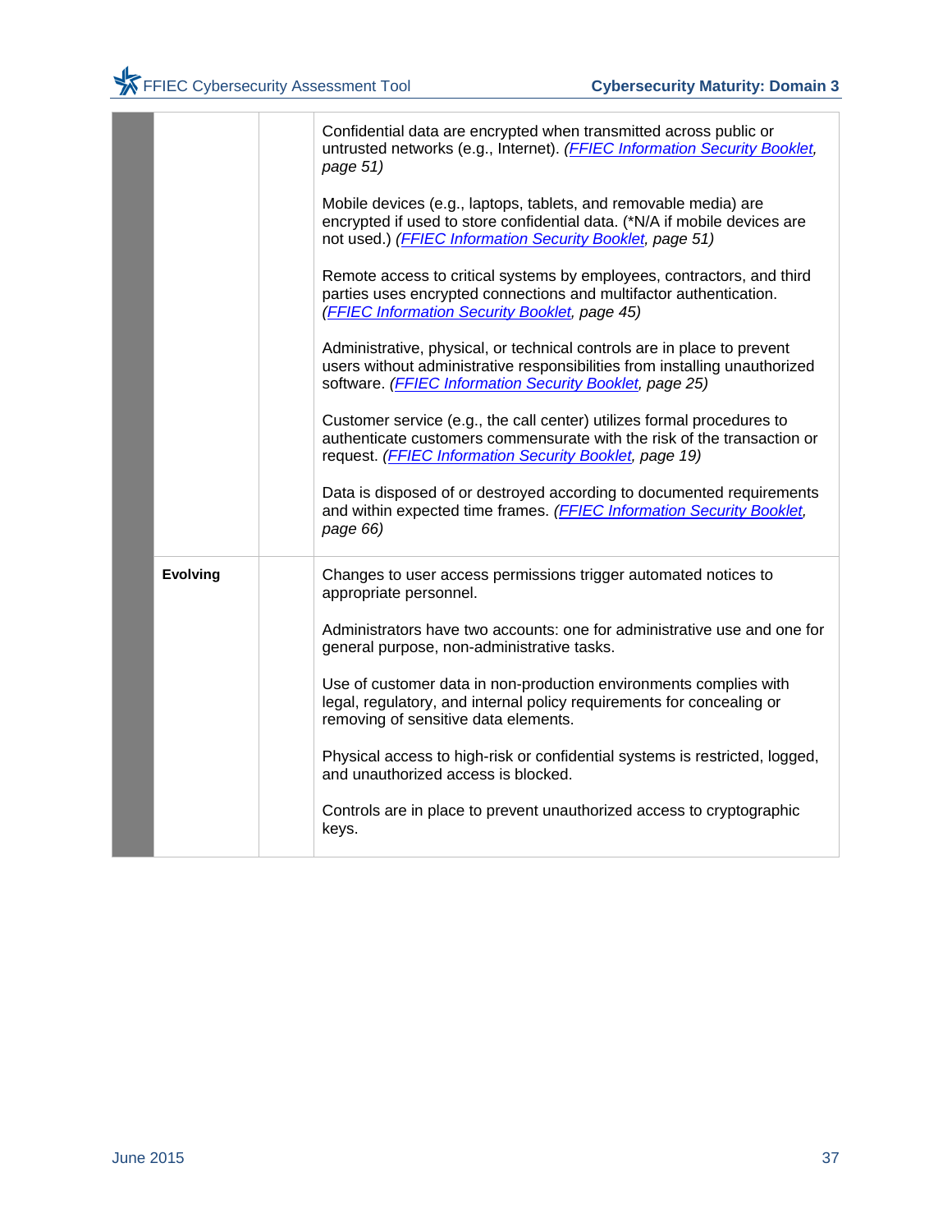|  |  |  |  |
|---|---|---|---|
|  |  |  | Confidential data are encrypted when transmitted across public or untrusted networks (e.g., Internet). *(FFIEC Information Security Booklet, page 51)*<br><br>Mobile devices (e.g., laptops, tablets, and removable media) are encrypted if used to store confidential data. (*N/A if mobile devices are not used.) *(FFIEC Information Security Booklet, page 51)*<br><br>Remote access to critical systems by employees, contractors, and third parties uses encrypted connections and multifactor authentication. *(FFIEC Information Security Booklet, page 45)*<br><br>Administrative, physical, or technical controls are in place to prevent users without administrative responsibilities from installing unauthorized software. *(FFIEC Information Security Booklet, page 25)*<br><br>Customer service (e.g., the call center) utilizes formal procedures to authenticate customers commensurate with the risk of the transaction or request. *(FFIEC Information Security Booklet, page 19)*<br><br>Data is disposed of or destroyed according to documented requirements and within expected time frames. *(FFIEC Information Security Booklet, page 66)* |
|  | **Evolving** |  | Changes to user access permissions trigger automated notices to appropriate personnel.<br><br>Administrators have two accounts: one for administrative use and one for general purpose, non-administrative tasks.<br><br>Use of customer data in non-production environments complies with legal, regulatory, and internal policy requirements for concealing or removing of sensitive data elements.<br><br>Physical access to high-risk or confidential systems is restricted, logged, and unauthorized access is blocked.<br><br>Controls are in place to prevent unauthorized access to cryptographic keys. |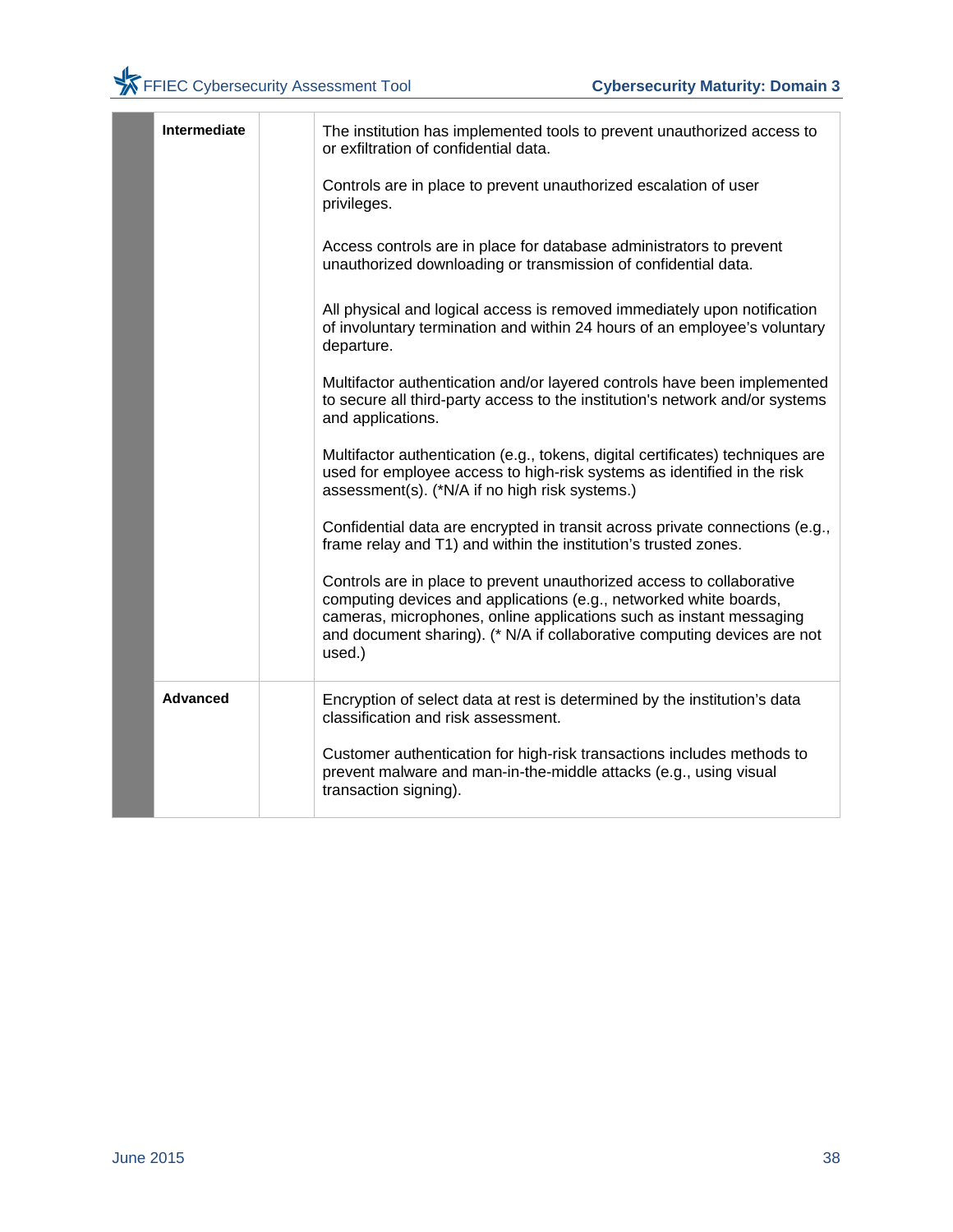| | | | |
|---|---|---|---|
| | **Intermediate** | | The institution has implemented tools to prevent unauthorized access to or exfiltration of confidential data.<br><br>Controls are in place to prevent unauthorized escalation of user privileges.<br><br>Access controls are in place for database administrators to prevent unauthorized downloading or transmission of confidential data.<br><br>All physical and logical access is removed immediately upon notification of involuntary termination and within 24 hours of an employee's voluntary departure.<br><br>Multifactor authentication and/or layered controls have been implemented to secure all third-party access to the institution's network and/or systems and applications.<br><br>Multifactor authentication (e.g., tokens, digital certificates) techniques are used for employee access to high-risk systems as identified in the risk assessment(s). (*N/A if no high risk systems.)<br><br>Confidential data are encrypted in transit across private connections (e.g., frame relay and T1) and within the institution's trusted zones.<br><br>Controls are in place to prevent unauthorized access to collaborative computing devices and applications (e.g., networked white boards, cameras, microphones, online applications such as instant messaging and document sharing). (* N/A if collaborative computing devices are not used.) |
| | **Advanced** | | Encryption of select data at rest is determined by the institution's data classification and risk assessment.<br><br>Customer authentication for high-risk transactions includes methods to prevent malware and man-in-the-middle attacks (e.g., using visual transaction signing). |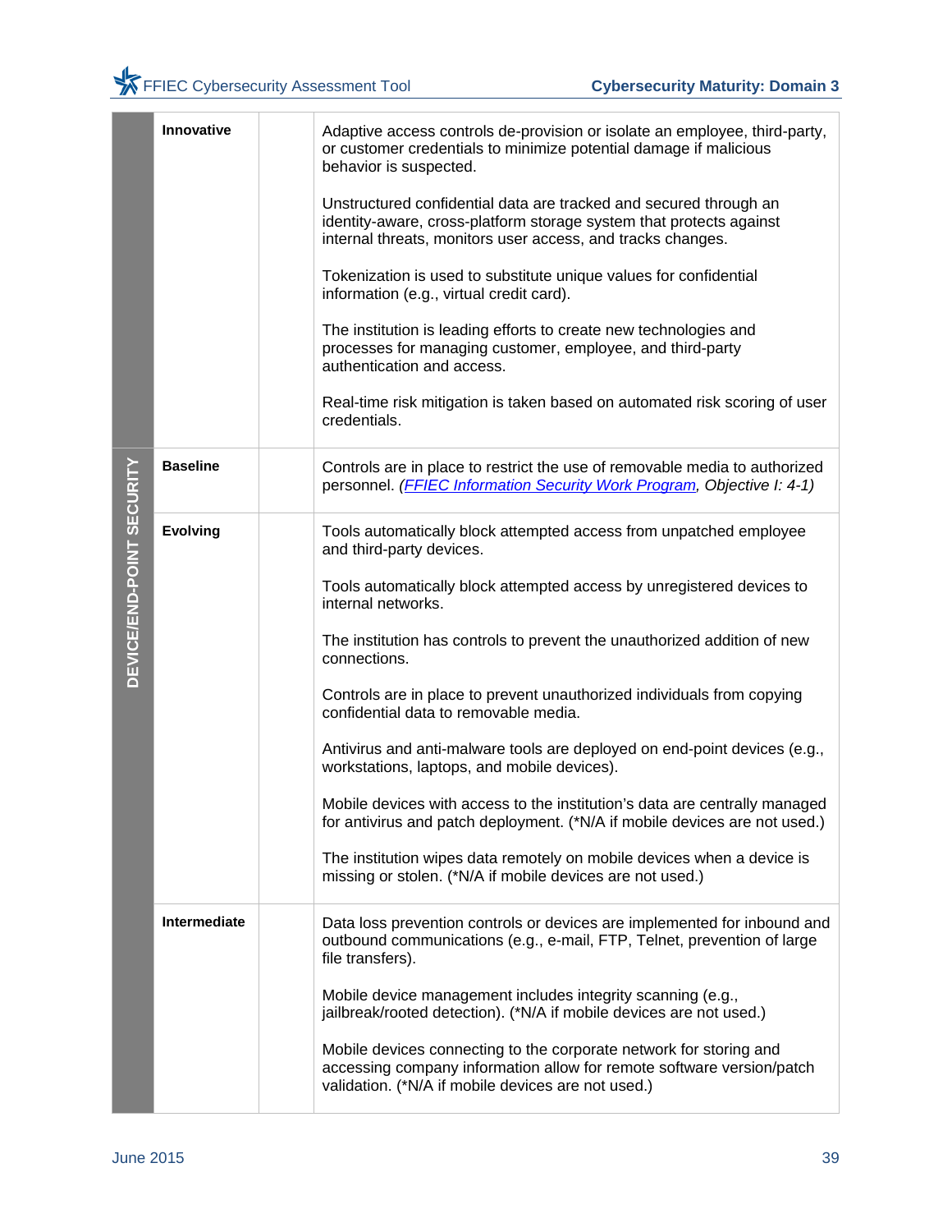| | | | |
|---|---|---|---|
| | **Innovative** | | Adaptive access controls de-provision or isolate an employee, third-party, or customer credentials to minimize potential damage if malicious behavior is suspected.<br><br>Unstructured confidential data are tracked and secured through an identity-aware, cross-platform storage system that protects against internal threats, monitors user access, and tracks changes.<br><br>Tokenization is used to substitute unique values for confidential information (e.g., virtual credit card).<br><br>The institution is leading efforts to create new technologies and processes for managing customer, employee, and third-party authentication and access.<br><br>Real-time risk mitigation is taken based on automated risk scoring of user credentials. |
| **DEVICE/END-POINT SECURITY** | **Baseline** | | Controls are in place to restrict the use of removable media to authorized personnel. *(FFIEC Information Security Work Program, Objective I: 4-1)* |
| | **Evolving** | | Tools automatically block attempted access from unpatched employee and third-party devices.<br><br>Tools automatically block attempted access by unregistered devices to internal networks.<br><br>The institution has controls to prevent the unauthorized addition of new connections.<br><br>Controls are in place to prevent unauthorized individuals from copying confidential data to removable media.<br><br>Antivirus and anti-malware tools are deployed on end-point devices (e.g., workstations, laptops, and mobile devices).<br><br>Mobile devices with access to the institution's data are centrally managed for antivirus and patch deployment. (*N/A if mobile devices are not used.)<br><br>The institution wipes data remotely on mobile devices when a device is missing or stolen. (*N/A if mobile devices are not used.) |
| | **Intermediate** | | Data loss prevention controls or devices are implemented for inbound and outbound communications (e.g., e-mail, FTP, Telnet, prevention of large file transfers).<br><br>Mobile device management includes integrity scanning (e.g., jailbreak/rooted detection). (*N/A if mobile devices are not used.)<br><br>Mobile devices connecting to the corporate network for storing and accessing company information allow for remote software version/patch validation. (*N/A if mobile devices are not used.) |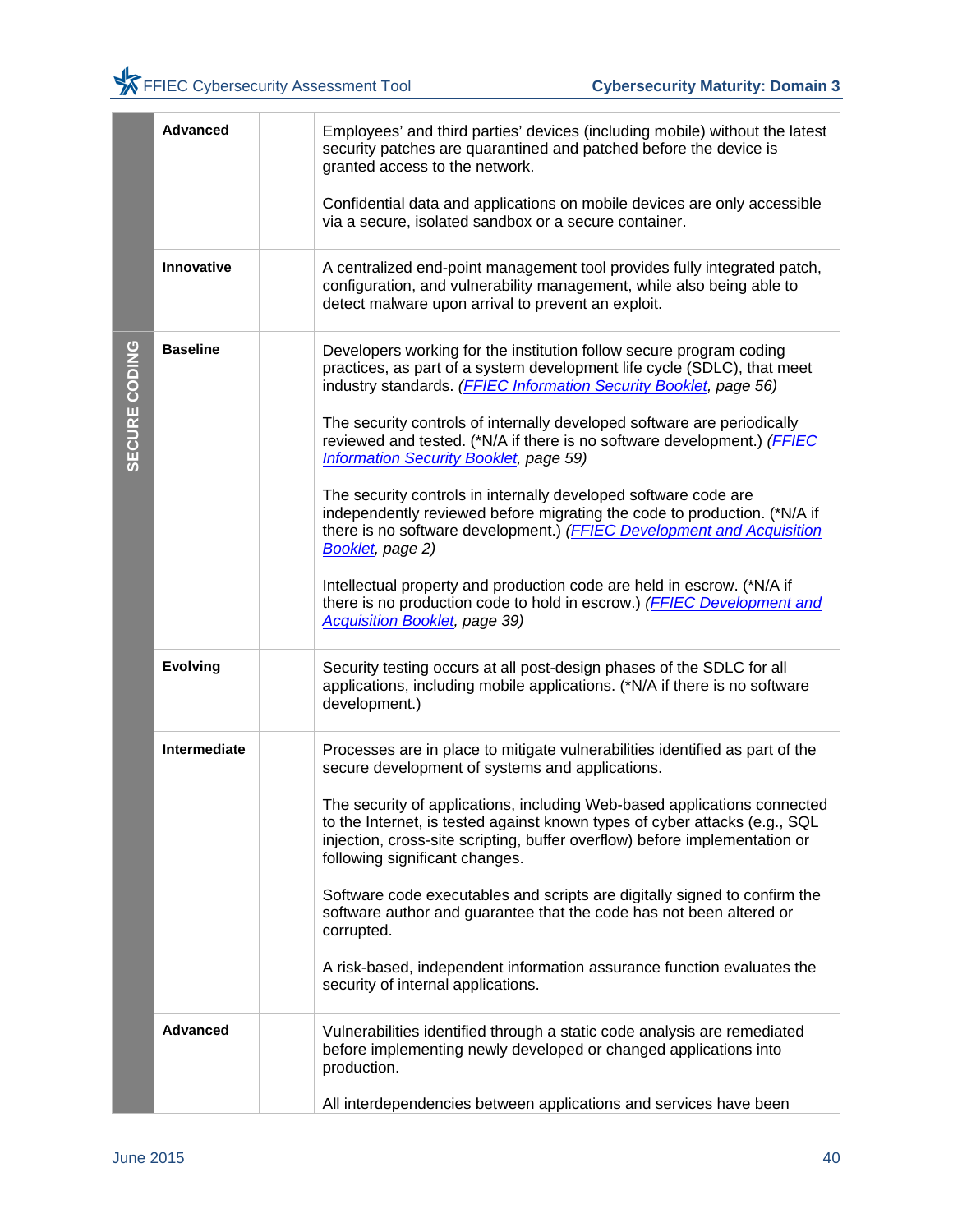| | | | |
|---|---|---|---|
| | **Advanced** | | Employees' and third parties' devices (including mobile) without the latest security patches are quarantined and patched before the device is granted access to the network.<br><br>Confidential data and applications on mobile devices are only accessible via a secure, isolated sandbox or a secure container. |
| | **Innovative** | | A centralized end-point management tool provides fully integrated patch, configuration, and vulnerability management, while also being able to detect malware upon arrival to prevent an exploit. |
| **SECURE CODING** | **Baseline** | | Developers working for the institution follow secure program coding practices, as part of a system development life cycle (SDLC), that meet industry standards. (*FFIEC Information Security Booklet, page 56)*<br><br>The security controls of internally developed software are periodically reviewed and tested. (*N/A if there is no software development.) *(FFIEC Information Security Booklet, page 59)*<br><br>The security controls in internally developed software code are independently reviewed before migrating the code to production. (*N/A if there is no software development.) *(FFIEC Development and Acquisition Booklet, page 2)*<br><br>Intellectual property and production code are held in escrow. (*N/A if there is no production code to hold in escrow.) *(FFIEC Development and Acquisition Booklet, page 39)* |
| | **Evolving** | | Security testing occurs at all post-design phases of the SDLC for all applications, including mobile applications. (*N/A if there is no software development.) |
| | **Intermediate** | | Processes are in place to mitigate vulnerabilities identified as part of the secure development of systems and applications.<br><br>The security of applications, including Web-based applications connected to the Internet, is tested against known types of cyber attacks (e.g., SQL injection, cross-site scripting, buffer overflow) before implementation or following significant changes.<br><br>Software code executables and scripts are digitally signed to confirm the software author and guarantee that the code has not been altered or corrupted.<br><br>A risk-based, independent information assurance function evaluates the security of internal applications. |
| | **Advanced** | | Vulnerabilities identified through a static code analysis are remediated before implementing newly developed or changed applications into production.<br><br>All interdependencies between applications and services have been |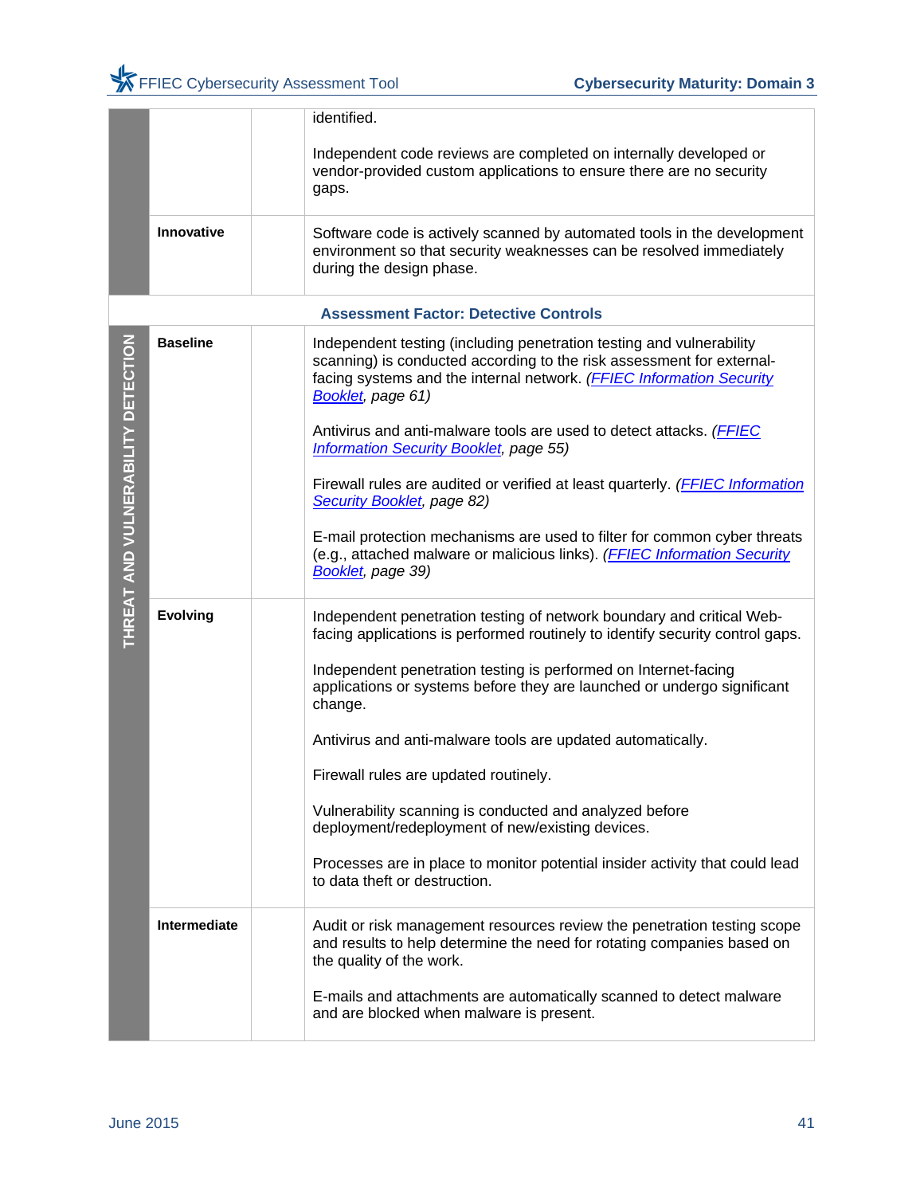| | | | |
|---|---|---|---|
| | | | identified.<br><br>Independent code reviews are completed on internally developed or vendor-provided custom applications to ensure there are no security gaps. |
| | **Innovative** | | Software code is actively scanned by automated tools in the development environment so that security weaknesses can be resolved immediately during the design phase. |
| **Assessment Factor: Detective Controls** | | | |
| THREAT AND VULNERABILITY DETECTION | **Baseline** | | Independent testing (including penetration testing and vulnerability scanning) is conducted according to the risk assessment for external-facing systems and the internal network. *(FFIEC Information Security Booklet, page 61)*<br><br>Antivirus and anti-malware tools are used to detect attacks. *(FFIEC Information Security Booklet, page 55)*<br><br>Firewall rules are audited or verified at least quarterly. *(FFIEC Information Security Booklet, page 82)*<br><br>E-mail protection mechanisms are used to filter for common cyber threats (e.g., attached malware or malicious links). *(FFIEC Information Security Booklet, page 39)* |
| | **Evolving** | | Independent penetration testing of network boundary and critical Web-facing applications is performed routinely to identify security control gaps.<br><br>Independent penetration testing is performed on Internet-facing applications or systems before they are launched or undergo significant change.<br><br>Antivirus and anti-malware tools are updated automatically.<br><br>Firewall rules are updated routinely.<br><br>Vulnerability scanning is conducted and analyzed before deployment/redeployment of new/existing devices.<br><br>Processes are in place to monitor potential insider activity that could lead to data theft or destruction. |
| | **Intermediate** | | Audit or risk management resources review the penetration testing scope and results to help determine the need for rotating companies based on the quality of the work.<br><br>E-mails and attachments are automatically scanned to detect malware and are blocked when malware is present. |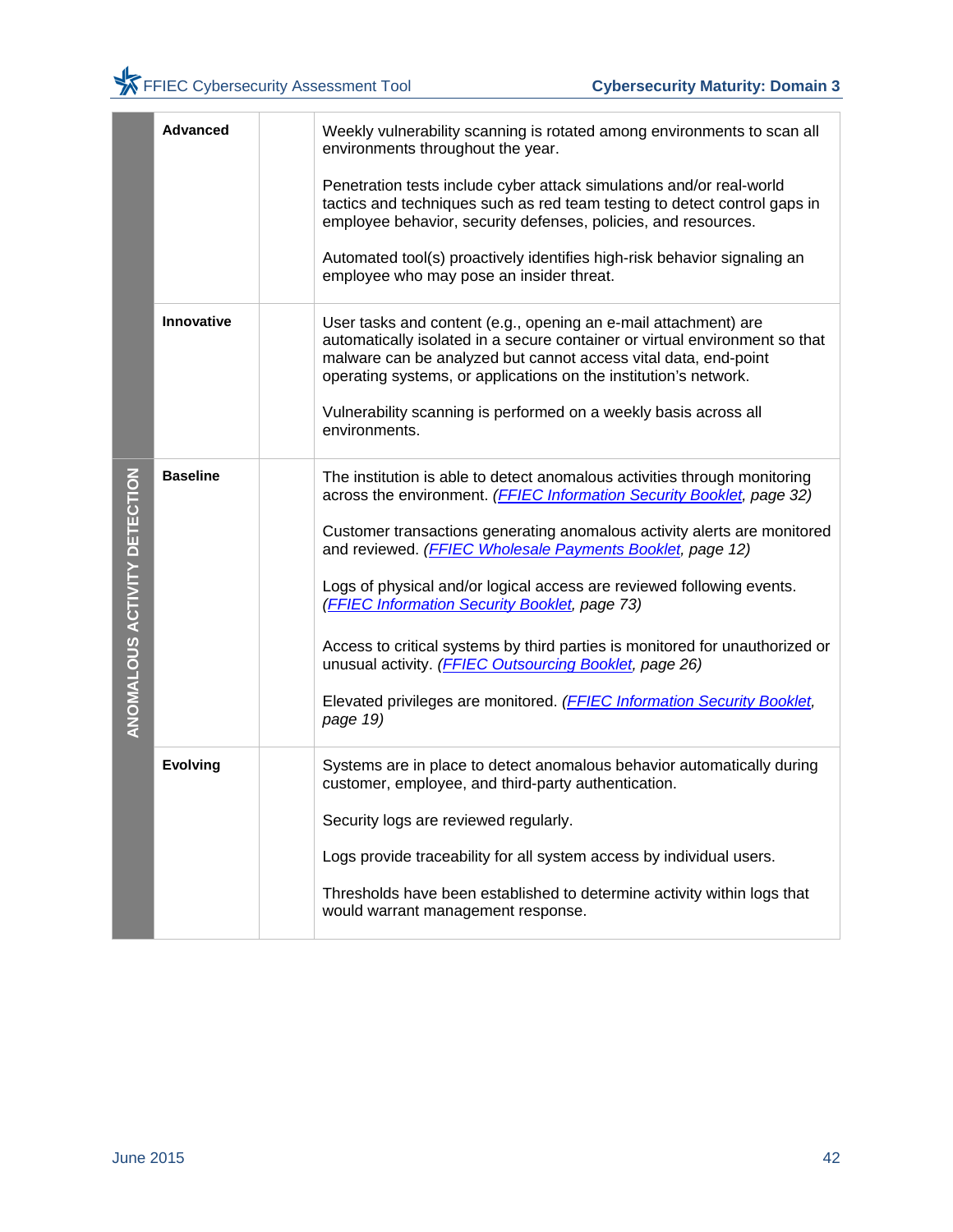| | | | |
|---|---|---|---|
| | **Advanced** | | Weekly vulnerability scanning is rotated among environments to scan all environments throughout the year.<br><br>Penetration tests include cyber attack simulations and/or real-world tactics and techniques such as red team testing to detect control gaps in employee behavior, security defenses, policies, and resources.<br><br>Automated tool(s) proactively identifies high-risk behavior signaling an employee who may pose an insider threat. |
| | **Innovative** | | User tasks and content (e.g., opening an e-mail attachment) are automatically isolated in a secure container or virtual environment so that malware can be analyzed but cannot access vital data, end-point operating systems, or applications on the institution's network.<br><br>Vulnerability scanning is performed on a weekly basis across all environments. |
| **ANOMALOUS ACTIVITY DETECTION** | **Baseline** | | The institution is able to detect anomalous activities through monitoring across the environment. *(FFIEC Information Security Booklet, page 32)*<br><br>Customer transactions generating anomalous activity alerts are monitored and reviewed. *(FFIEC Wholesale Payments Booklet, page 12)*<br><br>Logs of physical and/or logical access are reviewed following events. *(FFIEC Information Security Booklet, page 73)*<br><br>Access to critical systems by third parties is monitored for unauthorized or unusual activity. *(FFIEC Outsourcing Booklet, page 26)*<br><br>Elevated privileges are monitored. *(FFIEC Information Security Booklet, page 19)* |
| | **Evolving** | | Systems are in place to detect anomalous behavior automatically during customer, employee, and third-party authentication.<br><br>Security logs are reviewed regularly.<br><br>Logs provide traceability for all system access by individual users.<br><br>Thresholds have been established to determine activity within logs that would warrant management response. |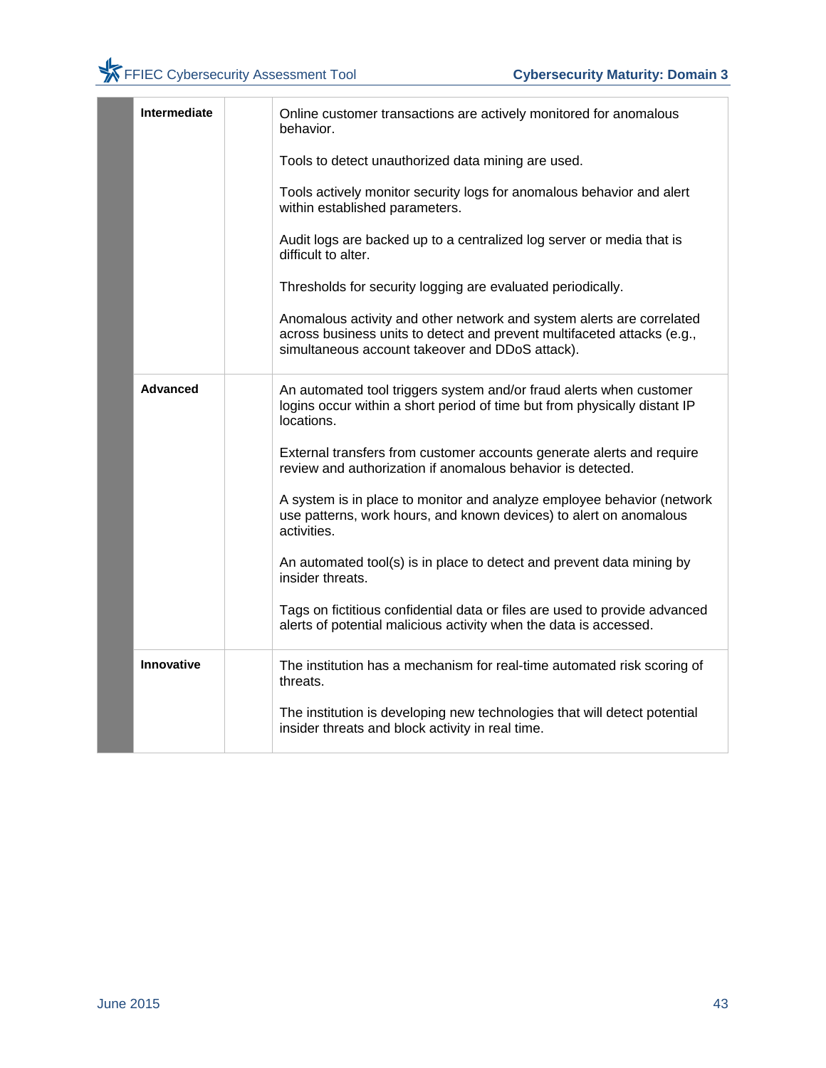| | | | |
|---|---|---|---|
| | **Intermediate** | | Online customer transactions are actively monitored for anomalous behavior.<br><br>Tools to detect unauthorized data mining are used.<br><br>Tools actively monitor security logs for anomalous behavior and alert within established parameters.<br><br>Audit logs are backed up to a centralized log server or media that is difficult to alter.<br><br>Thresholds for security logging are evaluated periodically.<br><br>Anomalous activity and other network and system alerts are correlated across business units to detect and prevent multifaceted attacks (e.g., simultaneous account takeover and DDoS attack). |
| | **Advanced** | | An automated tool triggers system and/or fraud alerts when customer logins occur within a short period of time but from physically distant IP locations.<br><br>External transfers from customer accounts generate alerts and require review and authorization if anomalous behavior is detected.<br><br>A system is in place to monitor and analyze employee behavior (network use patterns, work hours, and known devices) to alert on anomalous activities.<br><br>An automated tool(s) is in place to detect and prevent data mining by insider threats.<br><br>Tags on fictitious confidential data or files are used to provide advanced alerts of potential malicious activity when the data is accessed. |
| | **Innovative** | | The institution has a mechanism for real-time automated risk scoring of threats.<br><br>The institution is developing new technologies that will detect potential insider threats and block activity in real time. |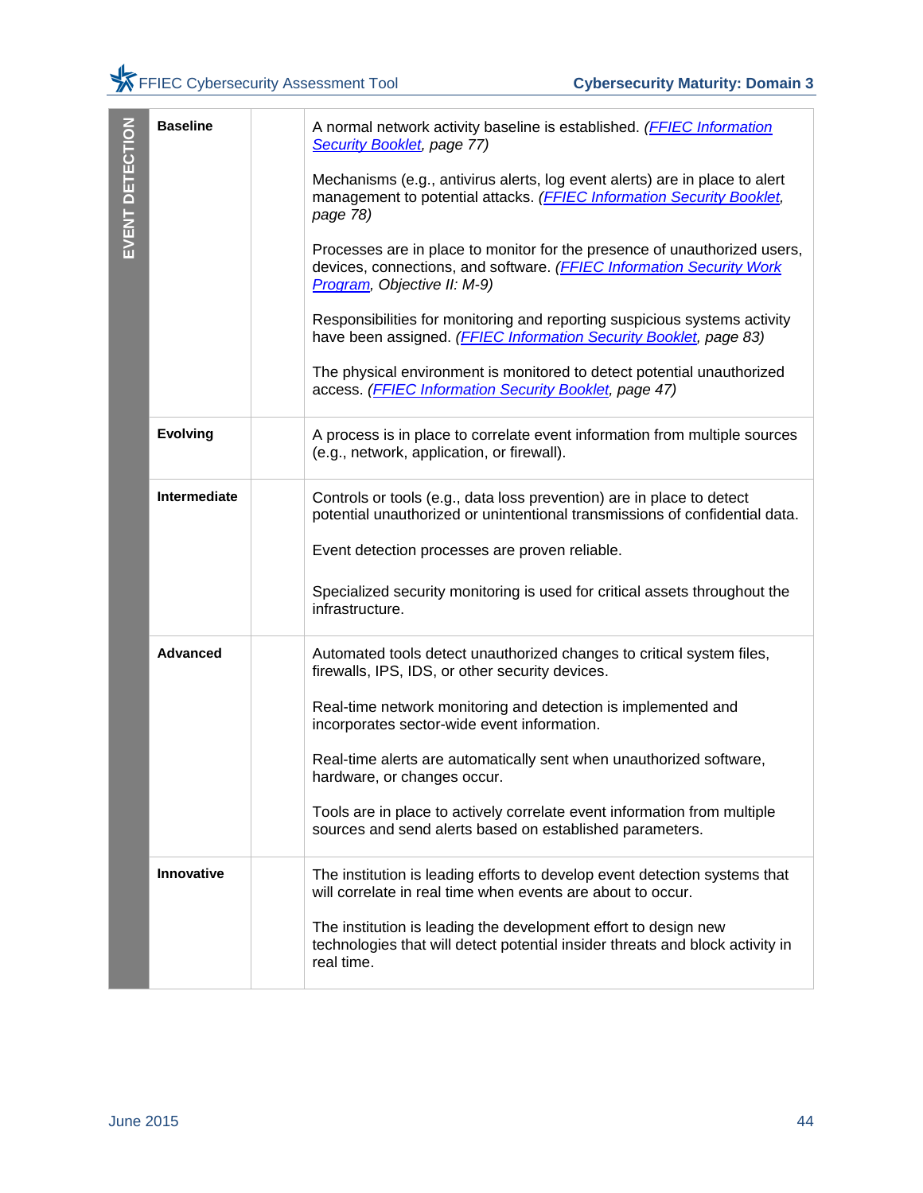| EVENT DETECTION | | | |
|---|---|---|---|
| | **Baseline** | | A normal network activity baseline is established. *(FFIEC Information Security Booklet, page 77)*<br><br>Mechanisms (e.g., antivirus alerts, log event alerts) are in place to alert management to potential attacks. *(FFIEC Information Security Booklet, page 78)*<br><br>Processes are in place to monitor for the presence of unauthorized users, devices, connections, and software. *(FFIEC Information Security Work Program, Objective II: M-9)*<br><br>Responsibilities for monitoring and reporting suspicious systems activity have been assigned. *(FFIEC Information Security Booklet, page 83)*<br><br>The physical environment is monitored to detect potential unauthorized access. *(FFIEC Information Security Booklet, page 47)* |
| | **Evolving** | | A process is in place to correlate event information from multiple sources (e.g., network, application, or firewall). |
| | **Intermediate** | | Controls or tools (e.g., data loss prevention) are in place to detect potential unauthorized or unintentional transmissions of confidential data.<br><br>Event detection processes are proven reliable.<br><br>Specialized security monitoring is used for critical assets throughout the infrastructure. |
| | **Advanced** | | Automated tools detect unauthorized changes to critical system files, firewalls, IPS, IDS, or other security devices.<br><br>Real-time network monitoring and detection is implemented and incorporates sector-wide event information.<br><br>Real-time alerts are automatically sent when unauthorized software, hardware, or changes occur.<br><br>Tools are in place to actively correlate event information from multiple sources and send alerts based on established parameters. |
| | **Innovative** | | The institution is leading efforts to develop event detection systems that will correlate in real time when events are about to occur.<br><br>The institution is leading the development effort to design new technologies that will detect potential insider threats and block activity in real time. |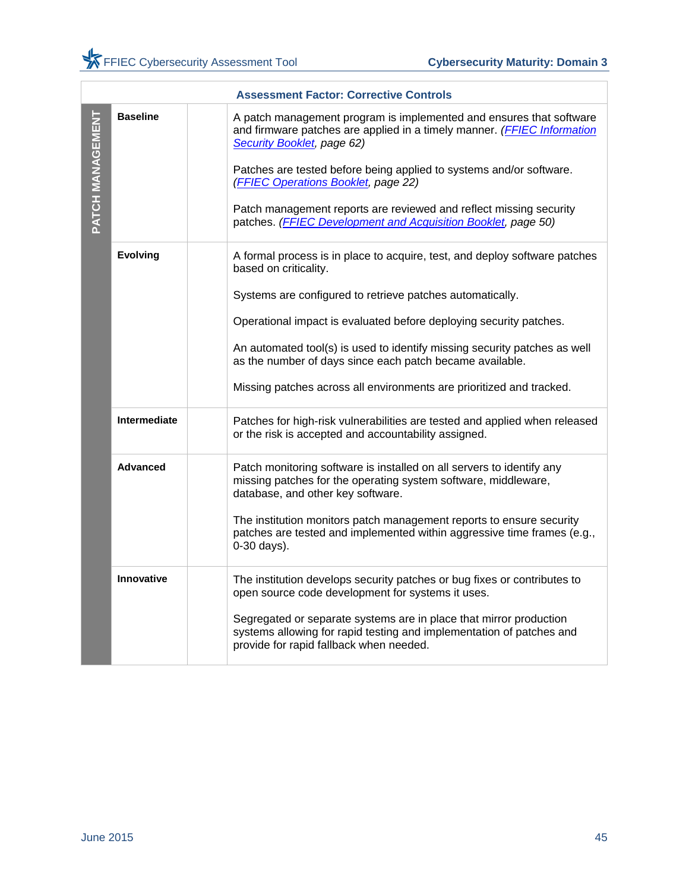| Assessment Factor: Corrective Controls | | | |
|---|---|---|---|
| PATCH MANAGEMENT | **Baseline** | | A patch management program is implemented and ensures that software and firmware patches are applied in a timely manner. *(FFIEC Information Security Booklet, page 62)*<br><br>Patches are tested before being applied to systems and/or software. *(FFIEC Operations Booklet, page 22)*<br><br>Patch management reports are reviewed and reflect missing security patches. *(FFIEC Development and Acquisition Booklet, page 50)* |
| | **Evolving** | | A formal process is in place to acquire, test, and deploy software patches based on criticality.<br><br>Systems are configured to retrieve patches automatically.<br><br>Operational impact is evaluated before deploying security patches.<br><br>An automated tool(s) is used to identify missing security patches as well as the number of days since each patch became available.<br><br>Missing patches across all environments are prioritized and tracked. |
| | **Intermediate** | | Patches for high-risk vulnerabilities are tested and applied when released or the risk is accepted and accountability assigned. |
| | **Advanced** | | Patch monitoring software is installed on all servers to identify any missing patches for the operating system software, middleware, database, and other key software.<br><br>The institution monitors patch management reports to ensure security patches are tested and implemented within aggressive time frames (e.g., 0-30 days). |
| | **Innovative** | | The institution develops security patches or bug fixes or contributes to open source code development for systems it uses.<br><br>Segregated or separate systems are in place that mirror production systems allowing for rapid testing and implementation of patches and provide for rapid fallback when needed. |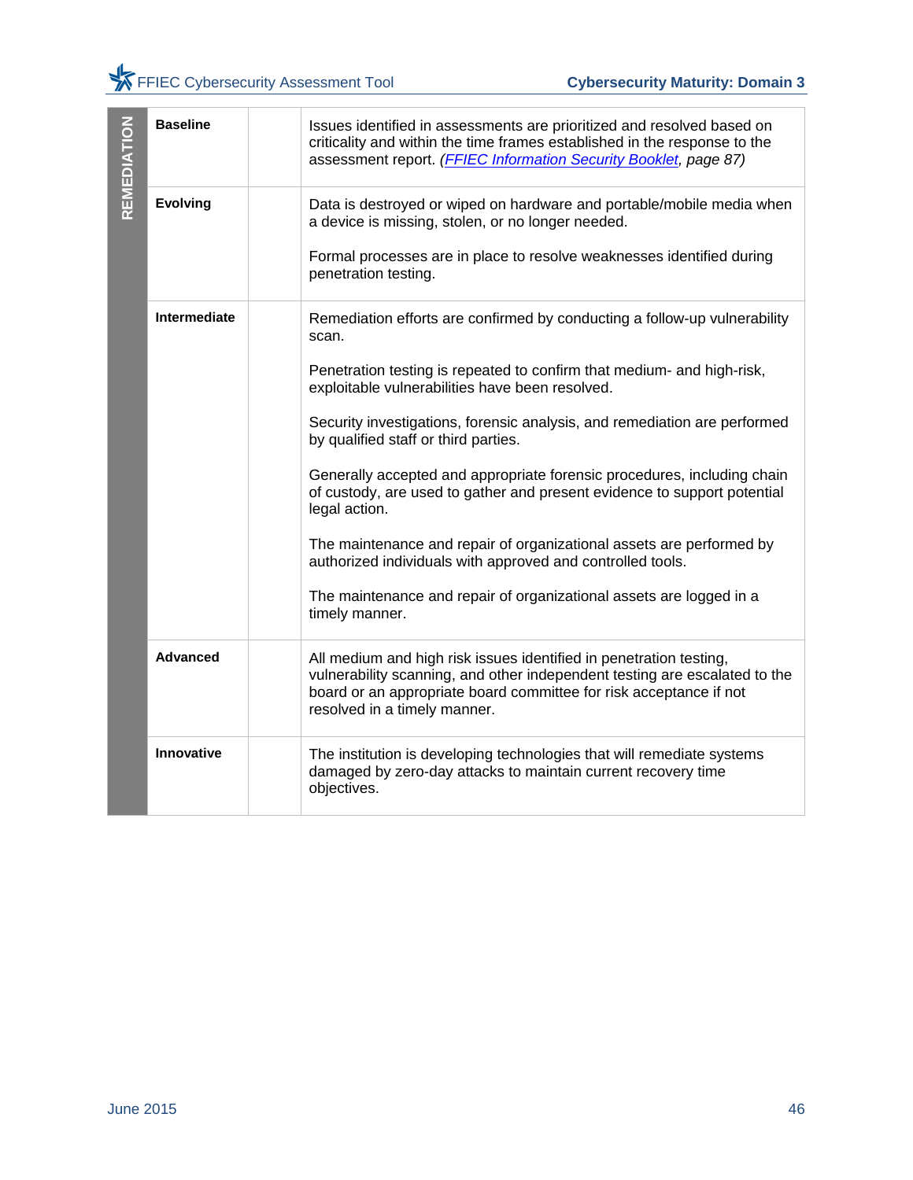| REMEDIATION | | | |
|---|---|---|---|
| | **Baseline** | | Issues identified in assessments are prioritized and resolved based on criticality and within the time frames established in the response to the assessment report. *(FFIEC Information Security Booklet, page 87)* |
| | **Evolving** | | Data is destroyed or wiped on hardware and portable/mobile media when a device is missing, stolen, or no longer needed.<br><br>Formal processes are in place to resolve weaknesses identified during penetration testing. |
| | **Intermediate** | | Remediation efforts are confirmed by conducting a follow-up vulnerability scan.<br><br>Penetration testing is repeated to confirm that medium- and high-risk, exploitable vulnerabilities have been resolved.<br><br>Security investigations, forensic analysis, and remediation are performed by qualified staff or third parties.<br><br>Generally accepted and appropriate forensic procedures, including chain of custody, are used to gather and present evidence to support potential legal action.<br><br>The maintenance and repair of organizational assets are performed by authorized individuals with approved and controlled tools.<br><br>The maintenance and repair of organizational assets are logged in a timely manner. |
| | **Advanced** | | All medium and high risk issues identified in penetration testing, vulnerability scanning, and other independent testing are escalated to the board or an appropriate board committee for risk acceptance if not resolved in a timely manner. |
| | **Innovative** | | The institution is developing technologies that will remediate systems damaged by zero-day attacks to maintain current recovery time objectives. |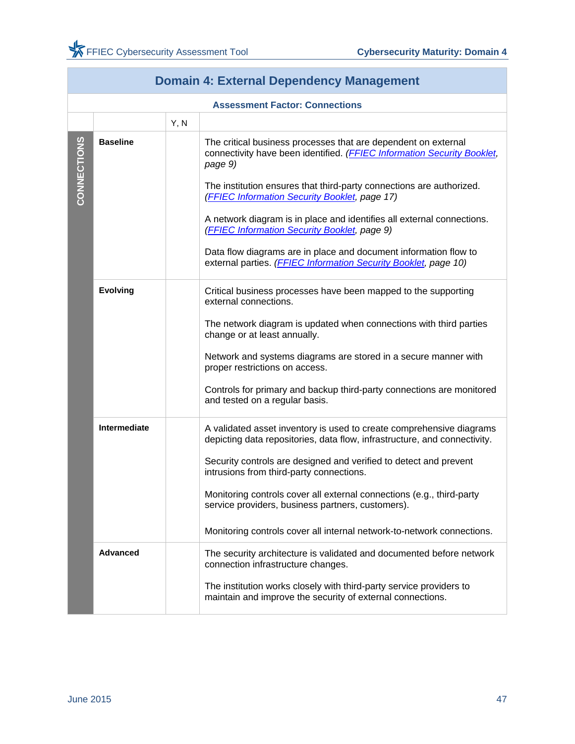## Domain 4: External Dependency Management

### Assessment Factor: Connections

| | | Y, N | |
|---|---|---|---|
| CONNECTIONS | **Baseline** | | The critical business processes that are dependent on external connectivity have been identified. *(FFIEC Information Security Booklet, page 9)* |
| | | | The institution ensures that third-party connections are authorized. *(FFIEC Information Security Booklet, page 17)* |
| | | | A network diagram is in place and identifies all external connections. *(FFIEC Information Security Booklet, page 9)* |
| | | | Data flow diagrams are in place and document information flow to external parties. *(FFIEC Information Security Booklet, page 10)* |
| | **Evolving** | | Critical business processes have been mapped to the supporting external connections. |
| | | | The network diagram is updated when connections with third parties change or at least annually. |
| | | | Network and systems diagrams are stored in a secure manner with proper restrictions on access. |
| | | | Controls for primary and backup third-party connections are monitored and tested on a regular basis. |
| | **Intermediate** | | A validated asset inventory is used to create comprehensive diagrams depicting data repositories, data flow, infrastructure, and connectivity. |
| | | | Security controls are designed and verified to detect and prevent intrusions from third-party connections. |
| | | | Monitoring controls cover all external connections (e.g., third-party service providers, business partners, customers). |
| | | | Monitoring controls cover all internal network-to-network connections. |
| | **Advanced** | | The security architecture is validated and documented before network connection infrastructure changes. |
| | | | The institution works closely with third-party service providers to maintain and improve the security of external connections. |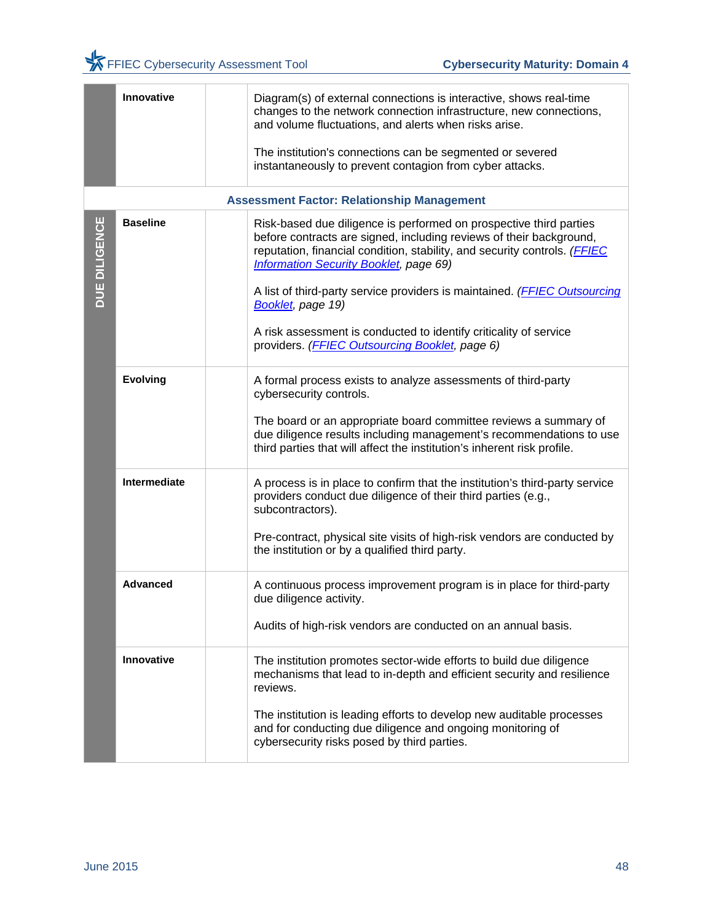| | | | |
|---|---|---|---|
| | **Innovative** | | Diagram(s) of external connections is interactive, shows real-time changes to the network connection infrastructure, new connections, and volume fluctuations, and alerts when risks arise.<br><br>The institution's connections can be segmented or severed instantaneously to prevent contagion from cyber attacks. |

**Assessment Factor: Relationship Management**

| | | | |
|---|---|---|---|
| **DUE DILIGENCE** | **Baseline** | | Risk-based due diligence is performed on prospective third parties before contracts are signed, including reviews of their background, reputation, financial condition, stability, and security controls. *(FFIEC Information Security Booklet, page 69)*<br><br>A list of third-party service providers is maintained. *(FFIEC Outsourcing Booklet, page 19)*<br><br>A risk assessment is conducted to identify criticality of service providers. *(FFIEC Outsourcing Booklet, page 6)* |
| | **Evolving** | | A formal process exists to analyze assessments of third-party cybersecurity controls.<br><br>The board or an appropriate board committee reviews a summary of due diligence results including management's recommendations to use third parties that will affect the institution's inherent risk profile. |
| | **Intermediate** | | A process is in place to confirm that the institution's third-party service providers conduct due diligence of their third parties (e.g., subcontractors).<br><br>Pre-contract, physical site visits of high-risk vendors are conducted by the institution or by a qualified third party. |
| | **Advanced** | | A continuous process improvement program is in place for third-party due diligence activity.<br><br>Audits of high-risk vendors are conducted on an annual basis. |
| | **Innovative** | | The institution promotes sector-wide efforts to build due diligence mechanisms that lead to in-depth and efficient security and resilience reviews.<br><br>The institution is leading efforts to develop new auditable processes and for conducting due diligence and ongoing monitoring of cybersecurity risks posed by third parties. |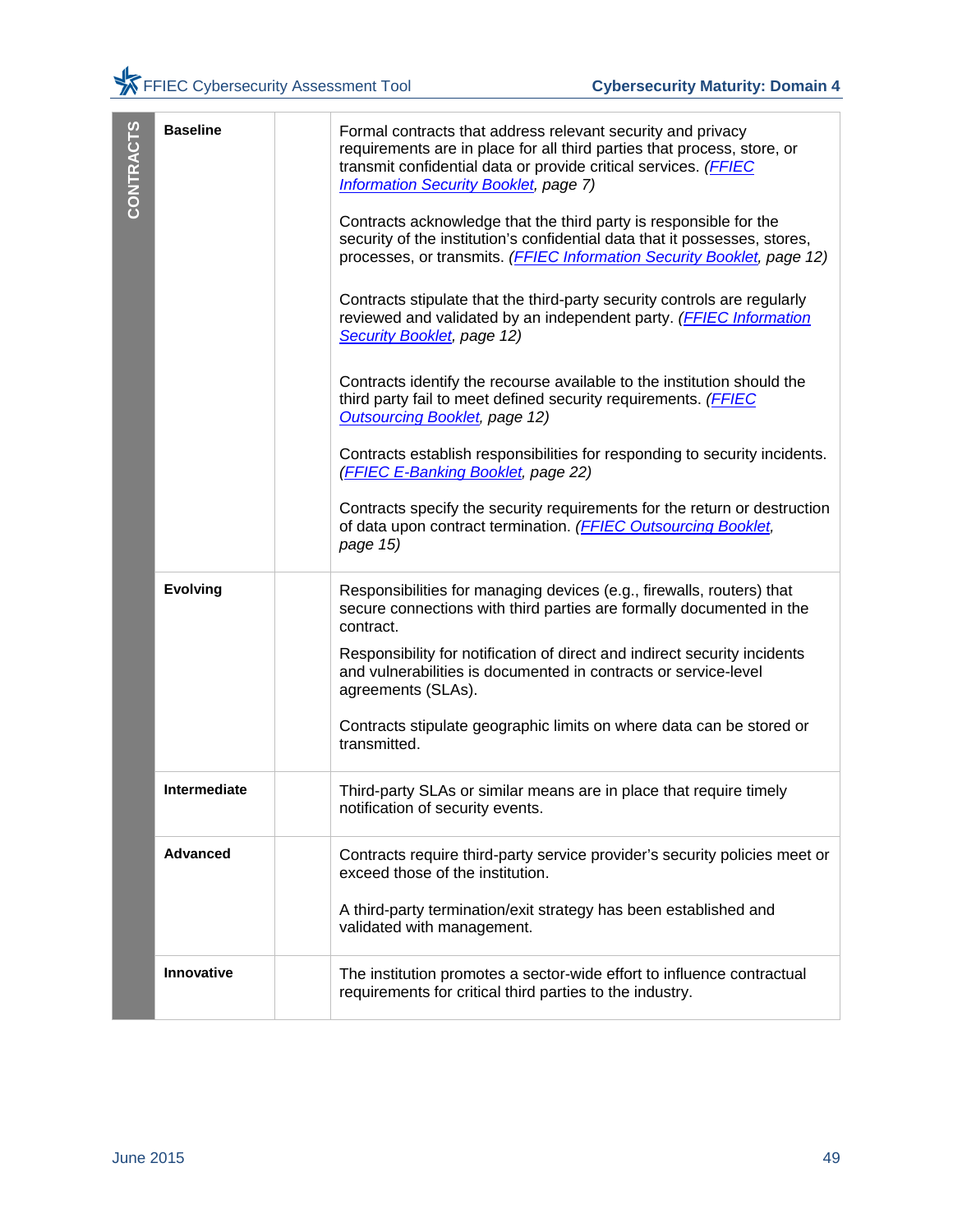| CONTRACTS | | | |
|---|---|---|---|
| | **Baseline** | | Formal contracts that address relevant security and privacy requirements are in place for all third parties that process, store, or transmit confidential data or provide critical services. *(FFIEC Information Security Booklet, page 7)*<br><br>Contracts acknowledge that the third party is responsible for the security of the institution's confidential data that it possesses, stores, processes, or transmits. *(FFIEC Information Security Booklet, page 12)*<br><br>Contracts stipulate that the third-party security controls are regularly reviewed and validated by an independent party. *(FFIEC Information Security Booklet, page 12)*<br><br>Contracts identify the recourse available to the institution should the third party fail to meet defined security requirements. *(FFIEC Outsourcing Booklet, page 12)*<br><br>Contracts establish responsibilities for responding to security incidents. *(FFIEC E-Banking Booklet, page 22)*<br><br>Contracts specify the security requirements for the return or destruction of data upon contract termination. *(FFIEC Outsourcing Booklet, page 15)* |
| | **Evolving** | | Responsibilities for managing devices (e.g., firewalls, routers) that secure connections with third parties are formally documented in the contract.<br><br>Responsibility for notification of direct and indirect security incidents and vulnerabilities is documented in contracts or service-level agreements (SLAs).<br><br>Contracts stipulate geographic limits on where data can be stored or transmitted. |
| | **Intermediate** | | Third-party SLAs or similar means are in place that require timely notification of security events. |
| | **Advanced** | | Contracts require third-party service provider's security policies meet or exceed those of the institution.<br><br>A third-party termination/exit strategy has been established and validated with management. |
| | **Innovative** | | The institution promotes a sector-wide effort to influence contractual requirements for critical third parties to the industry. |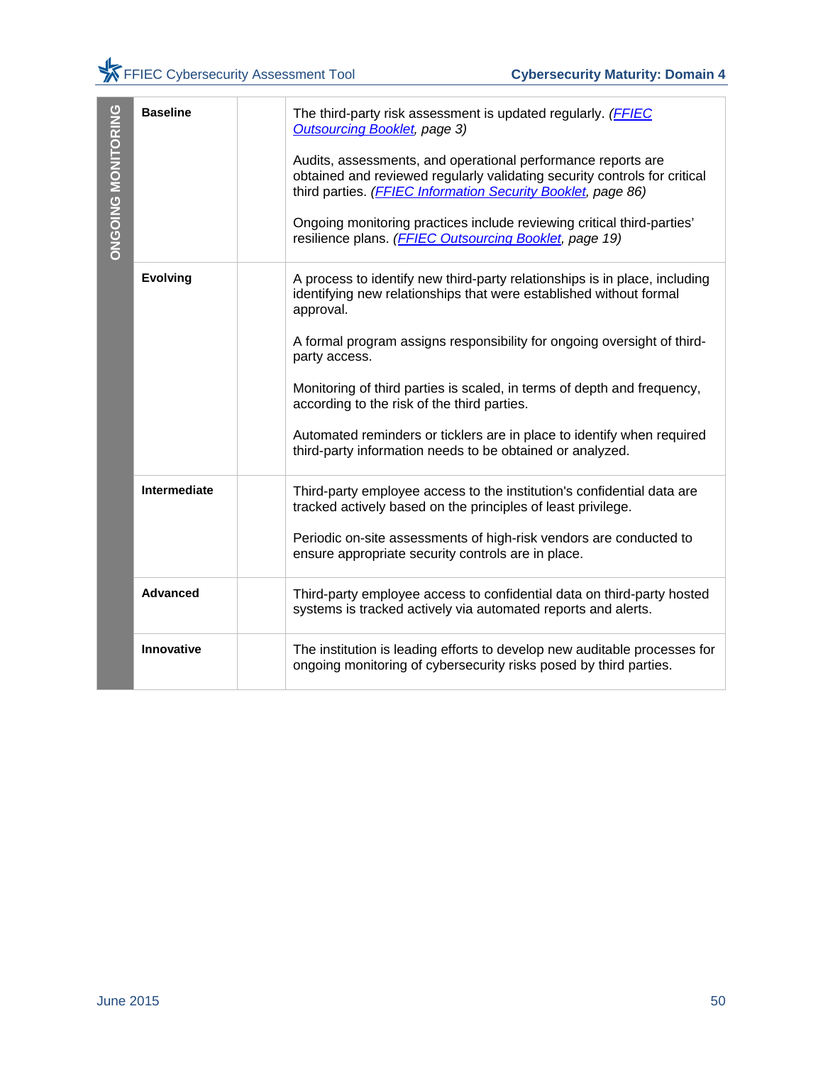| ONGOING MONITORING | | | |
|---|---|---|---|
| | **Baseline** | | The third-party risk assessment is updated regularly. *([FFIEC Outsourcing Booklet](), page 3)*<br><br>Audits, assessments, and operational performance reports are obtained and reviewed regularly validating security controls for critical third parties. *([FFIEC Information Security Booklet](), page 86)*<br><br>Ongoing monitoring practices include reviewing critical third-parties' resilience plans. *([FFIEC Outsourcing Booklet](), page 19)* |
| | **Evolving** | | A process to identify new third-party relationships is in place, including identifying new relationships that were established without formal approval.<br><br>A formal program assigns responsibility for ongoing oversight of third-party access.<br><br>Monitoring of third parties is scaled, in terms of depth and frequency, according to the risk of the third parties.<br><br>Automated reminders or ticklers are in place to identify when required third-party information needs to be obtained or analyzed. |
| | **Intermediate** | | Third-party employee access to the institution's confidential data are tracked actively based on the principles of least privilege.<br><br>Periodic on-site assessments of high-risk vendors are conducted to ensure appropriate security controls are in place. |
| | **Advanced** | | Third-party employee access to confidential data on third-party hosted systems is tracked actively via automated reports and alerts. |
| | **Innovative** | | The institution is leading efforts to develop new auditable processes for ongoing monitoring of cybersecurity risks posed by third parties. |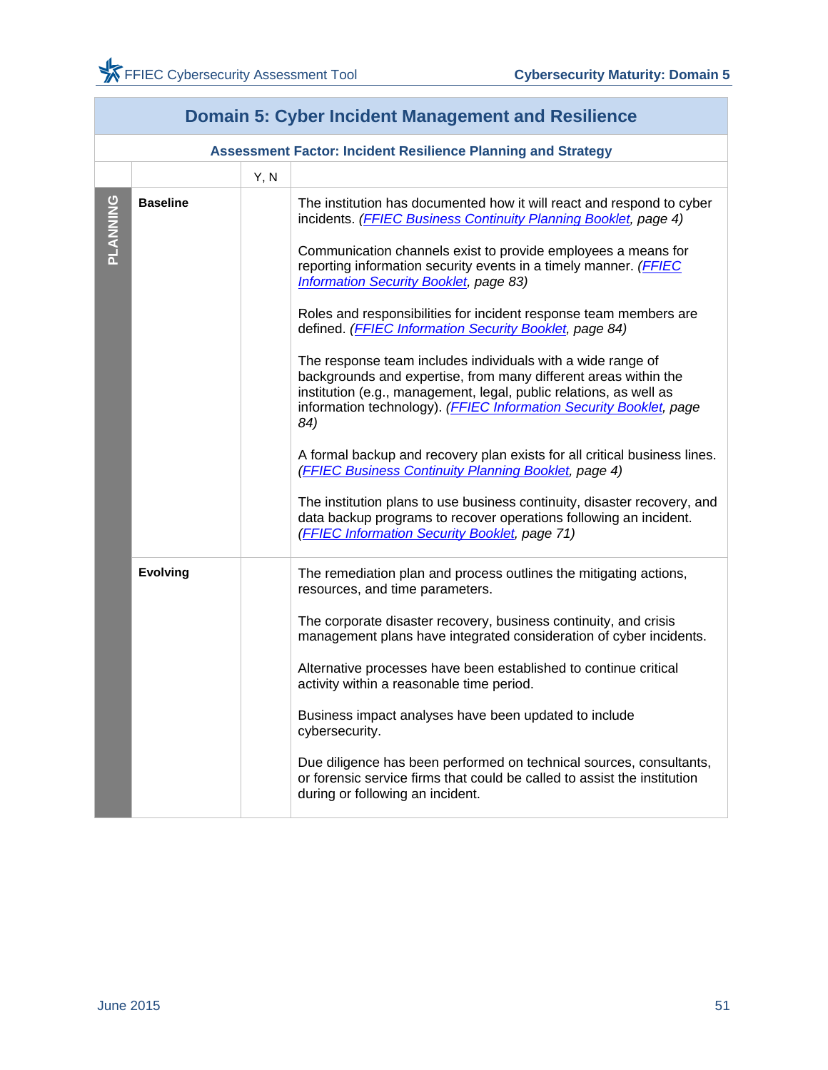## Domain 5: Cyber Incident Management and Resilience

### Assessment Factor: Incident Resilience Planning and Strategy

| | | Y, N | |
|---|---|---|---|
| PLANNING | **Baseline** | | The institution has documented how it will react and respond to cyber incidents. *(FFIEC Business Continuity Planning Booklet, page 4)*<br><br>Communication channels exist to provide employees a means for reporting information security events in a timely manner. *(FFIEC Information Security Booklet, page 83)*<br><br>Roles and responsibilities for incident response team members are defined. *(FFIEC Information Security Booklet, page 84)*<br><br>The response team includes individuals with a wide range of backgrounds and expertise, from many different areas within the institution (e.g., management, legal, public relations, as well as information technology). *(FFIEC Information Security Booklet, page 84)*<br><br>A formal backup and recovery plan exists for all critical business lines. *(FFIEC Business Continuity Planning Booklet, page 4)*<br><br>The institution plans to use business continuity, disaster recovery, and data backup programs to recover operations following an incident. *(FFIEC Information Security Booklet, page 71)* |
| | **Evolving** | | The remediation plan and process outlines the mitigating actions, resources, and time parameters.<br><br>The corporate disaster recovery, business continuity, and crisis management plans have integrated consideration of cyber incidents.<br><br>Alternative processes have been established to continue critical activity within a reasonable time period.<br><br>Business impact analyses have been updated to include cybersecurity.<br><br>Due diligence has been performed on technical sources, consultants, or forensic service firms that could be called to assist the institution during or following an incident. |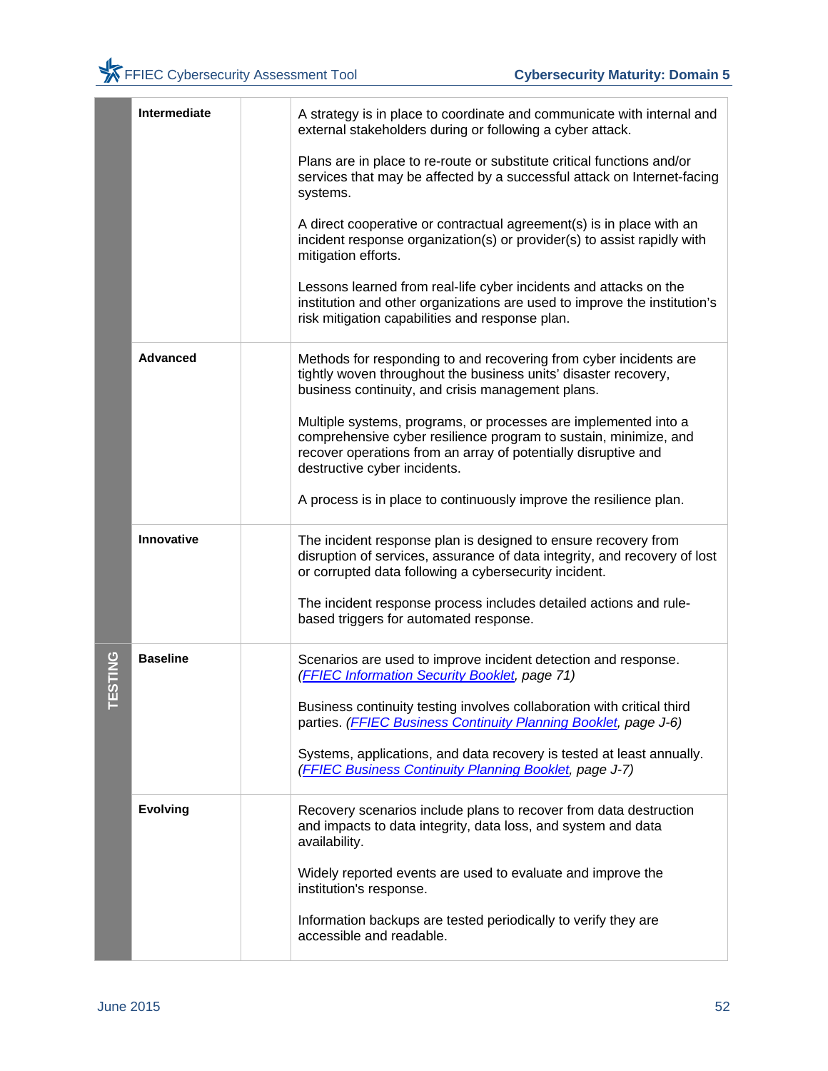| | | | |
|---|---|---|---|
| | **Intermediate** | | A strategy is in place to coordinate and communicate with internal and external stakeholders during or following a cyber attack.<br><br>Plans are in place to re-route or substitute critical functions and/or services that may be affected by a successful attack on Internet-facing systems.<br><br>A direct cooperative or contractual agreement(s) is in place with an incident response organization(s) or provider(s) to assist rapidly with mitigation efforts.<br><br>Lessons learned from real-life cyber incidents and attacks on the institution and other organizations are used to improve the institution's risk mitigation capabilities and response plan. |
| | **Advanced** | | Methods for responding to and recovering from cyber incidents are tightly woven throughout the business units' disaster recovery, business continuity, and crisis management plans.<br><br>Multiple systems, programs, or processes are implemented into a comprehensive cyber resilience program to sustain, minimize, and recover operations from an array of potentially disruptive and destructive cyber incidents.<br><br>A process is in place to continuously improve the resilience plan. |
| | **Innovative** | | The incident response plan is designed to ensure recovery from disruption of services, assurance of data integrity, and recovery of lost or corrupted data following a cybersecurity incident.<br><br>The incident response process includes detailed actions and rule-based triggers for automated response. |
| **TESTING** | **Baseline** | | Scenarios are used to improve incident detection and response. *(FFIEC Information Security Booklet, page 71)*<br><br>Business continuity testing involves collaboration with critical third parties. *(FFIEC Business Continuity Planning Booklet, page J-6)*<br><br>Systems, applications, and data recovery is tested at least annually. *(FFIEC Business Continuity Planning Booklet, page J-7)* |
| | **Evolving** | | Recovery scenarios include plans to recover from data destruction and impacts to data integrity, data loss, and system and data availability.<br><br>Widely reported events are used to evaluate and improve the institution's response.<br><br>Information backups are tested periodically to verify they are accessible and readable. |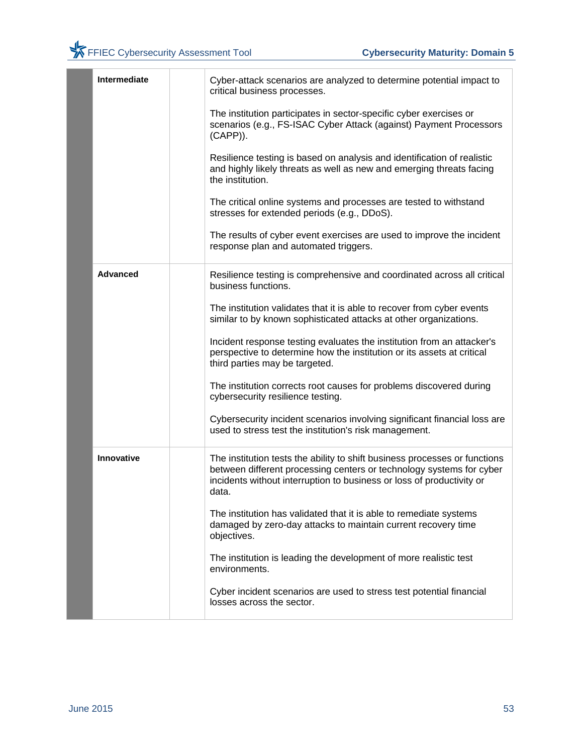| | | | |
|---|---|---|---|
| | **Intermediate** | | Cyber-attack scenarios are analyzed to determine potential impact to critical business processes.<br><br>The institution participates in sector-specific cyber exercises or scenarios (e.g., FS-ISAC Cyber Attack (against) Payment Processors (CAPP)).<br><br>Resilience testing is based on analysis and identification of realistic and highly likely threats as well as new and emerging threats facing the institution.<br><br>The critical online systems and processes are tested to withstand stresses for extended periods (e.g., DDoS).<br><br>The results of cyber event exercises are used to improve the incident response plan and automated triggers. |
| | **Advanced** | | Resilience testing is comprehensive and coordinated across all critical business functions.<br><br>The institution validates that it is able to recover from cyber events similar to by known sophisticated attacks at other organizations.<br><br>Incident response testing evaluates the institution from an attacker's perspective to determine how the institution or its assets at critical third parties may be targeted.<br><br>The institution corrects root causes for problems discovered during cybersecurity resilience testing.<br><br>Cybersecurity incident scenarios involving significant financial loss are used to stress test the institution's risk management. |
| | **Innovative** | | The institution tests the ability to shift business processes or functions between different processing centers or technology systems for cyber incidents without interruption to business or loss of productivity or data.<br><br>The institution has validated that it is able to remediate systems damaged by zero-day attacks to maintain current recovery time objectives.<br><br>The institution is leading the development of more realistic test environments.<br><br>Cyber incident scenarios are used to stress test potential financial losses across the sector. |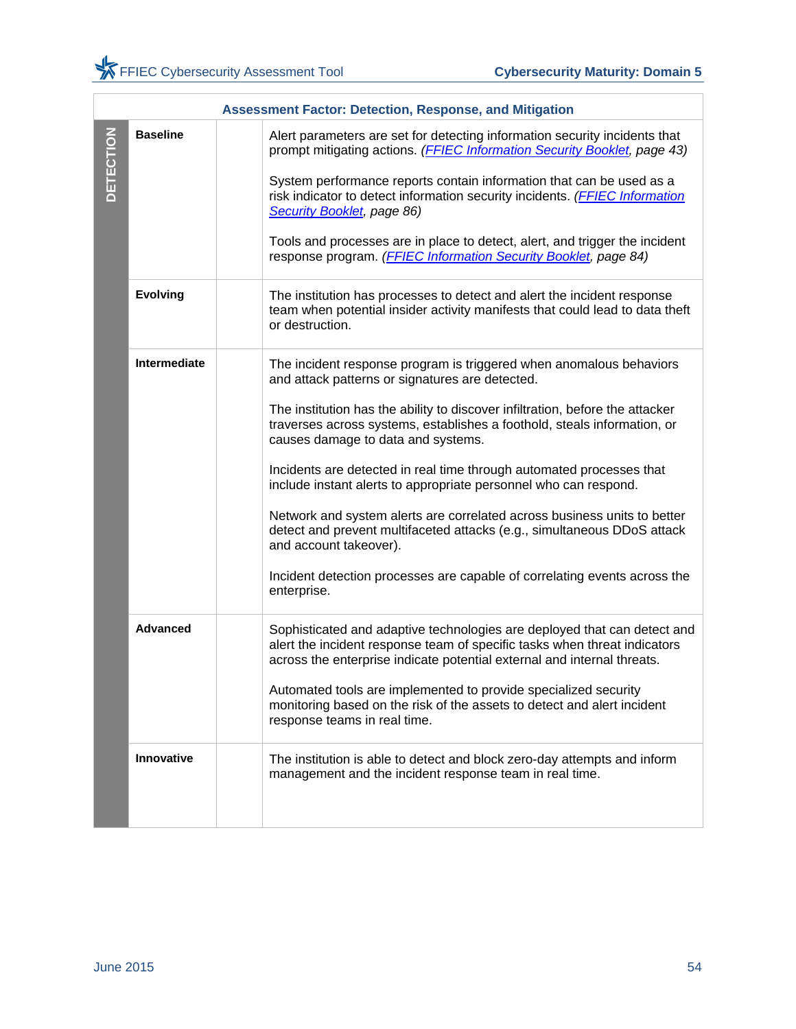| Assessment Factor: Detection, Response, and Mitigation | | | |
|---|---|---|---|
| DETECTION | **Baseline** | | Alert parameters are set for detecting information security incidents that prompt mitigating actions. *(FFIEC Information Security Booklet, page 43)*<br><br>System performance reports contain information that can be used as a risk indicator to detect information security incidents. *(FFIEC Information Security Booklet, page 86)*<br><br>Tools and processes are in place to detect, alert, and trigger the incident response program. *(FFIEC Information Security Booklet, page 84)* |
| | **Evolving** | | The institution has processes to detect and alert the incident response team when potential insider activity manifests that could lead to data theft or destruction. |
| | **Intermediate** | | The incident response program is triggered when anomalous behaviors and attack patterns or signatures are detected.<br><br>The institution has the ability to discover infiltration, before the attacker traverses across systems, establishes a foothold, steals information, or causes damage to data and systems.<br><br>Incidents are detected in real time through automated processes that include instant alerts to appropriate personnel who can respond.<br><br>Network and system alerts are correlated across business units to better detect and prevent multifaceted attacks (e.g., simultaneous DDoS attack and account takeover).<br><br>Incident detection processes are capable of correlating events across the enterprise. |
| | **Advanced** | | Sophisticated and adaptive technologies are deployed that can detect and alert the incident response team of specific tasks when threat indicators across the enterprise indicate potential external and internal threats.<br><br>Automated tools are implemented to provide specialized security monitoring based on the risk of the assets to detect and alert incident response teams in real time. |
| | **Innovative** | | The institution is able to detect and block zero-day attempts and inform management and the incident response team in real time. |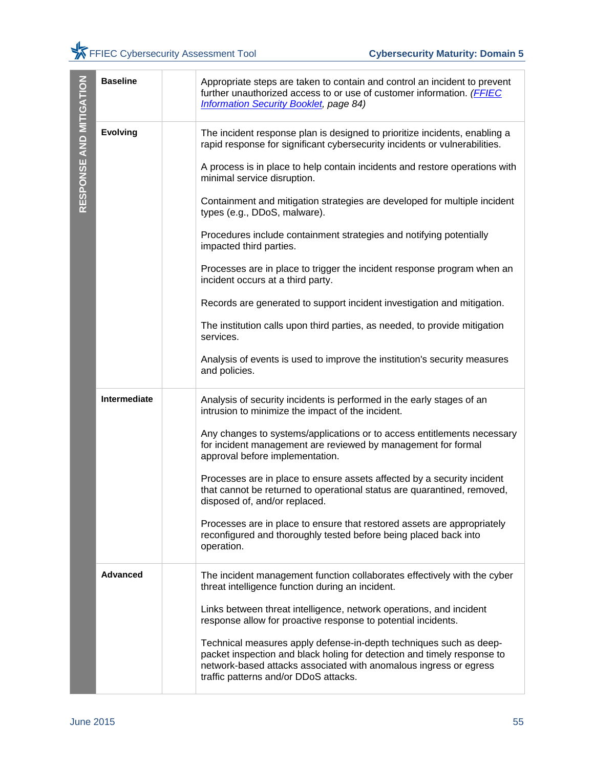| RESPONSE AND MITIGATION | | | |
|---|---|---|---|
| | **Baseline** | | Appropriate steps are taken to contain and control an incident to prevent further unauthorized access to or use of customer information. *(FFIEC Information Security Booklet, page 84)* |
| | **Evolving** | | The incident response plan is designed to prioritize incidents, enabling a rapid response for significant cybersecurity incidents or vulnerabilities.<br><br>A process is in place to help contain incidents and restore operations with minimal service disruption.<br><br>Containment and mitigation strategies are developed for multiple incident types (e.g., DDoS, malware).<br><br>Procedures include containment strategies and notifying potentially impacted third parties.<br><br>Processes are in place to trigger the incident response program when an incident occurs at a third party.<br><br>Records are generated to support incident investigation and mitigation.<br><br>The institution calls upon third parties, as needed, to provide mitigation services.<br><br>Analysis of events is used to improve the institution's security measures and policies. |
| | **Intermediate** | | Analysis of security incidents is performed in the early stages of an intrusion to minimize the impact of the incident.<br><br>Any changes to systems/applications or to access entitlements necessary for incident management are reviewed by management for formal approval before implementation.<br><br>Processes are in place to ensure assets affected by a security incident that cannot be returned to operational status are quarantined, removed, disposed of, and/or replaced.<br><br>Processes are in place to ensure that restored assets are appropriately reconfigured and thoroughly tested before being placed back into operation. |
| | **Advanced** | | The incident management function collaborates effectively with the cyber threat intelligence function during an incident.<br><br>Links between threat intelligence, network operations, and incident response allow for proactive response to potential incidents.<br><br>Technical measures apply defense-in-depth techniques such as deep-packet inspection and black holing for detection and timely response to network-based attacks associated with anomalous ingress or egress traffic patterns and/or DDoS attacks. |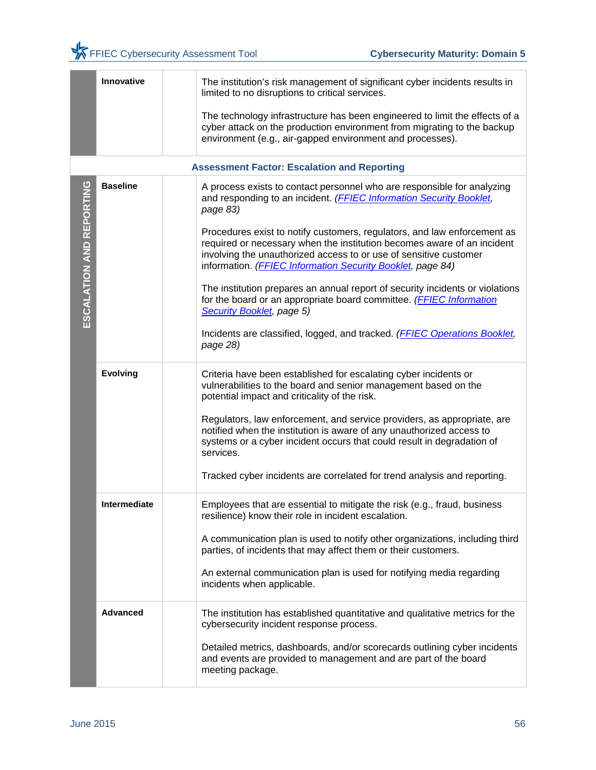| | | | |
|---|---|---|---|
| | **Innovative** | | The institution's risk management of significant cyber incidents results in limited to no disruptions to critical services.<br><br>The technology infrastructure has been engineered to limit the effects of a cyber attack on the production environment from migrating to the backup environment (e.g., air-gapped environment and processes). |
| **Assessment Factor: Escalation and Reporting** | | | |
| **ESCALATION AND REPORTING** | **Baseline** | | A process exists to contact personnel who are responsible for analyzing and responding to an incident. *(FFIEC Information Security Booklet, page 83)*<br><br>Procedures exist to notify customers, regulators, and law enforcement as required or necessary when the institution becomes aware of an incident involving the unauthorized access to or use of sensitive customer information. *(FFIEC Information Security Booklet, page 84)*<br><br>The institution prepares an annual report of security incidents or violations for the board or an appropriate board committee. *(FFIEC Information Security Booklet, page 5)*<br><br>Incidents are classified, logged, and tracked. *(FFIEC Operations Booklet, page 28)* |
| | **Evolving** | | Criteria have been established for escalating cyber incidents or vulnerabilities to the board and senior management based on the potential impact and criticality of the risk.<br><br>Regulators, law enforcement, and service providers, as appropriate, are notified when the institution is aware of any unauthorized access to systems or a cyber incident occurs that could result in degradation of services.<br><br>Tracked cyber incidents are correlated for trend analysis and reporting. |
| | **Intermediate** | | Employees that are essential to mitigate the risk (e.g., fraud, business resilience) know their role in incident escalation.<br><br>A communication plan is used to notify other organizations, including third parties, of incidents that may affect them or their customers.<br><br>An external communication plan is used for notifying media regarding incidents when applicable. |
| | **Advanced** | | The institution has established quantitative and qualitative metrics for the cybersecurity incident response process.<br><br>Detailed metrics, dashboards, and/or scorecards outlining cyber incidents and events are provided to management and are part of the board meeting package. |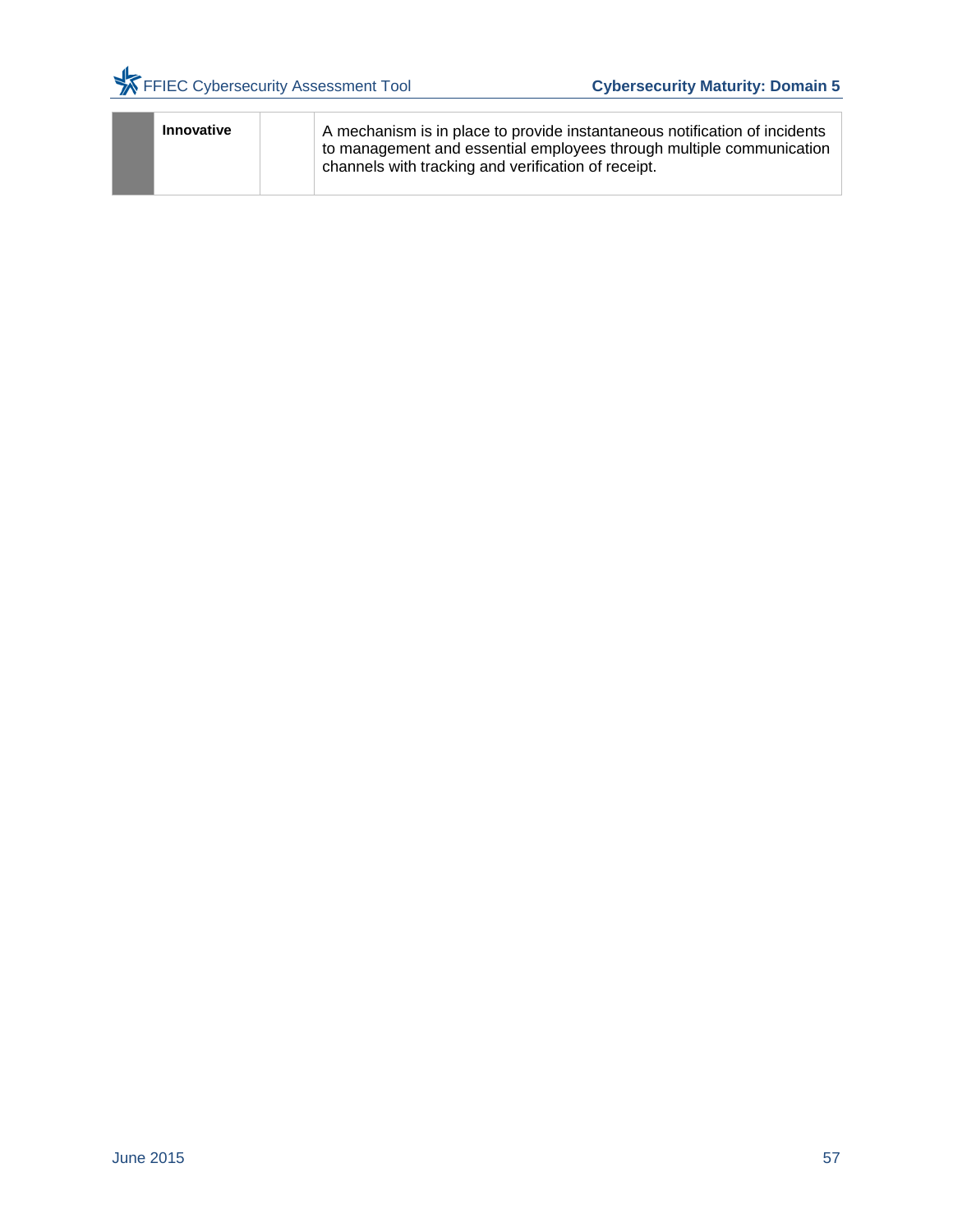| | | | |
|---|---|---|---|
| | **Innovative** | | A mechanism is in place to provide instantaneous notification of incidents to management and essential employees through multiple communication channels with tracking and verification of receipt. |